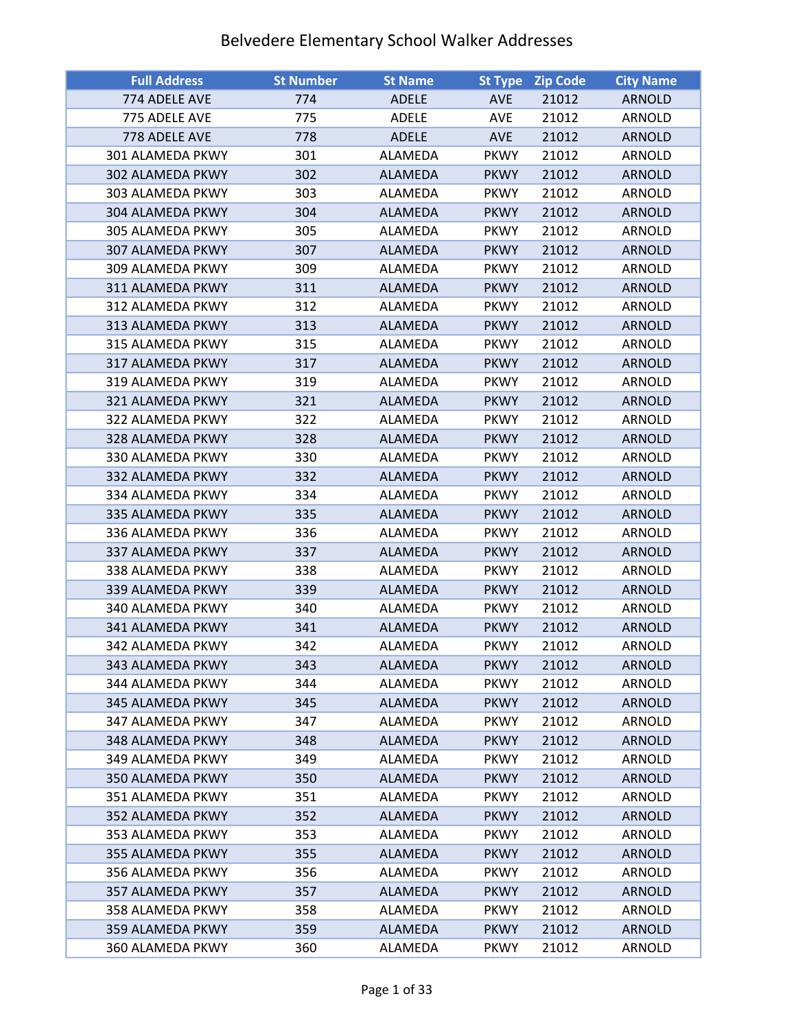# Belvedere Elementary School Walker Addresses

| Full Address | St Number | St Name | St Type | Zip Code | City Name |
|---|---|---|---|---|---|
| 774 ADELE AVE | 774 | ADELE | AVE | 21012 | ARNOLD |
| 775 ADELE AVE | 775 | ADELE | AVE | 21012 | ARNOLD |
| 778 ADELE AVE | 778 | ADELE | AVE | 21012 | ARNOLD |
| 301 ALAMEDA PKWY | 301 | ALAMEDA | PKWY | 21012 | ARNOLD |
| 302 ALAMEDA PKWY | 302 | ALAMEDA | PKWY | 21012 | ARNOLD |
| 303 ALAMEDA PKWY | 303 | ALAMEDA | PKWY | 21012 | ARNOLD |
| 304 ALAMEDA PKWY | 304 | ALAMEDA | PKWY | 21012 | ARNOLD |
| 305 ALAMEDA PKWY | 305 | ALAMEDA | PKWY | 21012 | ARNOLD |
| 307 ALAMEDA PKWY | 307 | ALAMEDA | PKWY | 21012 | ARNOLD |
| 309 ALAMEDA PKWY | 309 | ALAMEDA | PKWY | 21012 | ARNOLD |
| 311 ALAMEDA PKWY | 311 | ALAMEDA | PKWY | 21012 | ARNOLD |
| 312 ALAMEDA PKWY | 312 | ALAMEDA | PKWY | 21012 | ARNOLD |
| 313 ALAMEDA PKWY | 313 | ALAMEDA | PKWY | 21012 | ARNOLD |
| 315 ALAMEDA PKWY | 315 | ALAMEDA | PKWY | 21012 | ARNOLD |
| 317 ALAMEDA PKWY | 317 | ALAMEDA | PKWY | 21012 | ARNOLD |
| 319 ALAMEDA PKWY | 319 | ALAMEDA | PKWY | 21012 | ARNOLD |
| 321 ALAMEDA PKWY | 321 | ALAMEDA | PKWY | 21012 | ARNOLD |
| 322 ALAMEDA PKWY | 322 | ALAMEDA | PKWY | 21012 | ARNOLD |
| 328 ALAMEDA PKWY | 328 | ALAMEDA | PKWY | 21012 | ARNOLD |
| 330 ALAMEDA PKWY | 330 | ALAMEDA | PKWY | 21012 | ARNOLD |
| 332 ALAMEDA PKWY | 332 | ALAMEDA | PKWY | 21012 | ARNOLD |
| 334 ALAMEDA PKWY | 334 | ALAMEDA | PKWY | 21012 | ARNOLD |
| 335 ALAMEDA PKWY | 335 | ALAMEDA | PKWY | 21012 | ARNOLD |
| 336 ALAMEDA PKWY | 336 | ALAMEDA | PKWY | 21012 | ARNOLD |
| 337 ALAMEDA PKWY | 337 | ALAMEDA | PKWY | 21012 | ARNOLD |
| 338 ALAMEDA PKWY | 338 | ALAMEDA | PKWY | 21012 | ARNOLD |
| 339 ALAMEDA PKWY | 339 | ALAMEDA | PKWY | 21012 | ARNOLD |
| 340 ALAMEDA PKWY | 340 | ALAMEDA | PKWY | 21012 | ARNOLD |
| 341 ALAMEDA PKWY | 341 | ALAMEDA | PKWY | 21012 | ARNOLD |
| 342 ALAMEDA PKWY | 342 | ALAMEDA | PKWY | 21012 | ARNOLD |
| 343 ALAMEDA PKWY | 343 | ALAMEDA | PKWY | 21012 | ARNOLD |
| 344 ALAMEDA PKWY | 344 | ALAMEDA | PKWY | 21012 | ARNOLD |
| 345 ALAMEDA PKWY | 345 | ALAMEDA | PKWY | 21012 | ARNOLD |
| 347 ALAMEDA PKWY | 347 | ALAMEDA | PKWY | 21012 | ARNOLD |
| 348 ALAMEDA PKWY | 348 | ALAMEDA | PKWY | 21012 | ARNOLD |
| 349 ALAMEDA PKWY | 349 | ALAMEDA | PKWY | 21012 | ARNOLD |
| 350 ALAMEDA PKWY | 350 | ALAMEDA | PKWY | 21012 | ARNOLD |
| 351 ALAMEDA PKWY | 351 | ALAMEDA | PKWY | 21012 | ARNOLD |
| 352 ALAMEDA PKWY | 352 | ALAMEDA | PKWY | 21012 | ARNOLD |
| 353 ALAMEDA PKWY | 353 | ALAMEDA | PKWY | 21012 | ARNOLD |
| 355 ALAMEDA PKWY | 355 | ALAMEDA | PKWY | 21012 | ARNOLD |
| 356 ALAMEDA PKWY | 356 | ALAMEDA | PKWY | 21012 | ARNOLD |
| 357 ALAMEDA PKWY | 357 | ALAMEDA | PKWY | 21012 | ARNOLD |
| 358 ALAMEDA PKWY | 358 | ALAMEDA | PKWY | 21012 | ARNOLD |
| 359 ALAMEDA PKWY | 359 | ALAMEDA | PKWY | 21012 | ARNOLD |
| 360 ALAMEDA PKWY | 360 | ALAMEDA | PKWY | 21012 | ARNOLD |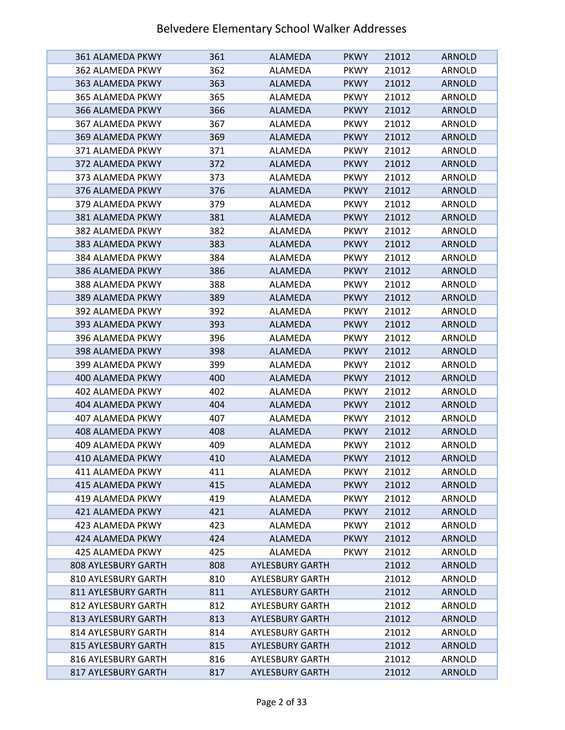# Belvedere Elementary School Walker Addresses

| | | | | | |
|---|---|---|---|---|---|
| 361 ALAMEDA PKWY | 361 | ALAMEDA | PKWY | 21012 | ARNOLD |
| 362 ALAMEDA PKWY | 362 | ALAMEDA | PKWY | 21012 | ARNOLD |
| 363 ALAMEDA PKWY | 363 | ALAMEDA | PKWY | 21012 | ARNOLD |
| 365 ALAMEDA PKWY | 365 | ALAMEDA | PKWY | 21012 | ARNOLD |
| 366 ALAMEDA PKWY | 366 | ALAMEDA | PKWY | 21012 | ARNOLD |
| 367 ALAMEDA PKWY | 367 | ALAMEDA | PKWY | 21012 | ARNOLD |
| 369 ALAMEDA PKWY | 369 | ALAMEDA | PKWY | 21012 | ARNOLD |
| 371 ALAMEDA PKWY | 371 | ALAMEDA | PKWY | 21012 | ARNOLD |
| 372 ALAMEDA PKWY | 372 | ALAMEDA | PKWY | 21012 | ARNOLD |
| 373 ALAMEDA PKWY | 373 | ALAMEDA | PKWY | 21012 | ARNOLD |
| 376 ALAMEDA PKWY | 376 | ALAMEDA | PKWY | 21012 | ARNOLD |
| 379 ALAMEDA PKWY | 379 | ALAMEDA | PKWY | 21012 | ARNOLD |
| 381 ALAMEDA PKWY | 381 | ALAMEDA | PKWY | 21012 | ARNOLD |
| 382 ALAMEDA PKWY | 382 | ALAMEDA | PKWY | 21012 | ARNOLD |
| 383 ALAMEDA PKWY | 383 | ALAMEDA | PKWY | 21012 | ARNOLD |
| 384 ALAMEDA PKWY | 384 | ALAMEDA | PKWY | 21012 | ARNOLD |
| 386 ALAMEDA PKWY | 386 | ALAMEDA | PKWY | 21012 | ARNOLD |
| 388 ALAMEDA PKWY | 388 | ALAMEDA | PKWY | 21012 | ARNOLD |
| 389 ALAMEDA PKWY | 389 | ALAMEDA | PKWY | 21012 | ARNOLD |
| 392 ALAMEDA PKWY | 392 | ALAMEDA | PKWY | 21012 | ARNOLD |
| 393 ALAMEDA PKWY | 393 | ALAMEDA | PKWY | 21012 | ARNOLD |
| 396 ALAMEDA PKWY | 396 | ALAMEDA | PKWY | 21012 | ARNOLD |
| 398 ALAMEDA PKWY | 398 | ALAMEDA | PKWY | 21012 | ARNOLD |
| 399 ALAMEDA PKWY | 399 | ALAMEDA | PKWY | 21012 | ARNOLD |
| 400 ALAMEDA PKWY | 400 | ALAMEDA | PKWY | 21012 | ARNOLD |
| 402 ALAMEDA PKWY | 402 | ALAMEDA | PKWY | 21012 | ARNOLD |
| 404 ALAMEDA PKWY | 404 | ALAMEDA | PKWY | 21012 | ARNOLD |
| 407 ALAMEDA PKWY | 407 | ALAMEDA | PKWY | 21012 | ARNOLD |
| 408 ALAMEDA PKWY | 408 | ALAMEDA | PKWY | 21012 | ARNOLD |
| 409 ALAMEDA PKWY | 409 | ALAMEDA | PKWY | 21012 | ARNOLD |
| 410 ALAMEDA PKWY | 410 | ALAMEDA | PKWY | 21012 | ARNOLD |
| 411 ALAMEDA PKWY | 411 | ALAMEDA | PKWY | 21012 | ARNOLD |
| 415 ALAMEDA PKWY | 415 | ALAMEDA | PKWY | 21012 | ARNOLD |
| 419 ALAMEDA PKWY | 419 | ALAMEDA | PKWY | 21012 | ARNOLD |
| 421 ALAMEDA PKWY | 421 | ALAMEDA | PKWY | 21012 | ARNOLD |
| 423 ALAMEDA PKWY | 423 | ALAMEDA | PKWY | 21012 | ARNOLD |
| 424 ALAMEDA PKWY | 424 | ALAMEDA | PKWY | 21012 | ARNOLD |
| 425 ALAMEDA PKWY | 425 | ALAMEDA | PKWY | 21012 | ARNOLD |
| 808 AYLESBURY GARTH | 808 | AYLESBURY GARTH | | 21012 | ARNOLD |
| 810 AYLESBURY GARTH | 810 | AYLESBURY GARTH | | 21012 | ARNOLD |
| 811 AYLESBURY GARTH | 811 | AYLESBURY GARTH | | 21012 | ARNOLD |
| 812 AYLESBURY GARTH | 812 | AYLESBURY GARTH | | 21012 | ARNOLD |
| 813 AYLESBURY GARTH | 813 | AYLESBURY GARTH | | 21012 | ARNOLD |
| 814 AYLESBURY GARTH | 814 | AYLESBURY GARTH | | 21012 | ARNOLD |
| 815 AYLESBURY GARTH | 815 | AYLESBURY GARTH | | 21012 | ARNOLD |
| 816 AYLESBURY GARTH | 816 | AYLESBURY GARTH | | 21012 | ARNOLD |
| 817 AYLESBURY GARTH | 817 | AYLESBURY GARTH | | 21012 | ARNOLD |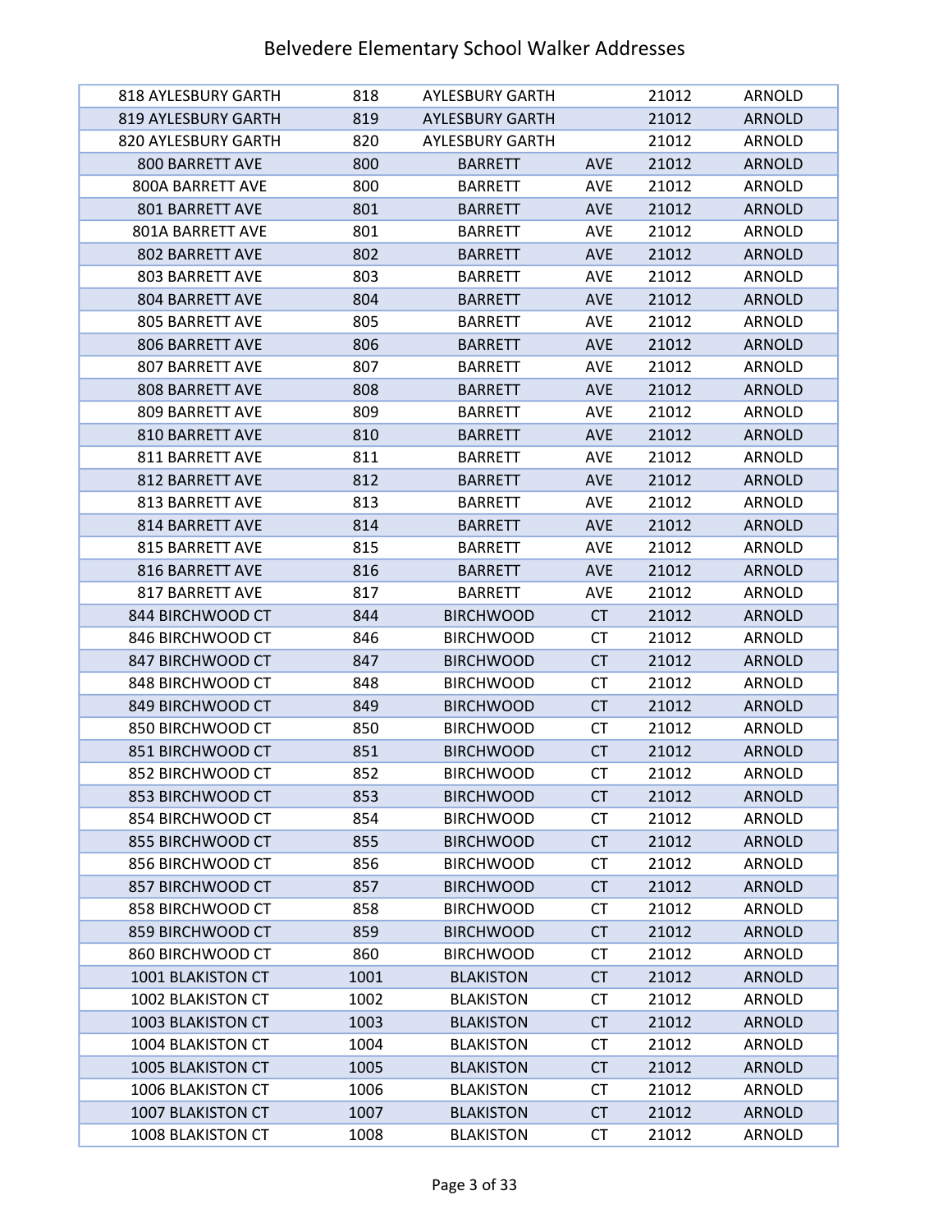# Belvedere Elementary School Walker Addresses

| | | | | | |
|---|---|---|---|---|---|
| 818 AYLESBURY GARTH | 818 | AYLESBURY GARTH | | 21012 | ARNOLD |
| 819 AYLESBURY GARTH | 819 | AYLESBURY GARTH | | 21012 | ARNOLD |
| 820 AYLESBURY GARTH | 820 | AYLESBURY GARTH | | 21012 | ARNOLD |
| 800 BARRETT AVE | 800 | BARRETT | AVE | 21012 | ARNOLD |
| 800A BARRETT AVE | 800 | BARRETT | AVE | 21012 | ARNOLD |
| 801 BARRETT AVE | 801 | BARRETT | AVE | 21012 | ARNOLD |
| 801A BARRETT AVE | 801 | BARRETT | AVE | 21012 | ARNOLD |
| 802 BARRETT AVE | 802 | BARRETT | AVE | 21012 | ARNOLD |
| 803 BARRETT AVE | 803 | BARRETT | AVE | 21012 | ARNOLD |
| 804 BARRETT AVE | 804 | BARRETT | AVE | 21012 | ARNOLD |
| 805 BARRETT AVE | 805 | BARRETT | AVE | 21012 | ARNOLD |
| 806 BARRETT AVE | 806 | BARRETT | AVE | 21012 | ARNOLD |
| 807 BARRETT AVE | 807 | BARRETT | AVE | 21012 | ARNOLD |
| 808 BARRETT AVE | 808 | BARRETT | AVE | 21012 | ARNOLD |
| 809 BARRETT AVE | 809 | BARRETT | AVE | 21012 | ARNOLD |
| 810 BARRETT AVE | 810 | BARRETT | AVE | 21012 | ARNOLD |
| 811 BARRETT AVE | 811 | BARRETT | AVE | 21012 | ARNOLD |
| 812 BARRETT AVE | 812 | BARRETT | AVE | 21012 | ARNOLD |
| 813 BARRETT AVE | 813 | BARRETT | AVE | 21012 | ARNOLD |
| 814 BARRETT AVE | 814 | BARRETT | AVE | 21012 | ARNOLD |
| 815 BARRETT AVE | 815 | BARRETT | AVE | 21012 | ARNOLD |
| 816 BARRETT AVE | 816 | BARRETT | AVE | 21012 | ARNOLD |
| 817 BARRETT AVE | 817 | BARRETT | AVE | 21012 | ARNOLD |
| 844 BIRCHWOOD CT | 844 | BIRCHWOOD | CT | 21012 | ARNOLD |
| 846 BIRCHWOOD CT | 846 | BIRCHWOOD | CT | 21012 | ARNOLD |
| 847 BIRCHWOOD CT | 847 | BIRCHWOOD | CT | 21012 | ARNOLD |
| 848 BIRCHWOOD CT | 848 | BIRCHWOOD | CT | 21012 | ARNOLD |
| 849 BIRCHWOOD CT | 849 | BIRCHWOOD | CT | 21012 | ARNOLD |
| 850 BIRCHWOOD CT | 850 | BIRCHWOOD | CT | 21012 | ARNOLD |
| 851 BIRCHWOOD CT | 851 | BIRCHWOOD | CT | 21012 | ARNOLD |
| 852 BIRCHWOOD CT | 852 | BIRCHWOOD | CT | 21012 | ARNOLD |
| 853 BIRCHWOOD CT | 853 | BIRCHWOOD | CT | 21012 | ARNOLD |
| 854 BIRCHWOOD CT | 854 | BIRCHWOOD | CT | 21012 | ARNOLD |
| 855 BIRCHWOOD CT | 855 | BIRCHWOOD | CT | 21012 | ARNOLD |
| 856 BIRCHWOOD CT | 856 | BIRCHWOOD | CT | 21012 | ARNOLD |
| 857 BIRCHWOOD CT | 857 | BIRCHWOOD | CT | 21012 | ARNOLD |
| 858 BIRCHWOOD CT | 858 | BIRCHWOOD | CT | 21012 | ARNOLD |
| 859 BIRCHWOOD CT | 859 | BIRCHWOOD | CT | 21012 | ARNOLD |
| 860 BIRCHWOOD CT | 860 | BIRCHWOOD | CT | 21012 | ARNOLD |
| 1001 BLAKISTON CT | 1001 | BLAKISTON | CT | 21012 | ARNOLD |
| 1002 BLAKISTON CT | 1002 | BLAKISTON | CT | 21012 | ARNOLD |
| 1003 BLAKISTON CT | 1003 | BLAKISTON | CT | 21012 | ARNOLD |
| 1004 BLAKISTON CT | 1004 | BLAKISTON | CT | 21012 | ARNOLD |
| 1005 BLAKISTON CT | 1005 | BLAKISTON | CT | 21012 | ARNOLD |
| 1006 BLAKISTON CT | 1006 | BLAKISTON | CT | 21012 | ARNOLD |
| 1007 BLAKISTON CT | 1007 | BLAKISTON | CT | 21012 | ARNOLD |
| 1008 BLAKISTON CT | 1008 | BLAKISTON | CT | 21012 | ARNOLD |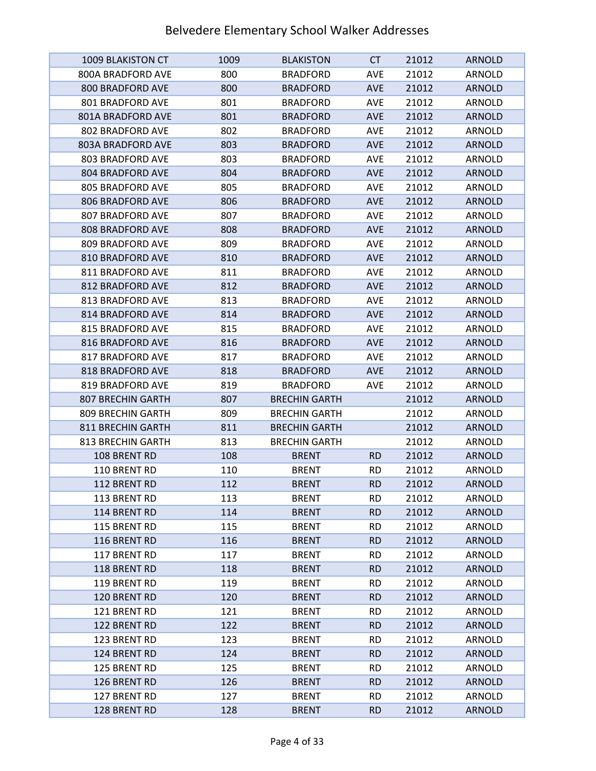# Belvedere Elementary School Walker Addresses

| | | | | | |
|---|---|---|---|---|---|
| 1009 BLAKISTON CT | 1009 | BLAKISTON | CT | 21012 | ARNOLD |
| 800A BRADFORD AVE | 800 | BRADFORD | AVE | 21012 | ARNOLD |
| 800 BRADFORD AVE | 800 | BRADFORD | AVE | 21012 | ARNOLD |
| 801 BRADFORD AVE | 801 | BRADFORD | AVE | 21012 | ARNOLD |
| 801A BRADFORD AVE | 801 | BRADFORD | AVE | 21012 | ARNOLD |
| 802 BRADFORD AVE | 802 | BRADFORD | AVE | 21012 | ARNOLD |
| 803A BRADFORD AVE | 803 | BRADFORD | AVE | 21012 | ARNOLD |
| 803 BRADFORD AVE | 803 | BRADFORD | AVE | 21012 | ARNOLD |
| 804 BRADFORD AVE | 804 | BRADFORD | AVE | 21012 | ARNOLD |
| 805 BRADFORD AVE | 805 | BRADFORD | AVE | 21012 | ARNOLD |
| 806 BRADFORD AVE | 806 | BRADFORD | AVE | 21012 | ARNOLD |
| 807 BRADFORD AVE | 807 | BRADFORD | AVE | 21012 | ARNOLD |
| 808 BRADFORD AVE | 808 | BRADFORD | AVE | 21012 | ARNOLD |
| 809 BRADFORD AVE | 809 | BRADFORD | AVE | 21012 | ARNOLD |
| 810 BRADFORD AVE | 810 | BRADFORD | AVE | 21012 | ARNOLD |
| 811 BRADFORD AVE | 811 | BRADFORD | AVE | 21012 | ARNOLD |
| 812 BRADFORD AVE | 812 | BRADFORD | AVE | 21012 | ARNOLD |
| 813 BRADFORD AVE | 813 | BRADFORD | AVE | 21012 | ARNOLD |
| 814 BRADFORD AVE | 814 | BRADFORD | AVE | 21012 | ARNOLD |
| 815 BRADFORD AVE | 815 | BRADFORD | AVE | 21012 | ARNOLD |
| 816 BRADFORD AVE | 816 | BRADFORD | AVE | 21012 | ARNOLD |
| 817 BRADFORD AVE | 817 | BRADFORD | AVE | 21012 | ARNOLD |
| 818 BRADFORD AVE | 818 | BRADFORD | AVE | 21012 | ARNOLD |
| 819 BRADFORD AVE | 819 | BRADFORD | AVE | 21012 | ARNOLD |
| 807 BRECHIN GARTH | 807 | BRECHIN GARTH | | 21012 | ARNOLD |
| 809 BRECHIN GARTH | 809 | BRECHIN GARTH | | 21012 | ARNOLD |
| 811 BRECHIN GARTH | 811 | BRECHIN GARTH | | 21012 | ARNOLD |
| 813 BRECHIN GARTH | 813 | BRECHIN GARTH | | 21012 | ARNOLD |
| 108 BRENT RD | 108 | BRENT | RD | 21012 | ARNOLD |
| 110 BRENT RD | 110 | BRENT | RD | 21012 | ARNOLD |
| 112 BRENT RD | 112 | BRENT | RD | 21012 | ARNOLD |
| 113 BRENT RD | 113 | BRENT | RD | 21012 | ARNOLD |
| 114 BRENT RD | 114 | BRENT | RD | 21012 | ARNOLD |
| 115 BRENT RD | 115 | BRENT | RD | 21012 | ARNOLD |
| 116 BRENT RD | 116 | BRENT | RD | 21012 | ARNOLD |
| 117 BRENT RD | 117 | BRENT | RD | 21012 | ARNOLD |
| 118 BRENT RD | 118 | BRENT | RD | 21012 | ARNOLD |
| 119 BRENT RD | 119 | BRENT | RD | 21012 | ARNOLD |
| 120 BRENT RD | 120 | BRENT | RD | 21012 | ARNOLD |
| 121 BRENT RD | 121 | BRENT | RD | 21012 | ARNOLD |
| 122 BRENT RD | 122 | BRENT | RD | 21012 | ARNOLD |
| 123 BRENT RD | 123 | BRENT | RD | 21012 | ARNOLD |
| 124 BRENT RD | 124 | BRENT | RD | 21012 | ARNOLD |
| 125 BRENT RD | 125 | BRENT | RD | 21012 | ARNOLD |
| 126 BRENT RD | 126 | BRENT | RD | 21012 | ARNOLD |
| 127 BRENT RD | 127 | BRENT | RD | 21012 | ARNOLD |
| 128 BRENT RD | 128 | BRENT | RD | 21012 | ARNOLD |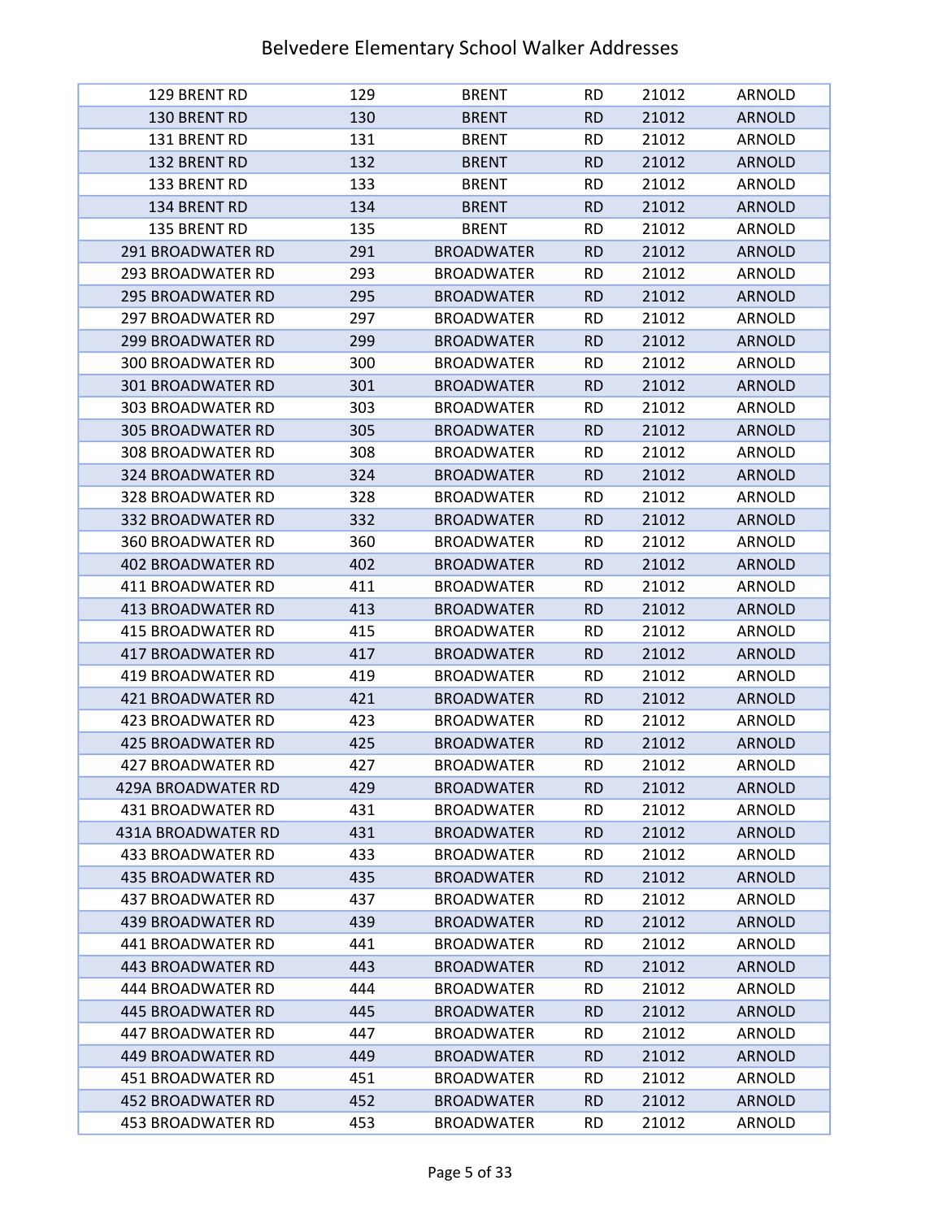# Belvedere Elementary School Walker Addresses

| | | | | | |
|---|---|---|---|---|---|
| 129 BRENT RD | 129 | BRENT | RD | 21012 | ARNOLD |
| 130 BRENT RD | 130 | BRENT | RD | 21012 | ARNOLD |
| 131 BRENT RD | 131 | BRENT | RD | 21012 | ARNOLD |
| 132 BRENT RD | 132 | BRENT | RD | 21012 | ARNOLD |
| 133 BRENT RD | 133 | BRENT | RD | 21012 | ARNOLD |
| 134 BRENT RD | 134 | BRENT | RD | 21012 | ARNOLD |
| 135 BRENT RD | 135 | BRENT | RD | 21012 | ARNOLD |
| 291 BROADWATER RD | 291 | BROADWATER | RD | 21012 | ARNOLD |
| 293 BROADWATER RD | 293 | BROADWATER | RD | 21012 | ARNOLD |
| 295 BROADWATER RD | 295 | BROADWATER | RD | 21012 | ARNOLD |
| 297 BROADWATER RD | 297 | BROADWATER | RD | 21012 | ARNOLD |
| 299 BROADWATER RD | 299 | BROADWATER | RD | 21012 | ARNOLD |
| 300 BROADWATER RD | 300 | BROADWATER | RD | 21012 | ARNOLD |
| 301 BROADWATER RD | 301 | BROADWATER | RD | 21012 | ARNOLD |
| 303 BROADWATER RD | 303 | BROADWATER | RD | 21012 | ARNOLD |
| 305 BROADWATER RD | 305 | BROADWATER | RD | 21012 | ARNOLD |
| 308 BROADWATER RD | 308 | BROADWATER | RD | 21012 | ARNOLD |
| 324 BROADWATER RD | 324 | BROADWATER | RD | 21012 | ARNOLD |
| 328 BROADWATER RD | 328 | BROADWATER | RD | 21012 | ARNOLD |
| 332 BROADWATER RD | 332 | BROADWATER | RD | 21012 | ARNOLD |
| 360 BROADWATER RD | 360 | BROADWATER | RD | 21012 | ARNOLD |
| 402 BROADWATER RD | 402 | BROADWATER | RD | 21012 | ARNOLD |
| 411 BROADWATER RD | 411 | BROADWATER | RD | 21012 | ARNOLD |
| 413 BROADWATER RD | 413 | BROADWATER | RD | 21012 | ARNOLD |
| 415 BROADWATER RD | 415 | BROADWATER | RD | 21012 | ARNOLD |
| 417 BROADWATER RD | 417 | BROADWATER | RD | 21012 | ARNOLD |
| 419 BROADWATER RD | 419 | BROADWATER | RD | 21012 | ARNOLD |
| 421 BROADWATER RD | 421 | BROADWATER | RD | 21012 | ARNOLD |
| 423 BROADWATER RD | 423 | BROADWATER | RD | 21012 | ARNOLD |
| 425 BROADWATER RD | 425 | BROADWATER | RD | 21012 | ARNOLD |
| 427 BROADWATER RD | 427 | BROADWATER | RD | 21012 | ARNOLD |
| 429A BROADWATER RD | 429 | BROADWATER | RD | 21012 | ARNOLD |
| 431 BROADWATER RD | 431 | BROADWATER | RD | 21012 | ARNOLD |
| 431A BROADWATER RD | 431 | BROADWATER | RD | 21012 | ARNOLD |
| 433 BROADWATER RD | 433 | BROADWATER | RD | 21012 | ARNOLD |
| 435 BROADWATER RD | 435 | BROADWATER | RD | 21012 | ARNOLD |
| 437 BROADWATER RD | 437 | BROADWATER | RD | 21012 | ARNOLD |
| 439 BROADWATER RD | 439 | BROADWATER | RD | 21012 | ARNOLD |
| 441 BROADWATER RD | 441 | BROADWATER | RD | 21012 | ARNOLD |
| 443 BROADWATER RD | 443 | BROADWATER | RD | 21012 | ARNOLD |
| 444 BROADWATER RD | 444 | BROADWATER | RD | 21012 | ARNOLD |
| 445 BROADWATER RD | 445 | BROADWATER | RD | 21012 | ARNOLD |
| 447 BROADWATER RD | 447 | BROADWATER | RD | 21012 | ARNOLD |
| 449 BROADWATER RD | 449 | BROADWATER | RD | 21012 | ARNOLD |
| 451 BROADWATER RD | 451 | BROADWATER | RD | 21012 | ARNOLD |
| 452 BROADWATER RD | 452 | BROADWATER | RD | 21012 | ARNOLD |
| 453 BROADWATER RD | 453 | BROADWATER | RD | 21012 | ARNOLD |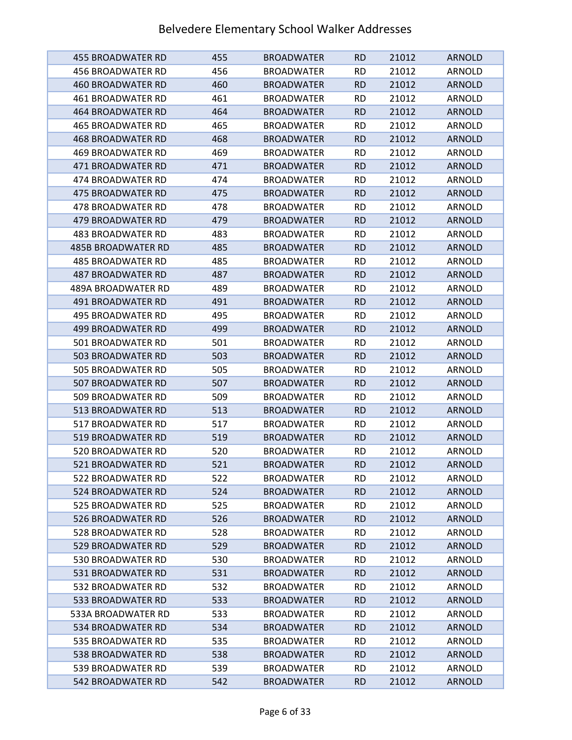# Belvedere Elementary School Walker Addresses

| | | | | | |
|---|---|---|---|---|---|
| 455 BROADWATER RD | 455 | BROADWATER | RD | 21012 | ARNOLD |
| 456 BROADWATER RD | 456 | BROADWATER | RD | 21012 | ARNOLD |
| 460 BROADWATER RD | 460 | BROADWATER | RD | 21012 | ARNOLD |
| 461 BROADWATER RD | 461 | BROADWATER | RD | 21012 | ARNOLD |
| 464 BROADWATER RD | 464 | BROADWATER | RD | 21012 | ARNOLD |
| 465 BROADWATER RD | 465 | BROADWATER | RD | 21012 | ARNOLD |
| 468 BROADWATER RD | 468 | BROADWATER | RD | 21012 | ARNOLD |
| 469 BROADWATER RD | 469 | BROADWATER | RD | 21012 | ARNOLD |
| 471 BROADWATER RD | 471 | BROADWATER | RD | 21012 | ARNOLD |
| 474 BROADWATER RD | 474 | BROADWATER | RD | 21012 | ARNOLD |
| 475 BROADWATER RD | 475 | BROADWATER | RD | 21012 | ARNOLD |
| 478 BROADWATER RD | 478 | BROADWATER | RD | 21012 | ARNOLD |
| 479 BROADWATER RD | 479 | BROADWATER | RD | 21012 | ARNOLD |
| 483 BROADWATER RD | 483 | BROADWATER | RD | 21012 | ARNOLD |
| 485B BROADWATER RD | 485 | BROADWATER | RD | 21012 | ARNOLD |
| 485 BROADWATER RD | 485 | BROADWATER | RD | 21012 | ARNOLD |
| 487 BROADWATER RD | 487 | BROADWATER | RD | 21012 | ARNOLD |
| 489A BROADWATER RD | 489 | BROADWATER | RD | 21012 | ARNOLD |
| 491 BROADWATER RD | 491 | BROADWATER | RD | 21012 | ARNOLD |
| 495 BROADWATER RD | 495 | BROADWATER | RD | 21012 | ARNOLD |
| 499 BROADWATER RD | 499 | BROADWATER | RD | 21012 | ARNOLD |
| 501 BROADWATER RD | 501 | BROADWATER | RD | 21012 | ARNOLD |
| 503 BROADWATER RD | 503 | BROADWATER | RD | 21012 | ARNOLD |
| 505 BROADWATER RD | 505 | BROADWATER | RD | 21012 | ARNOLD |
| 507 BROADWATER RD | 507 | BROADWATER | RD | 21012 | ARNOLD |
| 509 BROADWATER RD | 509 | BROADWATER | RD | 21012 | ARNOLD |
| 513 BROADWATER RD | 513 | BROADWATER | RD | 21012 | ARNOLD |
| 517 BROADWATER RD | 517 | BROADWATER | RD | 21012 | ARNOLD |
| 519 BROADWATER RD | 519 | BROADWATER | RD | 21012 | ARNOLD |
| 520 BROADWATER RD | 520 | BROADWATER | RD | 21012 | ARNOLD |
| 521 BROADWATER RD | 521 | BROADWATER | RD | 21012 | ARNOLD |
| 522 BROADWATER RD | 522 | BROADWATER | RD | 21012 | ARNOLD |
| 524 BROADWATER RD | 524 | BROADWATER | RD | 21012 | ARNOLD |
| 525 BROADWATER RD | 525 | BROADWATER | RD | 21012 | ARNOLD |
| 526 BROADWATER RD | 526 | BROADWATER | RD | 21012 | ARNOLD |
| 528 BROADWATER RD | 528 | BROADWATER | RD | 21012 | ARNOLD |
| 529 BROADWATER RD | 529 | BROADWATER | RD | 21012 | ARNOLD |
| 530 BROADWATER RD | 530 | BROADWATER | RD | 21012 | ARNOLD |
| 531 BROADWATER RD | 531 | BROADWATER | RD | 21012 | ARNOLD |
| 532 BROADWATER RD | 532 | BROADWATER | RD | 21012 | ARNOLD |
| 533 BROADWATER RD | 533 | BROADWATER | RD | 21012 | ARNOLD |
| 533A BROADWATER RD | 533 | BROADWATER | RD | 21012 | ARNOLD |
| 534 BROADWATER RD | 534 | BROADWATER | RD | 21012 | ARNOLD |
| 535 BROADWATER RD | 535 | BROADWATER | RD | 21012 | ARNOLD |
| 538 BROADWATER RD | 538 | BROADWATER | RD | 21012 | ARNOLD |
| 539 BROADWATER RD | 539 | BROADWATER | RD | 21012 | ARNOLD |
| 542 BROADWATER RD | 542 | BROADWATER | RD | 21012 | ARNOLD |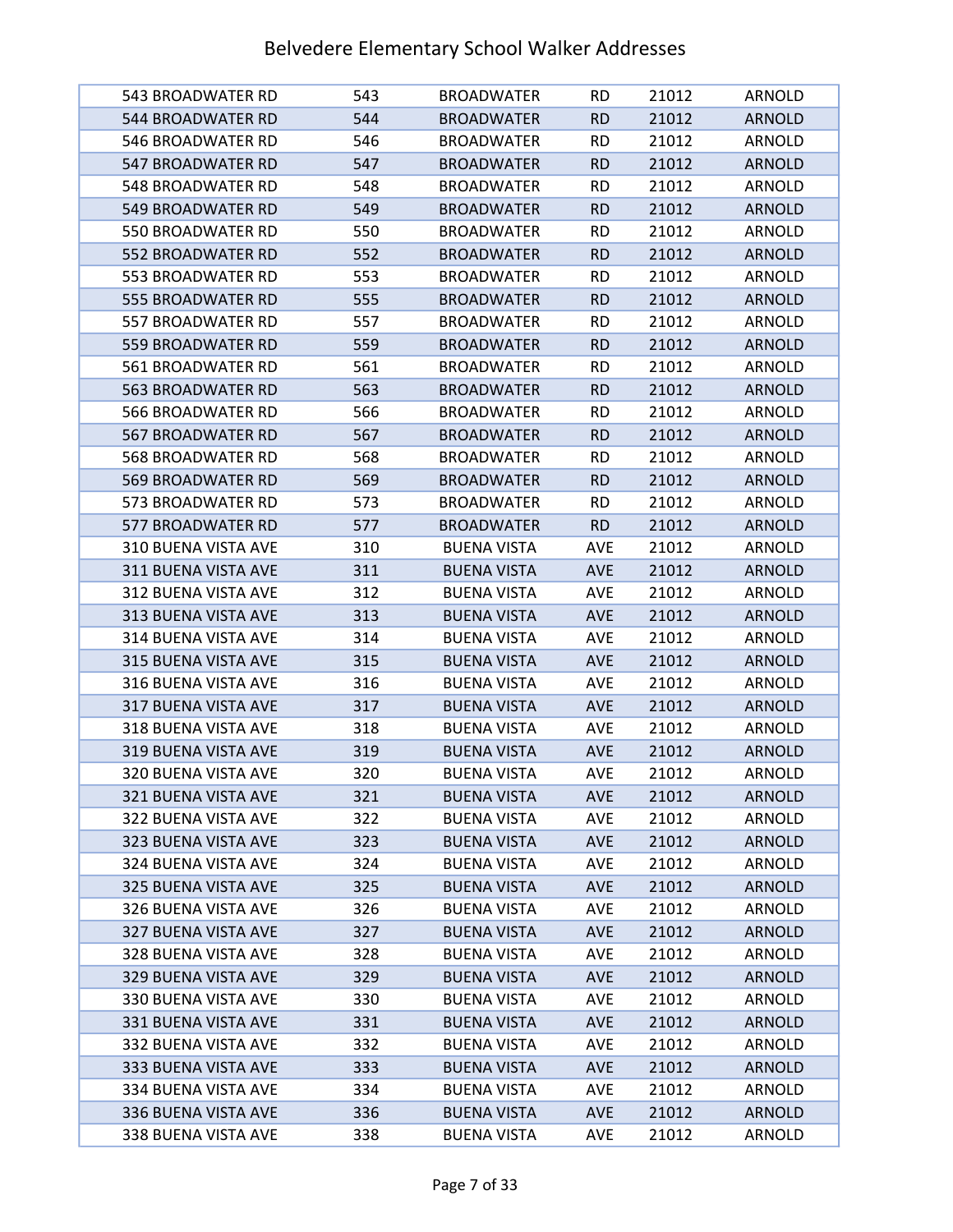# Belvedere Elementary School Walker Addresses

| | | | | | |
|---|---|---|---|---|---|
| 543 BROADWATER RD | 543 | BROADWATER | RD | 21012 | ARNOLD |
| 544 BROADWATER RD | 544 | BROADWATER | RD | 21012 | ARNOLD |
| 546 BROADWATER RD | 546 | BROADWATER | RD | 21012 | ARNOLD |
| 547 BROADWATER RD | 547 | BROADWATER | RD | 21012 | ARNOLD |
| 548 BROADWATER RD | 548 | BROADWATER | RD | 21012 | ARNOLD |
| 549 BROADWATER RD | 549 | BROADWATER | RD | 21012 | ARNOLD |
| 550 BROADWATER RD | 550 | BROADWATER | RD | 21012 | ARNOLD |
| 552 BROADWATER RD | 552 | BROADWATER | RD | 21012 | ARNOLD |
| 553 BROADWATER RD | 553 | BROADWATER | RD | 21012 | ARNOLD |
| 555 BROADWATER RD | 555 | BROADWATER | RD | 21012 | ARNOLD |
| 557 BROADWATER RD | 557 | BROADWATER | RD | 21012 | ARNOLD |
| 559 BROADWATER RD | 559 | BROADWATER | RD | 21012 | ARNOLD |
| 561 BROADWATER RD | 561 | BROADWATER | RD | 21012 | ARNOLD |
| 563 BROADWATER RD | 563 | BROADWATER | RD | 21012 | ARNOLD |
| 566 BROADWATER RD | 566 | BROADWATER | RD | 21012 | ARNOLD |
| 567 BROADWATER RD | 567 | BROADWATER | RD | 21012 | ARNOLD |
| 568 BROADWATER RD | 568 | BROADWATER | RD | 21012 | ARNOLD |
| 569 BROADWATER RD | 569 | BROADWATER | RD | 21012 | ARNOLD |
| 573 BROADWATER RD | 573 | BROADWATER | RD | 21012 | ARNOLD |
| 577 BROADWATER RD | 577 | BROADWATER | RD | 21012 | ARNOLD |
| 310 BUENA VISTA AVE | 310 | BUENA VISTA | AVE | 21012 | ARNOLD |
| 311 BUENA VISTA AVE | 311 | BUENA VISTA | AVE | 21012 | ARNOLD |
| 312 BUENA VISTA AVE | 312 | BUENA VISTA | AVE | 21012 | ARNOLD |
| 313 BUENA VISTA AVE | 313 | BUENA VISTA | AVE | 21012 | ARNOLD |
| 314 BUENA VISTA AVE | 314 | BUENA VISTA | AVE | 21012 | ARNOLD |
| 315 BUENA VISTA AVE | 315 | BUENA VISTA | AVE | 21012 | ARNOLD |
| 316 BUENA VISTA AVE | 316 | BUENA VISTA | AVE | 21012 | ARNOLD |
| 317 BUENA VISTA AVE | 317 | BUENA VISTA | AVE | 21012 | ARNOLD |
| 318 BUENA VISTA AVE | 318 | BUENA VISTA | AVE | 21012 | ARNOLD |
| 319 BUENA VISTA AVE | 319 | BUENA VISTA | AVE | 21012 | ARNOLD |
| 320 BUENA VISTA AVE | 320 | BUENA VISTA | AVE | 21012 | ARNOLD |
| 321 BUENA VISTA AVE | 321 | BUENA VISTA | AVE | 21012 | ARNOLD |
| 322 BUENA VISTA AVE | 322 | BUENA VISTA | AVE | 21012 | ARNOLD |
| 323 BUENA VISTA AVE | 323 | BUENA VISTA | AVE | 21012 | ARNOLD |
| 324 BUENA VISTA AVE | 324 | BUENA VISTA | AVE | 21012 | ARNOLD |
| 325 BUENA VISTA AVE | 325 | BUENA VISTA | AVE | 21012 | ARNOLD |
| 326 BUENA VISTA AVE | 326 | BUENA VISTA | AVE | 21012 | ARNOLD |
| 327 BUENA VISTA AVE | 327 | BUENA VISTA | AVE | 21012 | ARNOLD |
| 328 BUENA VISTA AVE | 328 | BUENA VISTA | AVE | 21012 | ARNOLD |
| 329 BUENA VISTA AVE | 329 | BUENA VISTA | AVE | 21012 | ARNOLD |
| 330 BUENA VISTA AVE | 330 | BUENA VISTA | AVE | 21012 | ARNOLD |
| 331 BUENA VISTA AVE | 331 | BUENA VISTA | AVE | 21012 | ARNOLD |
| 332 BUENA VISTA AVE | 332 | BUENA VISTA | AVE | 21012 | ARNOLD |
| 333 BUENA VISTA AVE | 333 | BUENA VISTA | AVE | 21012 | ARNOLD |
| 334 BUENA VISTA AVE | 334 | BUENA VISTA | AVE | 21012 | ARNOLD |
| 336 BUENA VISTA AVE | 336 | BUENA VISTA | AVE | 21012 | ARNOLD |
| 338 BUENA VISTA AVE | 338 | BUENA VISTA | AVE | 21012 | ARNOLD |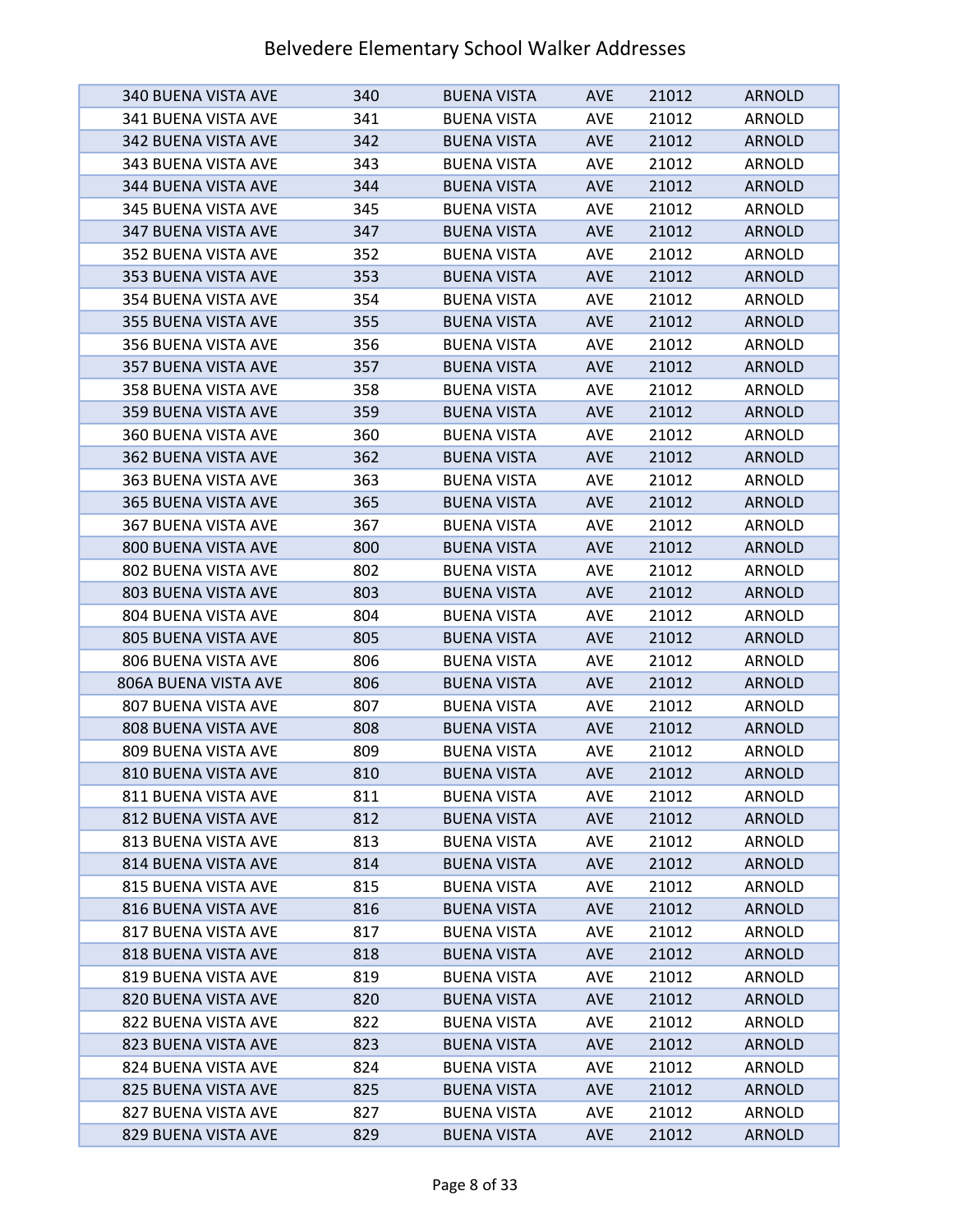# Belvedere Elementary School Walker Addresses

| | | | | | |
|---|---|---|---|---|---|
| 340 BUENA VISTA AVE | 340 | BUENA VISTA | AVE | 21012 | ARNOLD |
| 341 BUENA VISTA AVE | 341 | BUENA VISTA | AVE | 21012 | ARNOLD |
| 342 BUENA VISTA AVE | 342 | BUENA VISTA | AVE | 21012 | ARNOLD |
| 343 BUENA VISTA AVE | 343 | BUENA VISTA | AVE | 21012 | ARNOLD |
| 344 BUENA VISTA AVE | 344 | BUENA VISTA | AVE | 21012 | ARNOLD |
| 345 BUENA VISTA AVE | 345 | BUENA VISTA | AVE | 21012 | ARNOLD |
| 347 BUENA VISTA AVE | 347 | BUENA VISTA | AVE | 21012 | ARNOLD |
| 352 BUENA VISTA AVE | 352 | BUENA VISTA | AVE | 21012 | ARNOLD |
| 353 BUENA VISTA AVE | 353 | BUENA VISTA | AVE | 21012 | ARNOLD |
| 354 BUENA VISTA AVE | 354 | BUENA VISTA | AVE | 21012 | ARNOLD |
| 355 BUENA VISTA AVE | 355 | BUENA VISTA | AVE | 21012 | ARNOLD |
| 356 BUENA VISTA AVE | 356 | BUENA VISTA | AVE | 21012 | ARNOLD |
| 357 BUENA VISTA AVE | 357 | BUENA VISTA | AVE | 21012 | ARNOLD |
| 358 BUENA VISTA AVE | 358 | BUENA VISTA | AVE | 21012 | ARNOLD |
| 359 BUENA VISTA AVE | 359 | BUENA VISTA | AVE | 21012 | ARNOLD |
| 360 BUENA VISTA AVE | 360 | BUENA VISTA | AVE | 21012 | ARNOLD |
| 362 BUENA VISTA AVE | 362 | BUENA VISTA | AVE | 21012 | ARNOLD |
| 363 BUENA VISTA AVE | 363 | BUENA VISTA | AVE | 21012 | ARNOLD |
| 365 BUENA VISTA AVE | 365 | BUENA VISTA | AVE | 21012 | ARNOLD |
| 367 BUENA VISTA AVE | 367 | BUENA VISTA | AVE | 21012 | ARNOLD |
| 800 BUENA VISTA AVE | 800 | BUENA VISTA | AVE | 21012 | ARNOLD |
| 802 BUENA VISTA AVE | 802 | BUENA VISTA | AVE | 21012 | ARNOLD |
| 803 BUENA VISTA AVE | 803 | BUENA VISTA | AVE | 21012 | ARNOLD |
| 804 BUENA VISTA AVE | 804 | BUENA VISTA | AVE | 21012 | ARNOLD |
| 805 BUENA VISTA AVE | 805 | BUENA VISTA | AVE | 21012 | ARNOLD |
| 806 BUENA VISTA AVE | 806 | BUENA VISTA | AVE | 21012 | ARNOLD |
| 806A BUENA VISTA AVE | 806 | BUENA VISTA | AVE | 21012 | ARNOLD |
| 807 BUENA VISTA AVE | 807 | BUENA VISTA | AVE | 21012 | ARNOLD |
| 808 BUENA VISTA AVE | 808 | BUENA VISTA | AVE | 21012 | ARNOLD |
| 809 BUENA VISTA AVE | 809 | BUENA VISTA | AVE | 21012 | ARNOLD |
| 810 BUENA VISTA AVE | 810 | BUENA VISTA | AVE | 21012 | ARNOLD |
| 811 BUENA VISTA AVE | 811 | BUENA VISTA | AVE | 21012 | ARNOLD |
| 812 BUENA VISTA AVE | 812 | BUENA VISTA | AVE | 21012 | ARNOLD |
| 813 BUENA VISTA AVE | 813 | BUENA VISTA | AVE | 21012 | ARNOLD |
| 814 BUENA VISTA AVE | 814 | BUENA VISTA | AVE | 21012 | ARNOLD |
| 815 BUENA VISTA AVE | 815 | BUENA VISTA | AVE | 21012 | ARNOLD |
| 816 BUENA VISTA AVE | 816 | BUENA VISTA | AVE | 21012 | ARNOLD |
| 817 BUENA VISTA AVE | 817 | BUENA VISTA | AVE | 21012 | ARNOLD |
| 818 BUENA VISTA AVE | 818 | BUENA VISTA | AVE | 21012 | ARNOLD |
| 819 BUENA VISTA AVE | 819 | BUENA VISTA | AVE | 21012 | ARNOLD |
| 820 BUENA VISTA AVE | 820 | BUENA VISTA | AVE | 21012 | ARNOLD |
| 822 BUENA VISTA AVE | 822 | BUENA VISTA | AVE | 21012 | ARNOLD |
| 823 BUENA VISTA AVE | 823 | BUENA VISTA | AVE | 21012 | ARNOLD |
| 824 BUENA VISTA AVE | 824 | BUENA VISTA | AVE | 21012 | ARNOLD |
| 825 BUENA VISTA AVE | 825 | BUENA VISTA | AVE | 21012 | ARNOLD |
| 827 BUENA VISTA AVE | 827 | BUENA VISTA | AVE | 21012 | ARNOLD |
| 829 BUENA VISTA AVE | 829 | BUENA VISTA | AVE | 21012 | ARNOLD |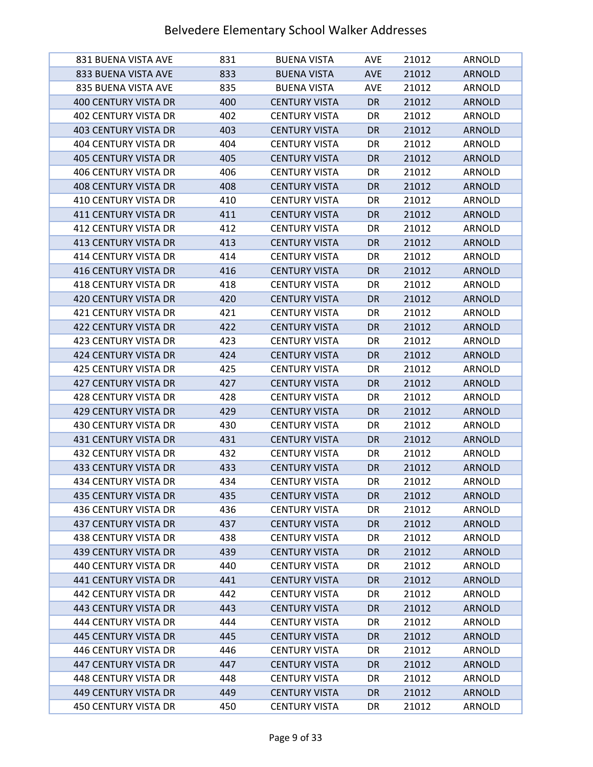# Belvedere Elementary School Walker Addresses

| | | | | | |
|---|---|---|---|---|---|
| 831 BUENA VISTA AVE | 831 | BUENA VISTA | AVE | 21012 | ARNOLD |
| 833 BUENA VISTA AVE | 833 | BUENA VISTA | AVE | 21012 | ARNOLD |
| 835 BUENA VISTA AVE | 835 | BUENA VISTA | AVE | 21012 | ARNOLD |
| 400 CENTURY VISTA DR | 400 | CENTURY VISTA | DR | 21012 | ARNOLD |
| 402 CENTURY VISTA DR | 402 | CENTURY VISTA | DR | 21012 | ARNOLD |
| 403 CENTURY VISTA DR | 403 | CENTURY VISTA | DR | 21012 | ARNOLD |
| 404 CENTURY VISTA DR | 404 | CENTURY VISTA | DR | 21012 | ARNOLD |
| 405 CENTURY VISTA DR | 405 | CENTURY VISTA | DR | 21012 | ARNOLD |
| 406 CENTURY VISTA DR | 406 | CENTURY VISTA | DR | 21012 | ARNOLD |
| 408 CENTURY VISTA DR | 408 | CENTURY VISTA | DR | 21012 | ARNOLD |
| 410 CENTURY VISTA DR | 410 | CENTURY VISTA | DR | 21012 | ARNOLD |
| 411 CENTURY VISTA DR | 411 | CENTURY VISTA | DR | 21012 | ARNOLD |
| 412 CENTURY VISTA DR | 412 | CENTURY VISTA | DR | 21012 | ARNOLD |
| 413 CENTURY VISTA DR | 413 | CENTURY VISTA | DR | 21012 | ARNOLD |
| 414 CENTURY VISTA DR | 414 | CENTURY VISTA | DR | 21012 | ARNOLD |
| 416 CENTURY VISTA DR | 416 | CENTURY VISTA | DR | 21012 | ARNOLD |
| 418 CENTURY VISTA DR | 418 | CENTURY VISTA | DR | 21012 | ARNOLD |
| 420 CENTURY VISTA DR | 420 | CENTURY VISTA | DR | 21012 | ARNOLD |
| 421 CENTURY VISTA DR | 421 | CENTURY VISTA | DR | 21012 | ARNOLD |
| 422 CENTURY VISTA DR | 422 | CENTURY VISTA | DR | 21012 | ARNOLD |
| 423 CENTURY VISTA DR | 423 | CENTURY VISTA | DR | 21012 | ARNOLD |
| 424 CENTURY VISTA DR | 424 | CENTURY VISTA | DR | 21012 | ARNOLD |
| 425 CENTURY VISTA DR | 425 | CENTURY VISTA | DR | 21012 | ARNOLD |
| 427 CENTURY VISTA DR | 427 | CENTURY VISTA | DR | 21012 | ARNOLD |
| 428 CENTURY VISTA DR | 428 | CENTURY VISTA | DR | 21012 | ARNOLD |
| 429 CENTURY VISTA DR | 429 | CENTURY VISTA | DR | 21012 | ARNOLD |
| 430 CENTURY VISTA DR | 430 | CENTURY VISTA | DR | 21012 | ARNOLD |
| 431 CENTURY VISTA DR | 431 | CENTURY VISTA | DR | 21012 | ARNOLD |
| 432 CENTURY VISTA DR | 432 | CENTURY VISTA | DR | 21012 | ARNOLD |
| 433 CENTURY VISTA DR | 433 | CENTURY VISTA | DR | 21012 | ARNOLD |
| 434 CENTURY VISTA DR | 434 | CENTURY VISTA | DR | 21012 | ARNOLD |
| 435 CENTURY VISTA DR | 435 | CENTURY VISTA | DR | 21012 | ARNOLD |
| 436 CENTURY VISTA DR | 436 | CENTURY VISTA | DR | 21012 | ARNOLD |
| 437 CENTURY VISTA DR | 437 | CENTURY VISTA | DR | 21012 | ARNOLD |
| 438 CENTURY VISTA DR | 438 | CENTURY VISTA | DR | 21012 | ARNOLD |
| 439 CENTURY VISTA DR | 439 | CENTURY VISTA | DR | 21012 | ARNOLD |
| 440 CENTURY VISTA DR | 440 | CENTURY VISTA | DR | 21012 | ARNOLD |
| 441 CENTURY VISTA DR | 441 | CENTURY VISTA | DR | 21012 | ARNOLD |
| 442 CENTURY VISTA DR | 442 | CENTURY VISTA | DR | 21012 | ARNOLD |
| 443 CENTURY VISTA DR | 443 | CENTURY VISTA | DR | 21012 | ARNOLD |
| 444 CENTURY VISTA DR | 444 | CENTURY VISTA | DR | 21012 | ARNOLD |
| 445 CENTURY VISTA DR | 445 | CENTURY VISTA | DR | 21012 | ARNOLD |
| 446 CENTURY VISTA DR | 446 | CENTURY VISTA | DR | 21012 | ARNOLD |
| 447 CENTURY VISTA DR | 447 | CENTURY VISTA | DR | 21012 | ARNOLD |
| 448 CENTURY VISTA DR | 448 | CENTURY VISTA | DR | 21012 | ARNOLD |
| 449 CENTURY VISTA DR | 449 | CENTURY VISTA | DR | 21012 | ARNOLD |
| 450 CENTURY VISTA DR | 450 | CENTURY VISTA | DR | 21012 | ARNOLD |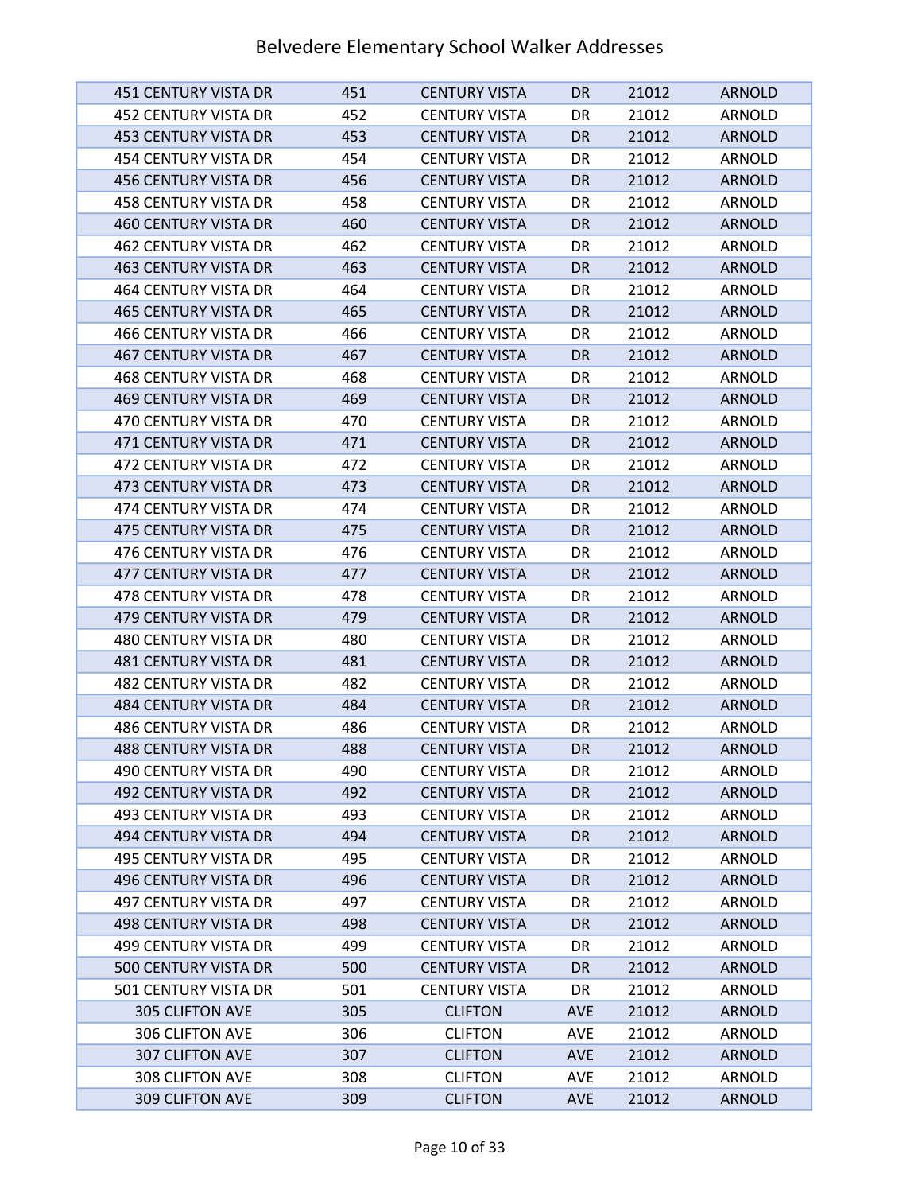# Belvedere Elementary School Walker Addresses

| | | | | | |
|---|---|---|---|---|---|
| 451 CENTURY VISTA DR | 451 | CENTURY VISTA | DR | 21012 | ARNOLD |
| 452 CENTURY VISTA DR | 452 | CENTURY VISTA | DR | 21012 | ARNOLD |
| 453 CENTURY VISTA DR | 453 | CENTURY VISTA | DR | 21012 | ARNOLD |
| 454 CENTURY VISTA DR | 454 | CENTURY VISTA | DR | 21012 | ARNOLD |
| 456 CENTURY VISTA DR | 456 | CENTURY VISTA | DR | 21012 | ARNOLD |
| 458 CENTURY VISTA DR | 458 | CENTURY VISTA | DR | 21012 | ARNOLD |
| 460 CENTURY VISTA DR | 460 | CENTURY VISTA | DR | 21012 | ARNOLD |
| 462 CENTURY VISTA DR | 462 | CENTURY VISTA | DR | 21012 | ARNOLD |
| 463 CENTURY VISTA DR | 463 | CENTURY VISTA | DR | 21012 | ARNOLD |
| 464 CENTURY VISTA DR | 464 | CENTURY VISTA | DR | 21012 | ARNOLD |
| 465 CENTURY VISTA DR | 465 | CENTURY VISTA | DR | 21012 | ARNOLD |
| 466 CENTURY VISTA DR | 466 | CENTURY VISTA | DR | 21012 | ARNOLD |
| 467 CENTURY VISTA DR | 467 | CENTURY VISTA | DR | 21012 | ARNOLD |
| 468 CENTURY VISTA DR | 468 | CENTURY VISTA | DR | 21012 | ARNOLD |
| 469 CENTURY VISTA DR | 469 | CENTURY VISTA | DR | 21012 | ARNOLD |
| 470 CENTURY VISTA DR | 470 | CENTURY VISTA | DR | 21012 | ARNOLD |
| 471 CENTURY VISTA DR | 471 | CENTURY VISTA | DR | 21012 | ARNOLD |
| 472 CENTURY VISTA DR | 472 | CENTURY VISTA | DR | 21012 | ARNOLD |
| 473 CENTURY VISTA DR | 473 | CENTURY VISTA | DR | 21012 | ARNOLD |
| 474 CENTURY VISTA DR | 474 | CENTURY VISTA | DR | 21012 | ARNOLD |
| 475 CENTURY VISTA DR | 475 | CENTURY VISTA | DR | 21012 | ARNOLD |
| 476 CENTURY VISTA DR | 476 | CENTURY VISTA | DR | 21012 | ARNOLD |
| 477 CENTURY VISTA DR | 477 | CENTURY VISTA | DR | 21012 | ARNOLD |
| 478 CENTURY VISTA DR | 478 | CENTURY VISTA | DR | 21012 | ARNOLD |
| 479 CENTURY VISTA DR | 479 | CENTURY VISTA | DR | 21012 | ARNOLD |
| 480 CENTURY VISTA DR | 480 | CENTURY VISTA | DR | 21012 | ARNOLD |
| 481 CENTURY VISTA DR | 481 | CENTURY VISTA | DR | 21012 | ARNOLD |
| 482 CENTURY VISTA DR | 482 | CENTURY VISTA | DR | 21012 | ARNOLD |
| 484 CENTURY VISTA DR | 484 | CENTURY VISTA | DR | 21012 | ARNOLD |
| 486 CENTURY VISTA DR | 486 | CENTURY VISTA | DR | 21012 | ARNOLD |
| 488 CENTURY VISTA DR | 488 | CENTURY VISTA | DR | 21012 | ARNOLD |
| 490 CENTURY VISTA DR | 490 | CENTURY VISTA | DR | 21012 | ARNOLD |
| 492 CENTURY VISTA DR | 492 | CENTURY VISTA | DR | 21012 | ARNOLD |
| 493 CENTURY VISTA DR | 493 | CENTURY VISTA | DR | 21012 | ARNOLD |
| 494 CENTURY VISTA DR | 494 | CENTURY VISTA | DR | 21012 | ARNOLD |
| 495 CENTURY VISTA DR | 495 | CENTURY VISTA | DR | 21012 | ARNOLD |
| 496 CENTURY VISTA DR | 496 | CENTURY VISTA | DR | 21012 | ARNOLD |
| 497 CENTURY VISTA DR | 497 | CENTURY VISTA | DR | 21012 | ARNOLD |
| 498 CENTURY VISTA DR | 498 | CENTURY VISTA | DR | 21012 | ARNOLD |
| 499 CENTURY VISTA DR | 499 | CENTURY VISTA | DR | 21012 | ARNOLD |
| 500 CENTURY VISTA DR | 500 | CENTURY VISTA | DR | 21012 | ARNOLD |
| 501 CENTURY VISTA DR | 501 | CENTURY VISTA | DR | 21012 | ARNOLD |
| 305 CLIFTON AVE | 305 | CLIFTON | AVE | 21012 | ARNOLD |
| 306 CLIFTON AVE | 306 | CLIFTON | AVE | 21012 | ARNOLD |
| 307 CLIFTON AVE | 307 | CLIFTON | AVE | 21012 | ARNOLD |
| 308 CLIFTON AVE | 308 | CLIFTON | AVE | 21012 | ARNOLD |
| 309 CLIFTON AVE | 309 | CLIFTON | AVE | 21012 | ARNOLD |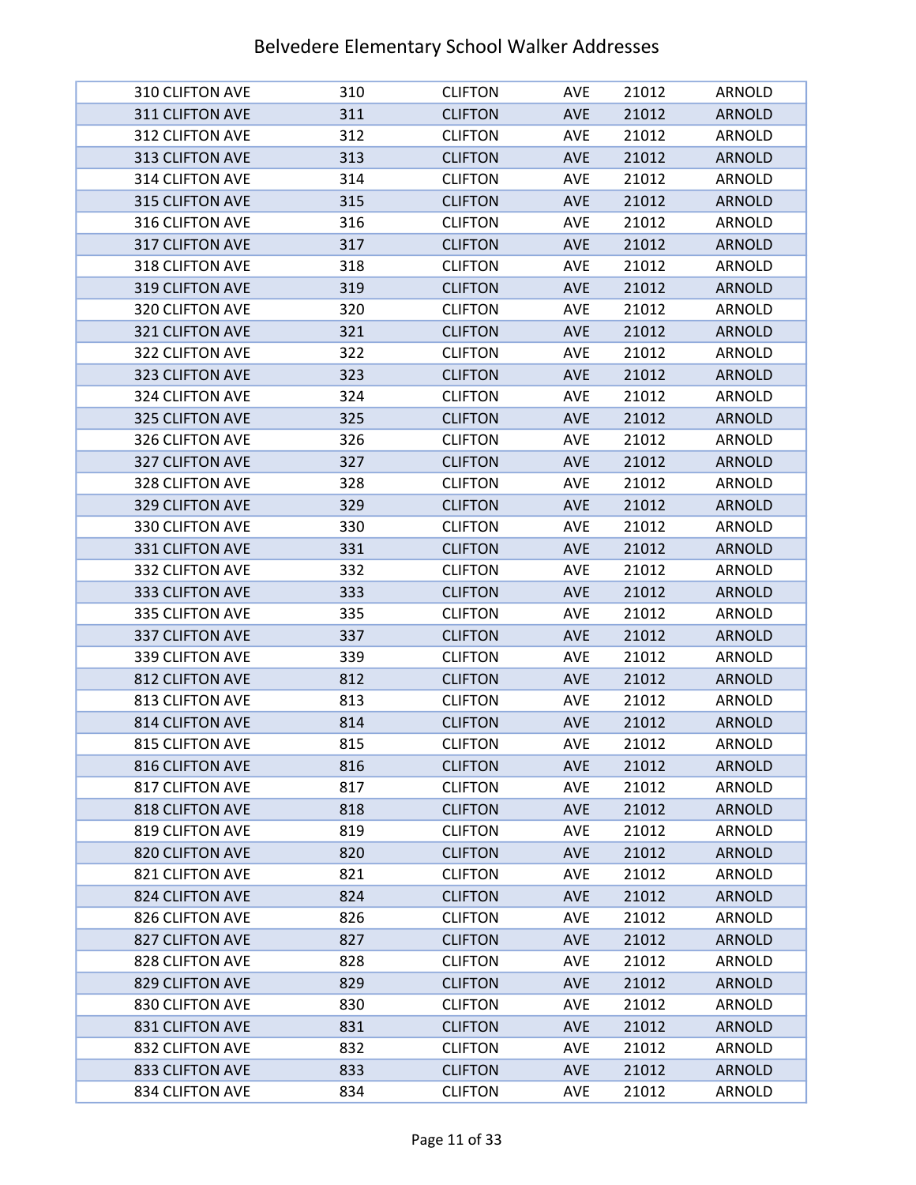# Belvedere Elementary School Walker Addresses

| | | | | | |
|---|---|---|---|---|---|
| 310 CLIFTON AVE | 310 | CLIFTON | AVE | 21012 | ARNOLD |
| 311 CLIFTON AVE | 311 | CLIFTON | AVE | 21012 | ARNOLD |
| 312 CLIFTON AVE | 312 | CLIFTON | AVE | 21012 | ARNOLD |
| 313 CLIFTON AVE | 313 | CLIFTON | AVE | 21012 | ARNOLD |
| 314 CLIFTON AVE | 314 | CLIFTON | AVE | 21012 | ARNOLD |
| 315 CLIFTON AVE | 315 | CLIFTON | AVE | 21012 | ARNOLD |
| 316 CLIFTON AVE | 316 | CLIFTON | AVE | 21012 | ARNOLD |
| 317 CLIFTON AVE | 317 | CLIFTON | AVE | 21012 | ARNOLD |
| 318 CLIFTON AVE | 318 | CLIFTON | AVE | 21012 | ARNOLD |
| 319 CLIFTON AVE | 319 | CLIFTON | AVE | 21012 | ARNOLD |
| 320 CLIFTON AVE | 320 | CLIFTON | AVE | 21012 | ARNOLD |
| 321 CLIFTON AVE | 321 | CLIFTON | AVE | 21012 | ARNOLD |
| 322 CLIFTON AVE | 322 | CLIFTON | AVE | 21012 | ARNOLD |
| 323 CLIFTON AVE | 323 | CLIFTON | AVE | 21012 | ARNOLD |
| 324 CLIFTON AVE | 324 | CLIFTON | AVE | 21012 | ARNOLD |
| 325 CLIFTON AVE | 325 | CLIFTON | AVE | 21012 | ARNOLD |
| 326 CLIFTON AVE | 326 | CLIFTON | AVE | 21012 | ARNOLD |
| 327 CLIFTON AVE | 327 | CLIFTON | AVE | 21012 | ARNOLD |
| 328 CLIFTON AVE | 328 | CLIFTON | AVE | 21012 | ARNOLD |
| 329 CLIFTON AVE | 329 | CLIFTON | AVE | 21012 | ARNOLD |
| 330 CLIFTON AVE | 330 | CLIFTON | AVE | 21012 | ARNOLD |
| 331 CLIFTON AVE | 331 | CLIFTON | AVE | 21012 | ARNOLD |
| 332 CLIFTON AVE | 332 | CLIFTON | AVE | 21012 | ARNOLD |
| 333 CLIFTON AVE | 333 | CLIFTON | AVE | 21012 | ARNOLD |
| 335 CLIFTON AVE | 335 | CLIFTON | AVE | 21012 | ARNOLD |
| 337 CLIFTON AVE | 337 | CLIFTON | AVE | 21012 | ARNOLD |
| 339 CLIFTON AVE | 339 | CLIFTON | AVE | 21012 | ARNOLD |
| 812 CLIFTON AVE | 812 | CLIFTON | AVE | 21012 | ARNOLD |
| 813 CLIFTON AVE | 813 | CLIFTON | AVE | 21012 | ARNOLD |
| 814 CLIFTON AVE | 814 | CLIFTON | AVE | 21012 | ARNOLD |
| 815 CLIFTON AVE | 815 | CLIFTON | AVE | 21012 | ARNOLD |
| 816 CLIFTON AVE | 816 | CLIFTON | AVE | 21012 | ARNOLD |
| 817 CLIFTON AVE | 817 | CLIFTON | AVE | 21012 | ARNOLD |
| 818 CLIFTON AVE | 818 | CLIFTON | AVE | 21012 | ARNOLD |
| 819 CLIFTON AVE | 819 | CLIFTON | AVE | 21012 | ARNOLD |
| 820 CLIFTON AVE | 820 | CLIFTON | AVE | 21012 | ARNOLD |
| 821 CLIFTON AVE | 821 | CLIFTON | AVE | 21012 | ARNOLD |
| 824 CLIFTON AVE | 824 | CLIFTON | AVE | 21012 | ARNOLD |
| 826 CLIFTON AVE | 826 | CLIFTON | AVE | 21012 | ARNOLD |
| 827 CLIFTON AVE | 827 | CLIFTON | AVE | 21012 | ARNOLD |
| 828 CLIFTON AVE | 828 | CLIFTON | AVE | 21012 | ARNOLD |
| 829 CLIFTON AVE | 829 | CLIFTON | AVE | 21012 | ARNOLD |
| 830 CLIFTON AVE | 830 | CLIFTON | AVE | 21012 | ARNOLD |
| 831 CLIFTON AVE | 831 | CLIFTON | AVE | 21012 | ARNOLD |
| 832 CLIFTON AVE | 832 | CLIFTON | AVE | 21012 | ARNOLD |
| 833 CLIFTON AVE | 833 | CLIFTON | AVE | 21012 | ARNOLD |
| 834 CLIFTON AVE | 834 | CLIFTON | AVE | 21012 | ARNOLD |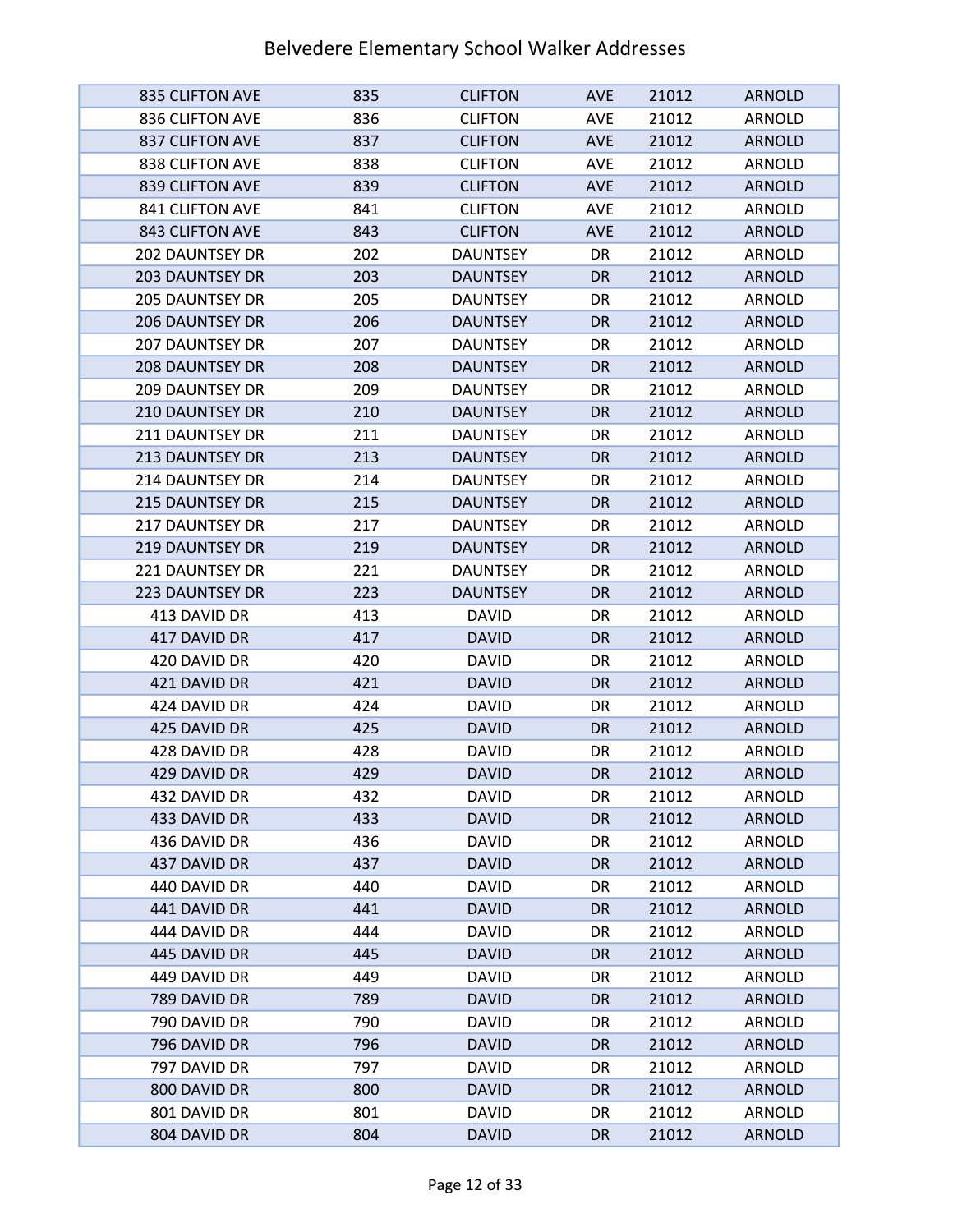# Belvedere Elementary School Walker Addresses

| | | | | | |
|---|---|---|---|---|---|
| 835 CLIFTON AVE | 835 | CLIFTON | AVE | 21012 | ARNOLD |
| 836 CLIFTON AVE | 836 | CLIFTON | AVE | 21012 | ARNOLD |
| 837 CLIFTON AVE | 837 | CLIFTON | AVE | 21012 | ARNOLD |
| 838 CLIFTON AVE | 838 | CLIFTON | AVE | 21012 | ARNOLD |
| 839 CLIFTON AVE | 839 | CLIFTON | AVE | 21012 | ARNOLD |
| 841 CLIFTON AVE | 841 | CLIFTON | AVE | 21012 | ARNOLD |
| 843 CLIFTON AVE | 843 | CLIFTON | AVE | 21012 | ARNOLD |
| 202 DAUNTSEY DR | 202 | DAUNTSEY | DR | 21012 | ARNOLD |
| 203 DAUNTSEY DR | 203 | DAUNTSEY | DR | 21012 | ARNOLD |
| 205 DAUNTSEY DR | 205 | DAUNTSEY | DR | 21012 | ARNOLD |
| 206 DAUNTSEY DR | 206 | DAUNTSEY | DR | 21012 | ARNOLD |
| 207 DAUNTSEY DR | 207 | DAUNTSEY | DR | 21012 | ARNOLD |
| 208 DAUNTSEY DR | 208 | DAUNTSEY | DR | 21012 | ARNOLD |
| 209 DAUNTSEY DR | 209 | DAUNTSEY | DR | 21012 | ARNOLD |
| 210 DAUNTSEY DR | 210 | DAUNTSEY | DR | 21012 | ARNOLD |
| 211 DAUNTSEY DR | 211 | DAUNTSEY | DR | 21012 | ARNOLD |
| 213 DAUNTSEY DR | 213 | DAUNTSEY | DR | 21012 | ARNOLD |
| 214 DAUNTSEY DR | 214 | DAUNTSEY | DR | 21012 | ARNOLD |
| 215 DAUNTSEY DR | 215 | DAUNTSEY | DR | 21012 | ARNOLD |
| 217 DAUNTSEY DR | 217 | DAUNTSEY | DR | 21012 | ARNOLD |
| 219 DAUNTSEY DR | 219 | DAUNTSEY | DR | 21012 | ARNOLD |
| 221 DAUNTSEY DR | 221 | DAUNTSEY | DR | 21012 | ARNOLD |
| 223 DAUNTSEY DR | 223 | DAUNTSEY | DR | 21012 | ARNOLD |
| 413 DAVID DR | 413 | DAVID | DR | 21012 | ARNOLD |
| 417 DAVID DR | 417 | DAVID | DR | 21012 | ARNOLD |
| 420 DAVID DR | 420 | DAVID | DR | 21012 | ARNOLD |
| 421 DAVID DR | 421 | DAVID | DR | 21012 | ARNOLD |
| 424 DAVID DR | 424 | DAVID | DR | 21012 | ARNOLD |
| 425 DAVID DR | 425 | DAVID | DR | 21012 | ARNOLD |
| 428 DAVID DR | 428 | DAVID | DR | 21012 | ARNOLD |
| 429 DAVID DR | 429 | DAVID | DR | 21012 | ARNOLD |
| 432 DAVID DR | 432 | DAVID | DR | 21012 | ARNOLD |
| 433 DAVID DR | 433 | DAVID | DR | 21012 | ARNOLD |
| 436 DAVID DR | 436 | DAVID | DR | 21012 | ARNOLD |
| 437 DAVID DR | 437 | DAVID | DR | 21012 | ARNOLD |
| 440 DAVID DR | 440 | DAVID | DR | 21012 | ARNOLD |
| 441 DAVID DR | 441 | DAVID | DR | 21012 | ARNOLD |
| 444 DAVID DR | 444 | DAVID | DR | 21012 | ARNOLD |
| 445 DAVID DR | 445 | DAVID | DR | 21012 | ARNOLD |
| 449 DAVID DR | 449 | DAVID | DR | 21012 | ARNOLD |
| 789 DAVID DR | 789 | DAVID | DR | 21012 | ARNOLD |
| 790 DAVID DR | 790 | DAVID | DR | 21012 | ARNOLD |
| 796 DAVID DR | 796 | DAVID | DR | 21012 | ARNOLD |
| 797 DAVID DR | 797 | DAVID | DR | 21012 | ARNOLD |
| 800 DAVID DR | 800 | DAVID | DR | 21012 | ARNOLD |
| 801 DAVID DR | 801 | DAVID | DR | 21012 | ARNOLD |
| 804 DAVID DR | 804 | DAVID | DR | 21012 | ARNOLD |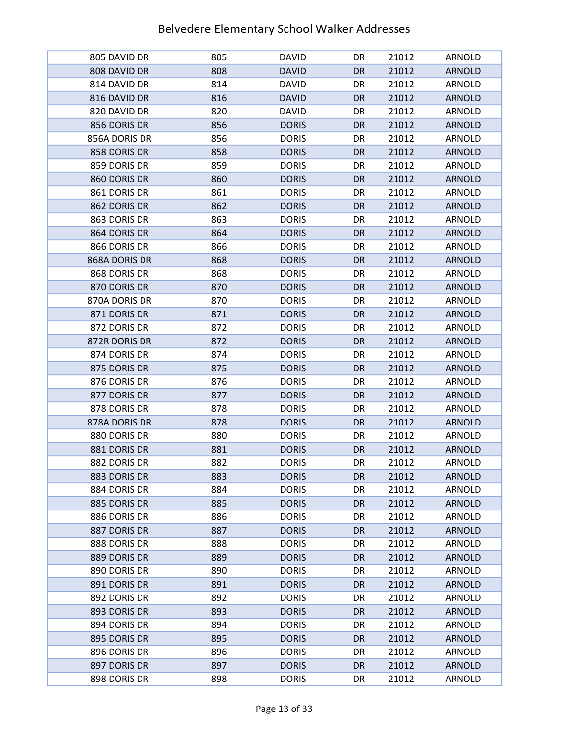# Belvedere Elementary School Walker Addresses

| | | | | | |
|---|---|---|---|---|---|
| 805 DAVID DR | 805 | DAVID | DR | 21012 | ARNOLD |
| 808 DAVID DR | 808 | DAVID | DR | 21012 | ARNOLD |
| 814 DAVID DR | 814 | DAVID | DR | 21012 | ARNOLD |
| 816 DAVID DR | 816 | DAVID | DR | 21012 | ARNOLD |
| 820 DAVID DR | 820 | DAVID | DR | 21012 | ARNOLD |
| 856 DORIS DR | 856 | DORIS | DR | 21012 | ARNOLD |
| 856A DORIS DR | 856 | DORIS | DR | 21012 | ARNOLD |
| 858 DORIS DR | 858 | DORIS | DR | 21012 | ARNOLD |
| 859 DORIS DR | 859 | DORIS | DR | 21012 | ARNOLD |
| 860 DORIS DR | 860 | DORIS | DR | 21012 | ARNOLD |
| 861 DORIS DR | 861 | DORIS | DR | 21012 | ARNOLD |
| 862 DORIS DR | 862 | DORIS | DR | 21012 | ARNOLD |
| 863 DORIS DR | 863 | DORIS | DR | 21012 | ARNOLD |
| 864 DORIS DR | 864 | DORIS | DR | 21012 | ARNOLD |
| 866 DORIS DR | 866 | DORIS | DR | 21012 | ARNOLD |
| 868A DORIS DR | 868 | DORIS | DR | 21012 | ARNOLD |
| 868 DORIS DR | 868 | DORIS | DR | 21012 | ARNOLD |
| 870 DORIS DR | 870 | DORIS | DR | 21012 | ARNOLD |
| 870A DORIS DR | 870 | DORIS | DR | 21012 | ARNOLD |
| 871 DORIS DR | 871 | DORIS | DR | 21012 | ARNOLD |
| 872 DORIS DR | 872 | DORIS | DR | 21012 | ARNOLD |
| 872R DORIS DR | 872 | DORIS | DR | 21012 | ARNOLD |
| 874 DORIS DR | 874 | DORIS | DR | 21012 | ARNOLD |
| 875 DORIS DR | 875 | DORIS | DR | 21012 | ARNOLD |
| 876 DORIS DR | 876 | DORIS | DR | 21012 | ARNOLD |
| 877 DORIS DR | 877 | DORIS | DR | 21012 | ARNOLD |
| 878 DORIS DR | 878 | DORIS | DR | 21012 | ARNOLD |
| 878A DORIS DR | 878 | DORIS | DR | 21012 | ARNOLD |
| 880 DORIS DR | 880 | DORIS | DR | 21012 | ARNOLD |
| 881 DORIS DR | 881 | DORIS | DR | 21012 | ARNOLD |
| 882 DORIS DR | 882 | DORIS | DR | 21012 | ARNOLD |
| 883 DORIS DR | 883 | DORIS | DR | 21012 | ARNOLD |
| 884 DORIS DR | 884 | DORIS | DR | 21012 | ARNOLD |
| 885 DORIS DR | 885 | DORIS | DR | 21012 | ARNOLD |
| 886 DORIS DR | 886 | DORIS | DR | 21012 | ARNOLD |
| 887 DORIS DR | 887 | DORIS | DR | 21012 | ARNOLD |
| 888 DORIS DR | 888 | DORIS | DR | 21012 | ARNOLD |
| 889 DORIS DR | 889 | DORIS | DR | 21012 | ARNOLD |
| 890 DORIS DR | 890 | DORIS | DR | 21012 | ARNOLD |
| 891 DORIS DR | 891 | DORIS | DR | 21012 | ARNOLD |
| 892 DORIS DR | 892 | DORIS | DR | 21012 | ARNOLD |
| 893 DORIS DR | 893 | DORIS | DR | 21012 | ARNOLD |
| 894 DORIS DR | 894 | DORIS | DR | 21012 | ARNOLD |
| 895 DORIS DR | 895 | DORIS | DR | 21012 | ARNOLD |
| 896 DORIS DR | 896 | DORIS | DR | 21012 | ARNOLD |
| 897 DORIS DR | 897 | DORIS | DR | 21012 | ARNOLD |
| 898 DORIS DR | 898 | DORIS | DR | 21012 | ARNOLD |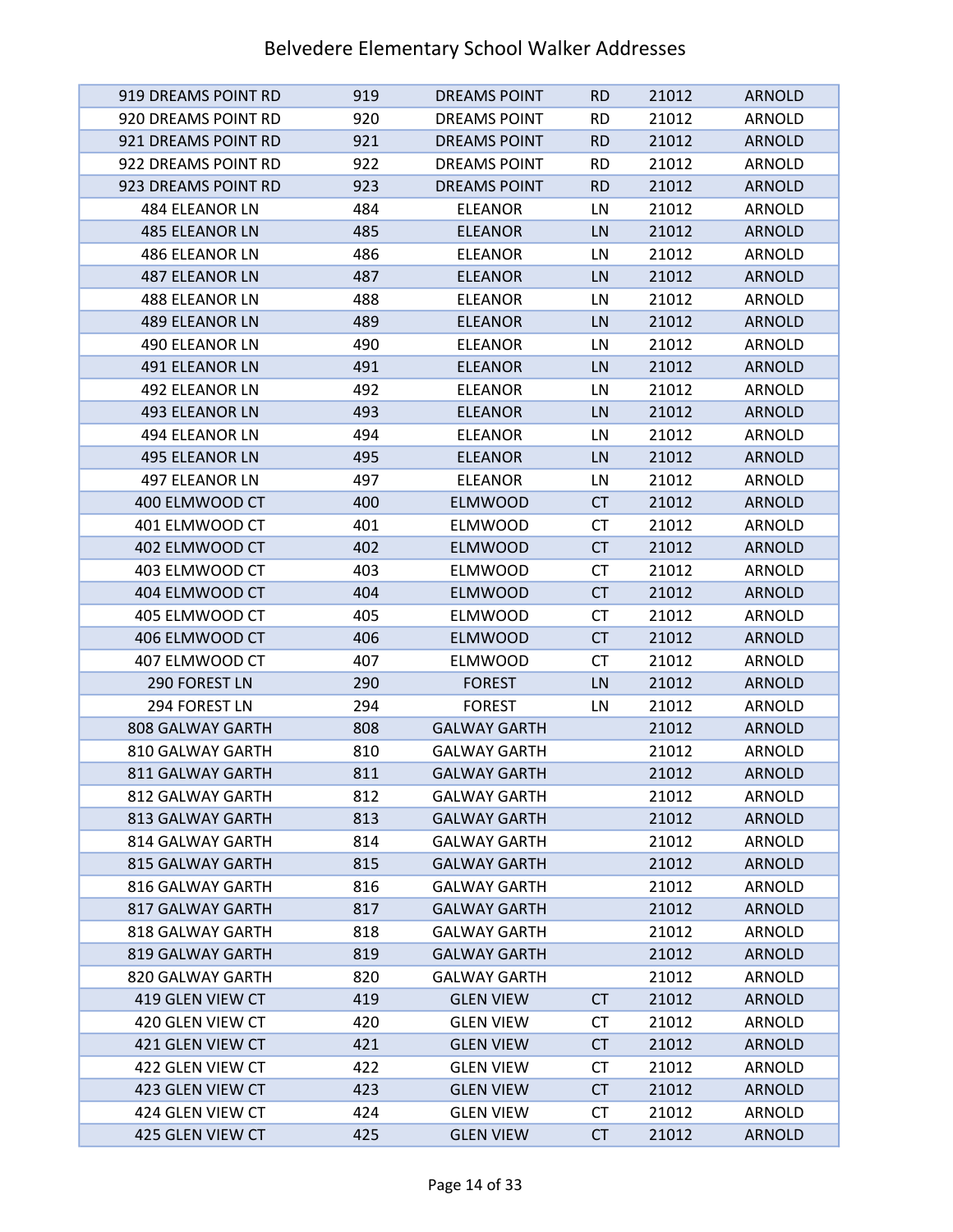# Belvedere Elementary School Walker Addresses

| | | | | | |
|---|---|---|---|---|---|
| 919 DREAMS POINT RD | 919 | DREAMS POINT | RD | 21012 | ARNOLD |
| 920 DREAMS POINT RD | 920 | DREAMS POINT | RD | 21012 | ARNOLD |
| 921 DREAMS POINT RD | 921 | DREAMS POINT | RD | 21012 | ARNOLD |
| 922 DREAMS POINT RD | 922 | DREAMS POINT | RD | 21012 | ARNOLD |
| 923 DREAMS POINT RD | 923 | DREAMS POINT | RD | 21012 | ARNOLD |
| 484 ELEANOR LN | 484 | ELEANOR | LN | 21012 | ARNOLD |
| 485 ELEANOR LN | 485 | ELEANOR | LN | 21012 | ARNOLD |
| 486 ELEANOR LN | 486 | ELEANOR | LN | 21012 | ARNOLD |
| 487 ELEANOR LN | 487 | ELEANOR | LN | 21012 | ARNOLD |
| 488 ELEANOR LN | 488 | ELEANOR | LN | 21012 | ARNOLD |
| 489 ELEANOR LN | 489 | ELEANOR | LN | 21012 | ARNOLD |
| 490 ELEANOR LN | 490 | ELEANOR | LN | 21012 | ARNOLD |
| 491 ELEANOR LN | 491 | ELEANOR | LN | 21012 | ARNOLD |
| 492 ELEANOR LN | 492 | ELEANOR | LN | 21012 | ARNOLD |
| 493 ELEANOR LN | 493 | ELEANOR | LN | 21012 | ARNOLD |
| 494 ELEANOR LN | 494 | ELEANOR | LN | 21012 | ARNOLD |
| 495 ELEANOR LN | 495 | ELEANOR | LN | 21012 | ARNOLD |
| 497 ELEANOR LN | 497 | ELEANOR | LN | 21012 | ARNOLD |
| 400 ELMWOOD CT | 400 | ELMWOOD | CT | 21012 | ARNOLD |
| 401 ELMWOOD CT | 401 | ELMWOOD | CT | 21012 | ARNOLD |
| 402 ELMWOOD CT | 402 | ELMWOOD | CT | 21012 | ARNOLD |
| 403 ELMWOOD CT | 403 | ELMWOOD | CT | 21012 | ARNOLD |
| 404 ELMWOOD CT | 404 | ELMWOOD | CT | 21012 | ARNOLD |
| 405 ELMWOOD CT | 405 | ELMWOOD | CT | 21012 | ARNOLD |
| 406 ELMWOOD CT | 406 | ELMWOOD | CT | 21012 | ARNOLD |
| 407 ELMWOOD CT | 407 | ELMWOOD | CT | 21012 | ARNOLD |
| 290 FOREST LN | 290 | FOREST | LN | 21012 | ARNOLD |
| 294 FOREST LN | 294 | FOREST | LN | 21012 | ARNOLD |
| 808 GALWAY GARTH | 808 | GALWAY GARTH | | 21012 | ARNOLD |
| 810 GALWAY GARTH | 810 | GALWAY GARTH | | 21012 | ARNOLD |
| 811 GALWAY GARTH | 811 | GALWAY GARTH | | 21012 | ARNOLD |
| 812 GALWAY GARTH | 812 | GALWAY GARTH | | 21012 | ARNOLD |
| 813 GALWAY GARTH | 813 | GALWAY GARTH | | 21012 | ARNOLD |
| 814 GALWAY GARTH | 814 | GALWAY GARTH | | 21012 | ARNOLD |
| 815 GALWAY GARTH | 815 | GALWAY GARTH | | 21012 | ARNOLD |
| 816 GALWAY GARTH | 816 | GALWAY GARTH | | 21012 | ARNOLD |
| 817 GALWAY GARTH | 817 | GALWAY GARTH | | 21012 | ARNOLD |
| 818 GALWAY GARTH | 818 | GALWAY GARTH | | 21012 | ARNOLD |
| 819 GALWAY GARTH | 819 | GALWAY GARTH | | 21012 | ARNOLD |
| 820 GALWAY GARTH | 820 | GALWAY GARTH | | 21012 | ARNOLD |
| 419 GLEN VIEW CT | 419 | GLEN VIEW | CT | 21012 | ARNOLD |
| 420 GLEN VIEW CT | 420 | GLEN VIEW | CT | 21012 | ARNOLD |
| 421 GLEN VIEW CT | 421 | GLEN VIEW | CT | 21012 | ARNOLD |
| 422 GLEN VIEW CT | 422 | GLEN VIEW | CT | 21012 | ARNOLD |
| 423 GLEN VIEW CT | 423 | GLEN VIEW | CT | 21012 | ARNOLD |
| 424 GLEN VIEW CT | 424 | GLEN VIEW | CT | 21012 | ARNOLD |
| 425 GLEN VIEW CT | 425 | GLEN VIEW | CT | 21012 | ARNOLD |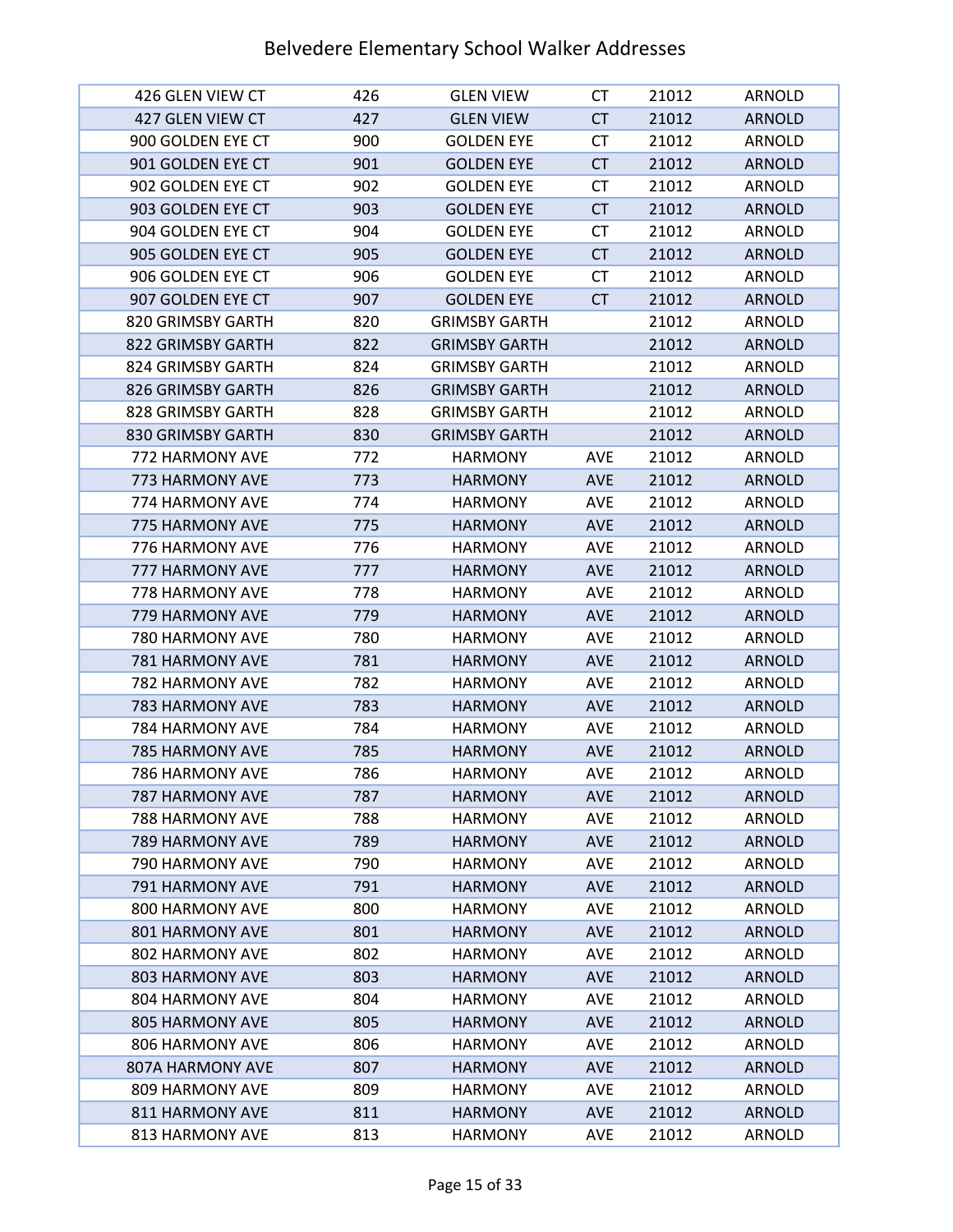# Belvedere Elementary School Walker Addresses

| | | | | | |
|---|---|---|---|---|---|
| 426 GLEN VIEW CT | 426 | GLEN VIEW | CT | 21012 | ARNOLD |
| 427 GLEN VIEW CT | 427 | GLEN VIEW | CT | 21012 | ARNOLD |
| 900 GOLDEN EYE CT | 900 | GOLDEN EYE | CT | 21012 | ARNOLD |
| 901 GOLDEN EYE CT | 901 | GOLDEN EYE | CT | 21012 | ARNOLD |
| 902 GOLDEN EYE CT | 902 | GOLDEN EYE | CT | 21012 | ARNOLD |
| 903 GOLDEN EYE CT | 903 | GOLDEN EYE | CT | 21012 | ARNOLD |
| 904 GOLDEN EYE CT | 904 | GOLDEN EYE | CT | 21012 | ARNOLD |
| 905 GOLDEN EYE CT | 905 | GOLDEN EYE | CT | 21012 | ARNOLD |
| 906 GOLDEN EYE CT | 906 | GOLDEN EYE | CT | 21012 | ARNOLD |
| 907 GOLDEN EYE CT | 907 | GOLDEN EYE | CT | 21012 | ARNOLD |
| 820 GRIMSBY GARTH | 820 | GRIMSBY GARTH | | 21012 | ARNOLD |
| 822 GRIMSBY GARTH | 822 | GRIMSBY GARTH | | 21012 | ARNOLD |
| 824 GRIMSBY GARTH | 824 | GRIMSBY GARTH | | 21012 | ARNOLD |
| 826 GRIMSBY GARTH | 826 | GRIMSBY GARTH | | 21012 | ARNOLD |
| 828 GRIMSBY GARTH | 828 | GRIMSBY GARTH | | 21012 | ARNOLD |
| 830 GRIMSBY GARTH | 830 | GRIMSBY GARTH | | 21012 | ARNOLD |
| 772 HARMONY AVE | 772 | HARMONY | AVE | 21012 | ARNOLD |
| 773 HARMONY AVE | 773 | HARMONY | AVE | 21012 | ARNOLD |
| 774 HARMONY AVE | 774 | HARMONY | AVE | 21012 | ARNOLD |
| 775 HARMONY AVE | 775 | HARMONY | AVE | 21012 | ARNOLD |
| 776 HARMONY AVE | 776 | HARMONY | AVE | 21012 | ARNOLD |
| 777 HARMONY AVE | 777 | HARMONY | AVE | 21012 | ARNOLD |
| 778 HARMONY AVE | 778 | HARMONY | AVE | 21012 | ARNOLD |
| 779 HARMONY AVE | 779 | HARMONY | AVE | 21012 | ARNOLD |
| 780 HARMONY AVE | 780 | HARMONY | AVE | 21012 | ARNOLD |
| 781 HARMONY AVE | 781 | HARMONY | AVE | 21012 | ARNOLD |
| 782 HARMONY AVE | 782 | HARMONY | AVE | 21012 | ARNOLD |
| 783 HARMONY AVE | 783 | HARMONY | AVE | 21012 | ARNOLD |
| 784 HARMONY AVE | 784 | HARMONY | AVE | 21012 | ARNOLD |
| 785 HARMONY AVE | 785 | HARMONY | AVE | 21012 | ARNOLD |
| 786 HARMONY AVE | 786 | HARMONY | AVE | 21012 | ARNOLD |
| 787 HARMONY AVE | 787 | HARMONY | AVE | 21012 | ARNOLD |
| 788 HARMONY AVE | 788 | HARMONY | AVE | 21012 | ARNOLD |
| 789 HARMONY AVE | 789 | HARMONY | AVE | 21012 | ARNOLD |
| 790 HARMONY AVE | 790 | HARMONY | AVE | 21012 | ARNOLD |
| 791 HARMONY AVE | 791 | HARMONY | AVE | 21012 | ARNOLD |
| 800 HARMONY AVE | 800 | HARMONY | AVE | 21012 | ARNOLD |
| 801 HARMONY AVE | 801 | HARMONY | AVE | 21012 | ARNOLD |
| 802 HARMONY AVE | 802 | HARMONY | AVE | 21012 | ARNOLD |
| 803 HARMONY AVE | 803 | HARMONY | AVE | 21012 | ARNOLD |
| 804 HARMONY AVE | 804 | HARMONY | AVE | 21012 | ARNOLD |
| 805 HARMONY AVE | 805 | HARMONY | AVE | 21012 | ARNOLD |
| 806 HARMONY AVE | 806 | HARMONY | AVE | 21012 | ARNOLD |
| 807A HARMONY AVE | 807 | HARMONY | AVE | 21012 | ARNOLD |
| 809 HARMONY AVE | 809 | HARMONY | AVE | 21012 | ARNOLD |
| 811 HARMONY AVE | 811 | HARMONY | AVE | 21012 | ARNOLD |
| 813 HARMONY AVE | 813 | HARMONY | AVE | 21012 | ARNOLD |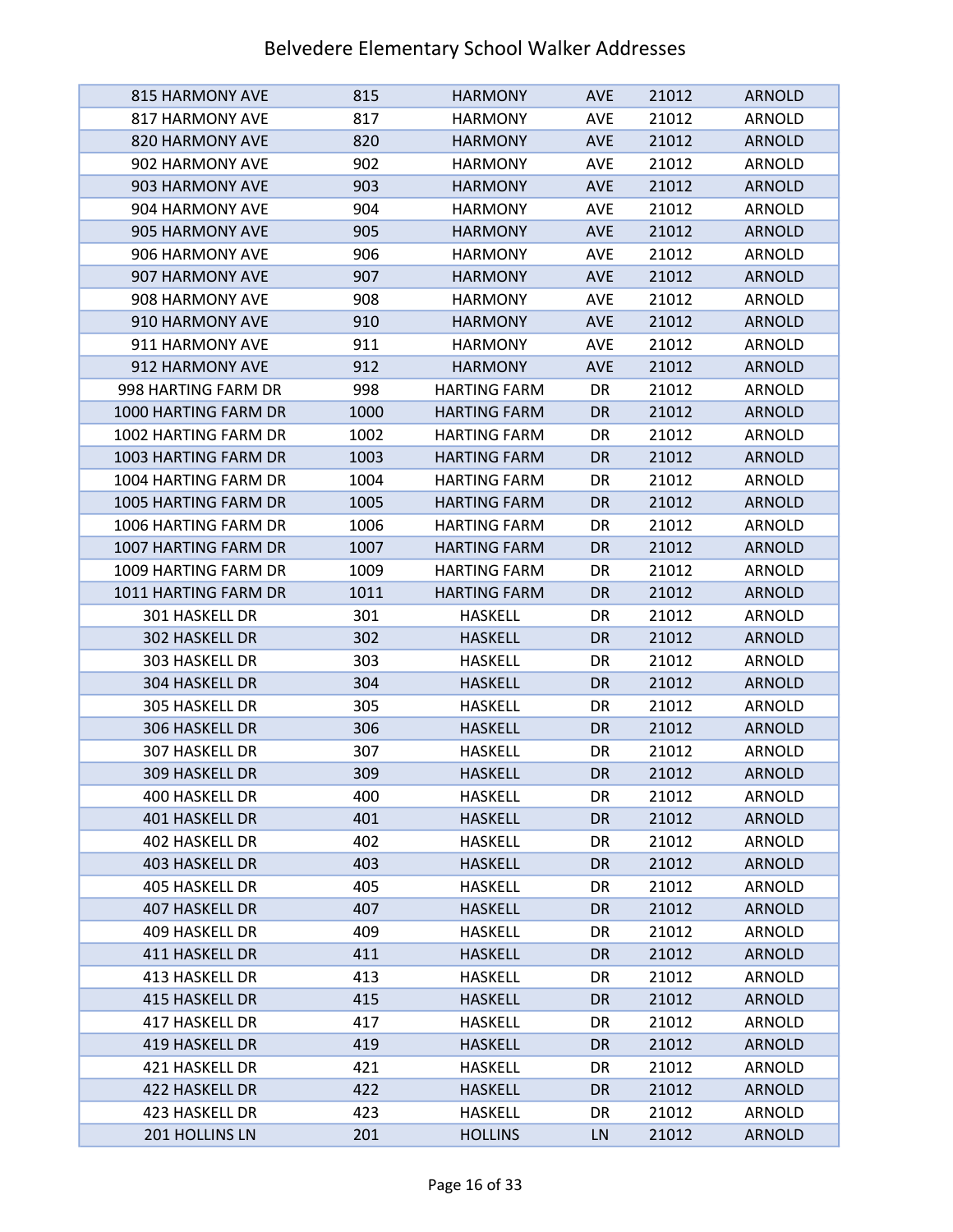# Belvedere Elementary School Walker Addresses

| | | | | | |
|---|---|---|---|---|---|
| 815 HARMONY AVE | 815 | HARMONY | AVE | 21012 | ARNOLD |
| 817 HARMONY AVE | 817 | HARMONY | AVE | 21012 | ARNOLD |
| 820 HARMONY AVE | 820 | HARMONY | AVE | 21012 | ARNOLD |
| 902 HARMONY AVE | 902 | HARMONY | AVE | 21012 | ARNOLD |
| 903 HARMONY AVE | 903 | HARMONY | AVE | 21012 | ARNOLD |
| 904 HARMONY AVE | 904 | HARMONY | AVE | 21012 | ARNOLD |
| 905 HARMONY AVE | 905 | HARMONY | AVE | 21012 | ARNOLD |
| 906 HARMONY AVE | 906 | HARMONY | AVE | 21012 | ARNOLD |
| 907 HARMONY AVE | 907 | HARMONY | AVE | 21012 | ARNOLD |
| 908 HARMONY AVE | 908 | HARMONY | AVE | 21012 | ARNOLD |
| 910 HARMONY AVE | 910 | HARMONY | AVE | 21012 | ARNOLD |
| 911 HARMONY AVE | 911 | HARMONY | AVE | 21012 | ARNOLD |
| 912 HARMONY AVE | 912 | HARMONY | AVE | 21012 | ARNOLD |
| 998 HARTING FARM DR | 998 | HARTING FARM | DR | 21012 | ARNOLD |
| 1000 HARTING FARM DR | 1000 | HARTING FARM | DR | 21012 | ARNOLD |
| 1002 HARTING FARM DR | 1002 | HARTING FARM | DR | 21012 | ARNOLD |
| 1003 HARTING FARM DR | 1003 | HARTING FARM | DR | 21012 | ARNOLD |
| 1004 HARTING FARM DR | 1004 | HARTING FARM | DR | 21012 | ARNOLD |
| 1005 HARTING FARM DR | 1005 | HARTING FARM | DR | 21012 | ARNOLD |
| 1006 HARTING FARM DR | 1006 | HARTING FARM | DR | 21012 | ARNOLD |
| 1007 HARTING FARM DR | 1007 | HARTING FARM | DR | 21012 | ARNOLD |
| 1009 HARTING FARM DR | 1009 | HARTING FARM | DR | 21012 | ARNOLD |
| 1011 HARTING FARM DR | 1011 | HARTING FARM | DR | 21012 | ARNOLD |
| 301 HASKELL DR | 301 | HASKELL | DR | 21012 | ARNOLD |
| 302 HASKELL DR | 302 | HASKELL | DR | 21012 | ARNOLD |
| 303 HASKELL DR | 303 | HASKELL | DR | 21012 | ARNOLD |
| 304 HASKELL DR | 304 | HASKELL | DR | 21012 | ARNOLD |
| 305 HASKELL DR | 305 | HASKELL | DR | 21012 | ARNOLD |
| 306 HASKELL DR | 306 | HASKELL | DR | 21012 | ARNOLD |
| 307 HASKELL DR | 307 | HASKELL | DR | 21012 | ARNOLD |
| 309 HASKELL DR | 309 | HASKELL | DR | 21012 | ARNOLD |
| 400 HASKELL DR | 400 | HASKELL | DR | 21012 | ARNOLD |
| 401 HASKELL DR | 401 | HASKELL | DR | 21012 | ARNOLD |
| 402 HASKELL DR | 402 | HASKELL | DR | 21012 | ARNOLD |
| 403 HASKELL DR | 403 | HASKELL | DR | 21012 | ARNOLD |
| 405 HASKELL DR | 405 | HASKELL | DR | 21012 | ARNOLD |
| 407 HASKELL DR | 407 | HASKELL | DR | 21012 | ARNOLD |
| 409 HASKELL DR | 409 | HASKELL | DR | 21012 | ARNOLD |
| 411 HASKELL DR | 411 | HASKELL | DR | 21012 | ARNOLD |
| 413 HASKELL DR | 413 | HASKELL | DR | 21012 | ARNOLD |
| 415 HASKELL DR | 415 | HASKELL | DR | 21012 | ARNOLD |
| 417 HASKELL DR | 417 | HASKELL | DR | 21012 | ARNOLD |
| 419 HASKELL DR | 419 | HASKELL | DR | 21012 | ARNOLD |
| 421 HASKELL DR | 421 | HASKELL | DR | 21012 | ARNOLD |
| 422 HASKELL DR | 422 | HASKELL | DR | 21012 | ARNOLD |
| 423 HASKELL DR | 423 | HASKELL | DR | 21012 | ARNOLD |
| 201 HOLLINS LN | 201 | HOLLINS | LN | 21012 | ARNOLD |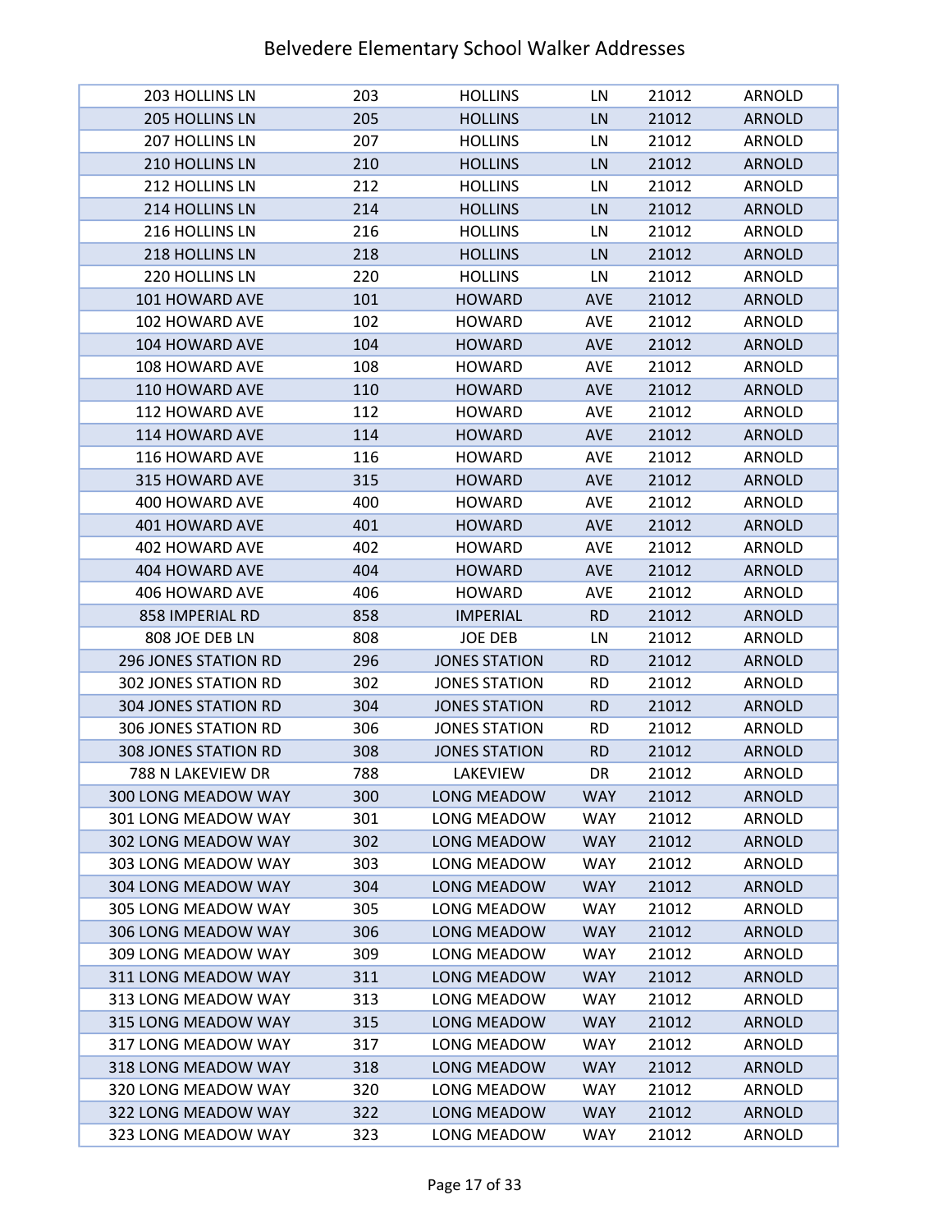# Belvedere Elementary School Walker Addresses

| | | | | | |
|---|---|---|---|---|---|
| 203 HOLLINS LN | 203 | HOLLINS | LN | 21012 | ARNOLD |
| 205 HOLLINS LN | 205 | HOLLINS | LN | 21012 | ARNOLD |
| 207 HOLLINS LN | 207 | HOLLINS | LN | 21012 | ARNOLD |
| 210 HOLLINS LN | 210 | HOLLINS | LN | 21012 | ARNOLD |
| 212 HOLLINS LN | 212 | HOLLINS | LN | 21012 | ARNOLD |
| 214 HOLLINS LN | 214 | HOLLINS | LN | 21012 | ARNOLD |
| 216 HOLLINS LN | 216 | HOLLINS | LN | 21012 | ARNOLD |
| 218 HOLLINS LN | 218 | HOLLINS | LN | 21012 | ARNOLD |
| 220 HOLLINS LN | 220 | HOLLINS | LN | 21012 | ARNOLD |
| 101 HOWARD AVE | 101 | HOWARD | AVE | 21012 | ARNOLD |
| 102 HOWARD AVE | 102 | HOWARD | AVE | 21012 | ARNOLD |
| 104 HOWARD AVE | 104 | HOWARD | AVE | 21012 | ARNOLD |
| 108 HOWARD AVE | 108 | HOWARD | AVE | 21012 | ARNOLD |
| 110 HOWARD AVE | 110 | HOWARD | AVE | 21012 | ARNOLD |
| 112 HOWARD AVE | 112 | HOWARD | AVE | 21012 | ARNOLD |
| 114 HOWARD AVE | 114 | HOWARD | AVE | 21012 | ARNOLD |
| 116 HOWARD AVE | 116 | HOWARD | AVE | 21012 | ARNOLD |
| 315 HOWARD AVE | 315 | HOWARD | AVE | 21012 | ARNOLD |
| 400 HOWARD AVE | 400 | HOWARD | AVE | 21012 | ARNOLD |
| 401 HOWARD AVE | 401 | HOWARD | AVE | 21012 | ARNOLD |
| 402 HOWARD AVE | 402 | HOWARD | AVE | 21012 | ARNOLD |
| 404 HOWARD AVE | 404 | HOWARD | AVE | 21012 | ARNOLD |
| 406 HOWARD AVE | 406 | HOWARD | AVE | 21012 | ARNOLD |
| 858 IMPERIAL RD | 858 | IMPERIAL | RD | 21012 | ARNOLD |
| 808 JOE DEB LN | 808 | JOE DEB | LN | 21012 | ARNOLD |
| 296 JONES STATION RD | 296 | JONES STATION | RD | 21012 | ARNOLD |
| 302 JONES STATION RD | 302 | JONES STATION | RD | 21012 | ARNOLD |
| 304 JONES STATION RD | 304 | JONES STATION | RD | 21012 | ARNOLD |
| 306 JONES STATION RD | 306 | JONES STATION | RD | 21012 | ARNOLD |
| 308 JONES STATION RD | 308 | JONES STATION | RD | 21012 | ARNOLD |
| 788 N LAKEVIEW DR | 788 | LAKEVIEW | DR | 21012 | ARNOLD |
| 300 LONG MEADOW WAY | 300 | LONG MEADOW | WAY | 21012 | ARNOLD |
| 301 LONG MEADOW WAY | 301 | LONG MEADOW | WAY | 21012 | ARNOLD |
| 302 LONG MEADOW WAY | 302 | LONG MEADOW | WAY | 21012 | ARNOLD |
| 303 LONG MEADOW WAY | 303 | LONG MEADOW | WAY | 21012 | ARNOLD |
| 304 LONG MEADOW WAY | 304 | LONG MEADOW | WAY | 21012 | ARNOLD |
| 305 LONG MEADOW WAY | 305 | LONG MEADOW | WAY | 21012 | ARNOLD |
| 306 LONG MEADOW WAY | 306 | LONG MEADOW | WAY | 21012 | ARNOLD |
| 309 LONG MEADOW WAY | 309 | LONG MEADOW | WAY | 21012 | ARNOLD |
| 311 LONG MEADOW WAY | 311 | LONG MEADOW | WAY | 21012 | ARNOLD |
| 313 LONG MEADOW WAY | 313 | LONG MEADOW | WAY | 21012 | ARNOLD |
| 315 LONG MEADOW WAY | 315 | LONG MEADOW | WAY | 21012 | ARNOLD |
| 317 LONG MEADOW WAY | 317 | LONG MEADOW | WAY | 21012 | ARNOLD |
| 318 LONG MEADOW WAY | 318 | LONG MEADOW | WAY | 21012 | ARNOLD |
| 320 LONG MEADOW WAY | 320 | LONG MEADOW | WAY | 21012 | ARNOLD |
| 322 LONG MEADOW WAY | 322 | LONG MEADOW | WAY | 21012 | ARNOLD |
| 323 LONG MEADOW WAY | 323 | LONG MEADOW | WAY | 21012 | ARNOLD |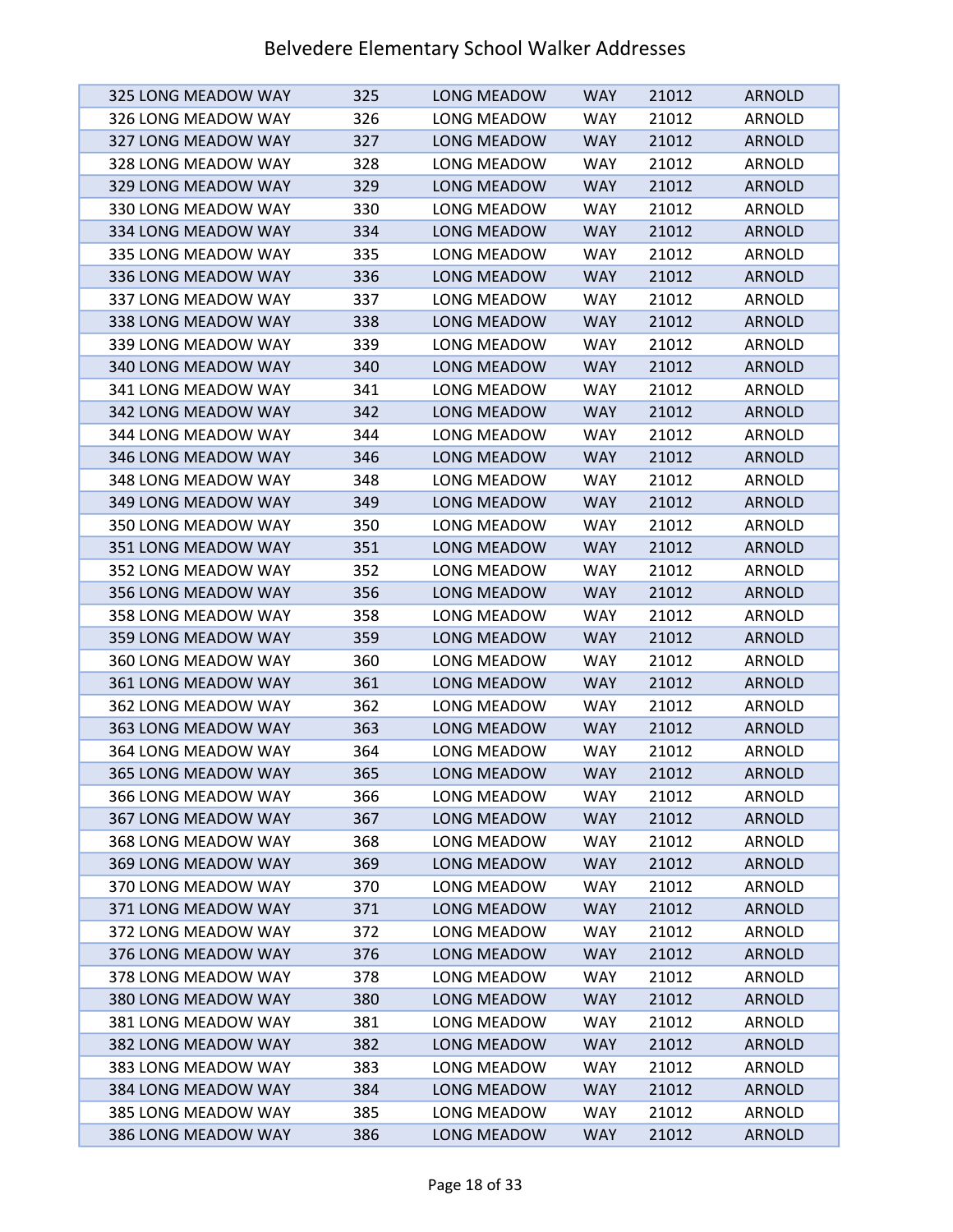| | | | | | |
|---|---|---|---|---|---|
| 325 LONG MEADOW WAY | 325 | LONG MEADOW | WAY | 21012 | ARNOLD |
| 326 LONG MEADOW WAY | 326 | LONG MEADOW | WAY | 21012 | ARNOLD |
| 327 LONG MEADOW WAY | 327 | LONG MEADOW | WAY | 21012 | ARNOLD |
| 328 LONG MEADOW WAY | 328 | LONG MEADOW | WAY | 21012 | ARNOLD |
| 329 LONG MEADOW WAY | 329 | LONG MEADOW | WAY | 21012 | ARNOLD |
| 330 LONG MEADOW WAY | 330 | LONG MEADOW | WAY | 21012 | ARNOLD |
| 334 LONG MEADOW WAY | 334 | LONG MEADOW | WAY | 21012 | ARNOLD |
| 335 LONG MEADOW WAY | 335 | LONG MEADOW | WAY | 21012 | ARNOLD |
| 336 LONG MEADOW WAY | 336 | LONG MEADOW | WAY | 21012 | ARNOLD |
| 337 LONG MEADOW WAY | 337 | LONG MEADOW | WAY | 21012 | ARNOLD |
| 338 LONG MEADOW WAY | 338 | LONG MEADOW | WAY | 21012 | ARNOLD |
| 339 LONG MEADOW WAY | 339 | LONG MEADOW | WAY | 21012 | ARNOLD |
| 340 LONG MEADOW WAY | 340 | LONG MEADOW | WAY | 21012 | ARNOLD |
| 341 LONG MEADOW WAY | 341 | LONG MEADOW | WAY | 21012 | ARNOLD |
| 342 LONG MEADOW WAY | 342 | LONG MEADOW | WAY | 21012 | ARNOLD |
| 344 LONG MEADOW WAY | 344 | LONG MEADOW | WAY | 21012 | ARNOLD |
| 346 LONG MEADOW WAY | 346 | LONG MEADOW | WAY | 21012 | ARNOLD |
| 348 LONG MEADOW WAY | 348 | LONG MEADOW | WAY | 21012 | ARNOLD |
| 349 LONG MEADOW WAY | 349 | LONG MEADOW | WAY | 21012 | ARNOLD |
| 350 LONG MEADOW WAY | 350 | LONG MEADOW | WAY | 21012 | ARNOLD |
| 351 LONG MEADOW WAY | 351 | LONG MEADOW | WAY | 21012 | ARNOLD |
| 352 LONG MEADOW WAY | 352 | LONG MEADOW | WAY | 21012 | ARNOLD |
| 356 LONG MEADOW WAY | 356 | LONG MEADOW | WAY | 21012 | ARNOLD |
| 358 LONG MEADOW WAY | 358 | LONG MEADOW | WAY | 21012 | ARNOLD |
| 359 LONG MEADOW WAY | 359 | LONG MEADOW | WAY | 21012 | ARNOLD |
| 360 LONG MEADOW WAY | 360 | LONG MEADOW | WAY | 21012 | ARNOLD |
| 361 LONG MEADOW WAY | 361 | LONG MEADOW | WAY | 21012 | ARNOLD |
| 362 LONG MEADOW WAY | 362 | LONG MEADOW | WAY | 21012 | ARNOLD |
| 363 LONG MEADOW WAY | 363 | LONG MEADOW | WAY | 21012 | ARNOLD |
| 364 LONG MEADOW WAY | 364 | LONG MEADOW | WAY | 21012 | ARNOLD |
| 365 LONG MEADOW WAY | 365 | LONG MEADOW | WAY | 21012 | ARNOLD |
| 366 LONG MEADOW WAY | 366 | LONG MEADOW | WAY | 21012 | ARNOLD |
| 367 LONG MEADOW WAY | 367 | LONG MEADOW | WAY | 21012 | ARNOLD |
| 368 LONG MEADOW WAY | 368 | LONG MEADOW | WAY | 21012 | ARNOLD |
| 369 LONG MEADOW WAY | 369 | LONG MEADOW | WAY | 21012 | ARNOLD |
| 370 LONG MEADOW WAY | 370 | LONG MEADOW | WAY | 21012 | ARNOLD |
| 371 LONG MEADOW WAY | 371 | LONG MEADOW | WAY | 21012 | ARNOLD |
| 372 LONG MEADOW WAY | 372 | LONG MEADOW | WAY | 21012 | ARNOLD |
| 376 LONG MEADOW WAY | 376 | LONG MEADOW | WAY | 21012 | ARNOLD |
| 378 LONG MEADOW WAY | 378 | LONG MEADOW | WAY | 21012 | ARNOLD |
| 380 LONG MEADOW WAY | 380 | LONG MEADOW | WAY | 21012 | ARNOLD |
| 381 LONG MEADOW WAY | 381 | LONG MEADOW | WAY | 21012 | ARNOLD |
| 382 LONG MEADOW WAY | 382 | LONG MEADOW | WAY | 21012 | ARNOLD |
| 383 LONG MEADOW WAY | 383 | LONG MEADOW | WAY | 21012 | ARNOLD |
| 384 LONG MEADOW WAY | 384 | LONG MEADOW | WAY | 21012 | ARNOLD |
| 385 LONG MEADOW WAY | 385 | LONG MEADOW | WAY | 21012 | ARNOLD |
| 386 LONG MEADOW WAY | 386 | LONG MEADOW | WAY | 21012 | ARNOLD |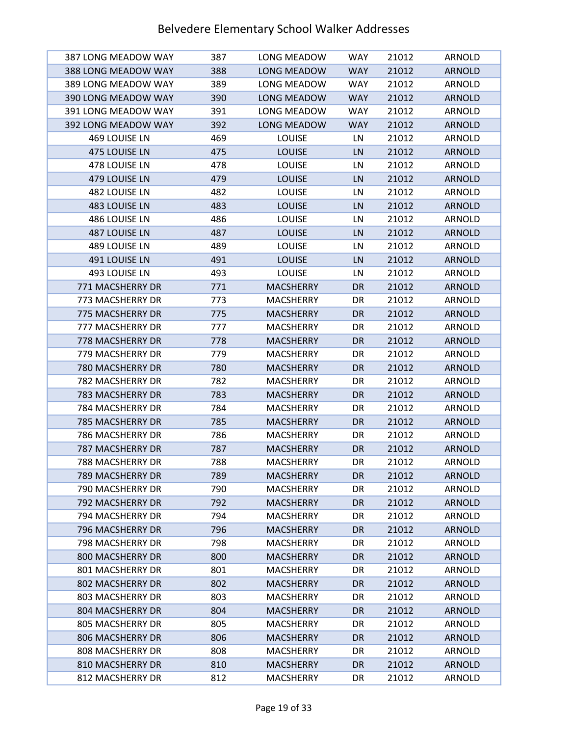# Belvedere Elementary School Walker Addresses

| | | | | | |
|---|---|---|---|---|---|
| 387 LONG MEADOW WAY | 387 | LONG MEADOW | WAY | 21012 | ARNOLD |
| 388 LONG MEADOW WAY | 388 | LONG MEADOW | WAY | 21012 | ARNOLD |
| 389 LONG MEADOW WAY | 389 | LONG MEADOW | WAY | 21012 | ARNOLD |
| 390 LONG MEADOW WAY | 390 | LONG MEADOW | WAY | 21012 | ARNOLD |
| 391 LONG MEADOW WAY | 391 | LONG MEADOW | WAY | 21012 | ARNOLD |
| 392 LONG MEADOW WAY | 392 | LONG MEADOW | WAY | 21012 | ARNOLD |
| 469 LOUISE LN | 469 | LOUISE | LN | 21012 | ARNOLD |
| 475 LOUISE LN | 475 | LOUISE | LN | 21012 | ARNOLD |
| 478 LOUISE LN | 478 | LOUISE | LN | 21012 | ARNOLD |
| 479 LOUISE LN | 479 | LOUISE | LN | 21012 | ARNOLD |
| 482 LOUISE LN | 482 | LOUISE | LN | 21012 | ARNOLD |
| 483 LOUISE LN | 483 | LOUISE | LN | 21012 | ARNOLD |
| 486 LOUISE LN | 486 | LOUISE | LN | 21012 | ARNOLD |
| 487 LOUISE LN | 487 | LOUISE | LN | 21012 | ARNOLD |
| 489 LOUISE LN | 489 | LOUISE | LN | 21012 | ARNOLD |
| 491 LOUISE LN | 491 | LOUISE | LN | 21012 | ARNOLD |
| 493 LOUISE LN | 493 | LOUISE | LN | 21012 | ARNOLD |
| 771 MACSHERRY DR | 771 | MACSHERRY | DR | 21012 | ARNOLD |
| 773 MACSHERRY DR | 773 | MACSHERRY | DR | 21012 | ARNOLD |
| 775 MACSHERRY DR | 775 | MACSHERRY | DR | 21012 | ARNOLD |
| 777 MACSHERRY DR | 777 | MACSHERRY | DR | 21012 | ARNOLD |
| 778 MACSHERRY DR | 778 | MACSHERRY | DR | 21012 | ARNOLD |
| 779 MACSHERRY DR | 779 | MACSHERRY | DR | 21012 | ARNOLD |
| 780 MACSHERRY DR | 780 | MACSHERRY | DR | 21012 | ARNOLD |
| 782 MACSHERRY DR | 782 | MACSHERRY | DR | 21012 | ARNOLD |
| 783 MACSHERRY DR | 783 | MACSHERRY | DR | 21012 | ARNOLD |
| 784 MACSHERRY DR | 784 | MACSHERRY | DR | 21012 | ARNOLD |
| 785 MACSHERRY DR | 785 | MACSHERRY | DR | 21012 | ARNOLD |
| 786 MACSHERRY DR | 786 | MACSHERRY | DR | 21012 | ARNOLD |
| 787 MACSHERRY DR | 787 | MACSHERRY | DR | 21012 | ARNOLD |
| 788 MACSHERRY DR | 788 | MACSHERRY | DR | 21012 | ARNOLD |
| 789 MACSHERRY DR | 789 | MACSHERRY | DR | 21012 | ARNOLD |
| 790 MACSHERRY DR | 790 | MACSHERRY | DR | 21012 | ARNOLD |
| 792 MACSHERRY DR | 792 | MACSHERRY | DR | 21012 | ARNOLD |
| 794 MACSHERRY DR | 794 | MACSHERRY | DR | 21012 | ARNOLD |
| 796 MACSHERRY DR | 796 | MACSHERRY | DR | 21012 | ARNOLD |
| 798 MACSHERRY DR | 798 | MACSHERRY | DR | 21012 | ARNOLD |
| 800 MACSHERRY DR | 800 | MACSHERRY | DR | 21012 | ARNOLD |
| 801 MACSHERRY DR | 801 | MACSHERRY | DR | 21012 | ARNOLD |
| 802 MACSHERRY DR | 802 | MACSHERRY | DR | 21012 | ARNOLD |
| 803 MACSHERRY DR | 803 | MACSHERRY | DR | 21012 | ARNOLD |
| 804 MACSHERRY DR | 804 | MACSHERRY | DR | 21012 | ARNOLD |
| 805 MACSHERRY DR | 805 | MACSHERRY | DR | 21012 | ARNOLD |
| 806 MACSHERRY DR | 806 | MACSHERRY | DR | 21012 | ARNOLD |
| 808 MACSHERRY DR | 808 | MACSHERRY | DR | 21012 | ARNOLD |
| 810 MACSHERRY DR | 810 | MACSHERRY | DR | 21012 | ARNOLD |
| 812 MACSHERRY DR | 812 | MACSHERRY | DR | 21012 | ARNOLD |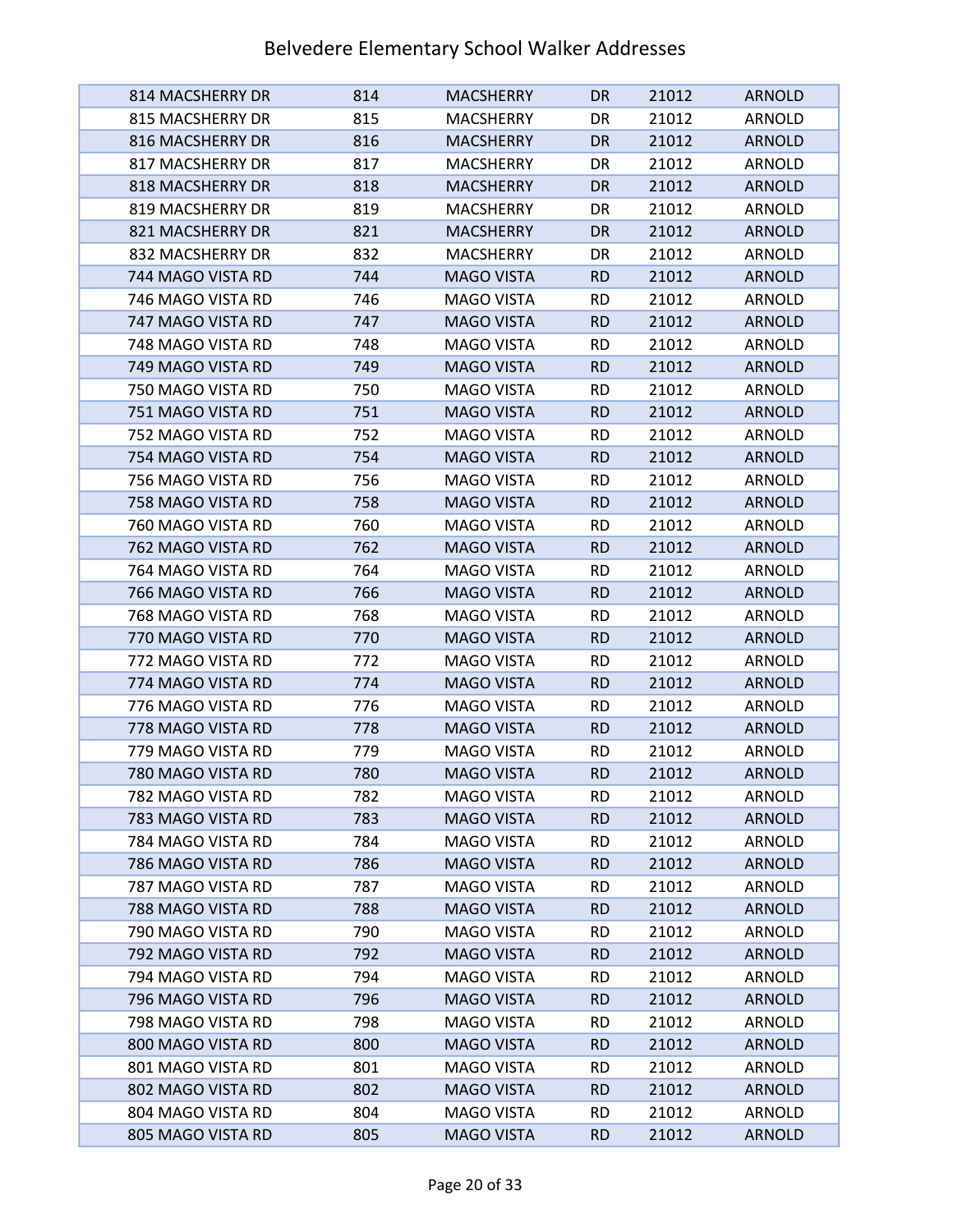# Belvedere Elementary School Walker Addresses

| | | | | | |
|---|---|---|---|---|---|
| 814 MACSHERRY DR | 814 | MACSHERRY | DR | 21012 | ARNOLD |
| 815 MACSHERRY DR | 815 | MACSHERRY | DR | 21012 | ARNOLD |
| 816 MACSHERRY DR | 816 | MACSHERRY | DR | 21012 | ARNOLD |
| 817 MACSHERRY DR | 817 | MACSHERRY | DR | 21012 | ARNOLD |
| 818 MACSHERRY DR | 818 | MACSHERRY | DR | 21012 | ARNOLD |
| 819 MACSHERRY DR | 819 | MACSHERRY | DR | 21012 | ARNOLD |
| 821 MACSHERRY DR | 821 | MACSHERRY | DR | 21012 | ARNOLD |
| 832 MACSHERRY DR | 832 | MACSHERRY | DR | 21012 | ARNOLD |
| 744 MAGO VISTA RD | 744 | MAGO VISTA | RD | 21012 | ARNOLD |
| 746 MAGO VISTA RD | 746 | MAGO VISTA | RD | 21012 | ARNOLD |
| 747 MAGO VISTA RD | 747 | MAGO VISTA | RD | 21012 | ARNOLD |
| 748 MAGO VISTA RD | 748 | MAGO VISTA | RD | 21012 | ARNOLD |
| 749 MAGO VISTA RD | 749 | MAGO VISTA | RD | 21012 | ARNOLD |
| 750 MAGO VISTA RD | 750 | MAGO VISTA | RD | 21012 | ARNOLD |
| 751 MAGO VISTA RD | 751 | MAGO VISTA | RD | 21012 | ARNOLD |
| 752 MAGO VISTA RD | 752 | MAGO VISTA | RD | 21012 | ARNOLD |
| 754 MAGO VISTA RD | 754 | MAGO VISTA | RD | 21012 | ARNOLD |
| 756 MAGO VISTA RD | 756 | MAGO VISTA | RD | 21012 | ARNOLD |
| 758 MAGO VISTA RD | 758 | MAGO VISTA | RD | 21012 | ARNOLD |
| 760 MAGO VISTA RD | 760 | MAGO VISTA | RD | 21012 | ARNOLD |
| 762 MAGO VISTA RD | 762 | MAGO VISTA | RD | 21012 | ARNOLD |
| 764 MAGO VISTA RD | 764 | MAGO VISTA | RD | 21012 | ARNOLD |
| 766 MAGO VISTA RD | 766 | MAGO VISTA | RD | 21012 | ARNOLD |
| 768 MAGO VISTA RD | 768 | MAGO VISTA | RD | 21012 | ARNOLD |
| 770 MAGO VISTA RD | 770 | MAGO VISTA | RD | 21012 | ARNOLD |
| 772 MAGO VISTA RD | 772 | MAGO VISTA | RD | 21012 | ARNOLD |
| 774 MAGO VISTA RD | 774 | MAGO VISTA | RD | 21012 | ARNOLD |
| 776 MAGO VISTA RD | 776 | MAGO VISTA | RD | 21012 | ARNOLD |
| 778 MAGO VISTA RD | 778 | MAGO VISTA | RD | 21012 | ARNOLD |
| 779 MAGO VISTA RD | 779 | MAGO VISTA | RD | 21012 | ARNOLD |
| 780 MAGO VISTA RD | 780 | MAGO VISTA | RD | 21012 | ARNOLD |
| 782 MAGO VISTA RD | 782 | MAGO VISTA | RD | 21012 | ARNOLD |
| 783 MAGO VISTA RD | 783 | MAGO VISTA | RD | 21012 | ARNOLD |
| 784 MAGO VISTA RD | 784 | MAGO VISTA | RD | 21012 | ARNOLD |
| 786 MAGO VISTA RD | 786 | MAGO VISTA | RD | 21012 | ARNOLD |
| 787 MAGO VISTA RD | 787 | MAGO VISTA | RD | 21012 | ARNOLD |
| 788 MAGO VISTA RD | 788 | MAGO VISTA | RD | 21012 | ARNOLD |
| 790 MAGO VISTA RD | 790 | MAGO VISTA | RD | 21012 | ARNOLD |
| 792 MAGO VISTA RD | 792 | MAGO VISTA | RD | 21012 | ARNOLD |
| 794 MAGO VISTA RD | 794 | MAGO VISTA | RD | 21012 | ARNOLD |
| 796 MAGO VISTA RD | 796 | MAGO VISTA | RD | 21012 | ARNOLD |
| 798 MAGO VISTA RD | 798 | MAGO VISTA | RD | 21012 | ARNOLD |
| 800 MAGO VISTA RD | 800 | MAGO VISTA | RD | 21012 | ARNOLD |
| 801 MAGO VISTA RD | 801 | MAGO VISTA | RD | 21012 | ARNOLD |
| 802 MAGO VISTA RD | 802 | MAGO VISTA | RD | 21012 | ARNOLD |
| 804 MAGO VISTA RD | 804 | MAGO VISTA | RD | 21012 | ARNOLD |
| 805 MAGO VISTA RD | 805 | MAGO VISTA | RD | 21012 | ARNOLD |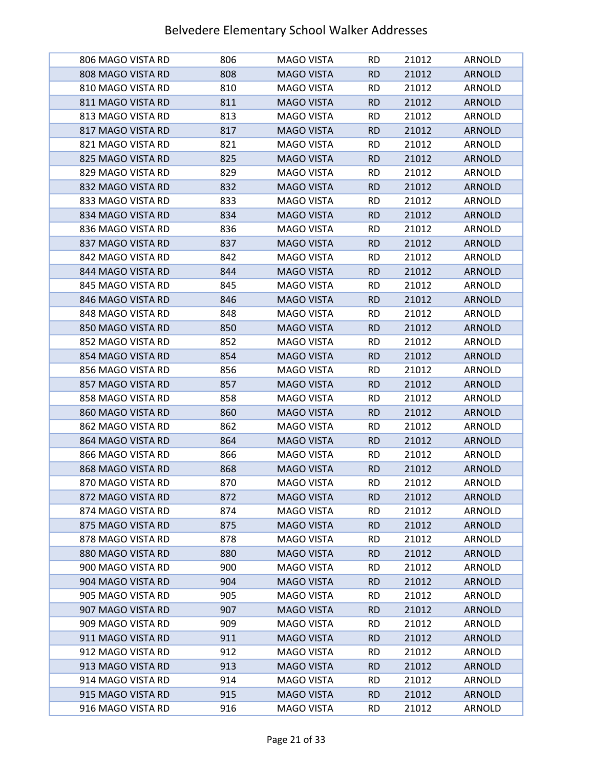# Belvedere Elementary School Walker Addresses

| | | | | | |
|---|---|---|---|---|---|
| 806 MAGO VISTA RD | 806 | MAGO VISTA | RD | 21012 | ARNOLD |
| 808 MAGO VISTA RD | 808 | MAGO VISTA | RD | 21012 | ARNOLD |
| 810 MAGO VISTA RD | 810 | MAGO VISTA | RD | 21012 | ARNOLD |
| 811 MAGO VISTA RD | 811 | MAGO VISTA | RD | 21012 | ARNOLD |
| 813 MAGO VISTA RD | 813 | MAGO VISTA | RD | 21012 | ARNOLD |
| 817 MAGO VISTA RD | 817 | MAGO VISTA | RD | 21012 | ARNOLD |
| 821 MAGO VISTA RD | 821 | MAGO VISTA | RD | 21012 | ARNOLD |
| 825 MAGO VISTA RD | 825 | MAGO VISTA | RD | 21012 | ARNOLD |
| 829 MAGO VISTA RD | 829 | MAGO VISTA | RD | 21012 | ARNOLD |
| 832 MAGO VISTA RD | 832 | MAGO VISTA | RD | 21012 | ARNOLD |
| 833 MAGO VISTA RD | 833 | MAGO VISTA | RD | 21012 | ARNOLD |
| 834 MAGO VISTA RD | 834 | MAGO VISTA | RD | 21012 | ARNOLD |
| 836 MAGO VISTA RD | 836 | MAGO VISTA | RD | 21012 | ARNOLD |
| 837 MAGO VISTA RD | 837 | MAGO VISTA | RD | 21012 | ARNOLD |
| 842 MAGO VISTA RD | 842 | MAGO VISTA | RD | 21012 | ARNOLD |
| 844 MAGO VISTA RD | 844 | MAGO VISTA | RD | 21012 | ARNOLD |
| 845 MAGO VISTA RD | 845 | MAGO VISTA | RD | 21012 | ARNOLD |
| 846 MAGO VISTA RD | 846 | MAGO VISTA | RD | 21012 | ARNOLD |
| 848 MAGO VISTA RD | 848 | MAGO VISTA | RD | 21012 | ARNOLD |
| 850 MAGO VISTA RD | 850 | MAGO VISTA | RD | 21012 | ARNOLD |
| 852 MAGO VISTA RD | 852 | MAGO VISTA | RD | 21012 | ARNOLD |
| 854 MAGO VISTA RD | 854 | MAGO VISTA | RD | 21012 | ARNOLD |
| 856 MAGO VISTA RD | 856 | MAGO VISTA | RD | 21012 | ARNOLD |
| 857 MAGO VISTA RD | 857 | MAGO VISTA | RD | 21012 | ARNOLD |
| 858 MAGO VISTA RD | 858 | MAGO VISTA | RD | 21012 | ARNOLD |
| 860 MAGO VISTA RD | 860 | MAGO VISTA | RD | 21012 | ARNOLD |
| 862 MAGO VISTA RD | 862 | MAGO VISTA | RD | 21012 | ARNOLD |
| 864 MAGO VISTA RD | 864 | MAGO VISTA | RD | 21012 | ARNOLD |
| 866 MAGO VISTA RD | 866 | MAGO VISTA | RD | 21012 | ARNOLD |
| 868 MAGO VISTA RD | 868 | MAGO VISTA | RD | 21012 | ARNOLD |
| 870 MAGO VISTA RD | 870 | MAGO VISTA | RD | 21012 | ARNOLD |
| 872 MAGO VISTA RD | 872 | MAGO VISTA | RD | 21012 | ARNOLD |
| 874 MAGO VISTA RD | 874 | MAGO VISTA | RD | 21012 | ARNOLD |
| 875 MAGO VISTA RD | 875 | MAGO VISTA | RD | 21012 | ARNOLD |
| 878 MAGO VISTA RD | 878 | MAGO VISTA | RD | 21012 | ARNOLD |
| 880 MAGO VISTA RD | 880 | MAGO VISTA | RD | 21012 | ARNOLD |
| 900 MAGO VISTA RD | 900 | MAGO VISTA | RD | 21012 | ARNOLD |
| 904 MAGO VISTA RD | 904 | MAGO VISTA | RD | 21012 | ARNOLD |
| 905 MAGO VISTA RD | 905 | MAGO VISTA | RD | 21012 | ARNOLD |
| 907 MAGO VISTA RD | 907 | MAGO VISTA | RD | 21012 | ARNOLD |
| 909 MAGO VISTA RD | 909 | MAGO VISTA | RD | 21012 | ARNOLD |
| 911 MAGO VISTA RD | 911 | MAGO VISTA | RD | 21012 | ARNOLD |
| 912 MAGO VISTA RD | 912 | MAGO VISTA | RD | 21012 | ARNOLD |
| 913 MAGO VISTA RD | 913 | MAGO VISTA | RD | 21012 | ARNOLD |
| 914 MAGO VISTA RD | 914 | MAGO VISTA | RD | 21012 | ARNOLD |
| 915 MAGO VISTA RD | 915 | MAGO VISTA | RD | 21012 | ARNOLD |
| 916 MAGO VISTA RD | 916 | MAGO VISTA | RD | 21012 | ARNOLD |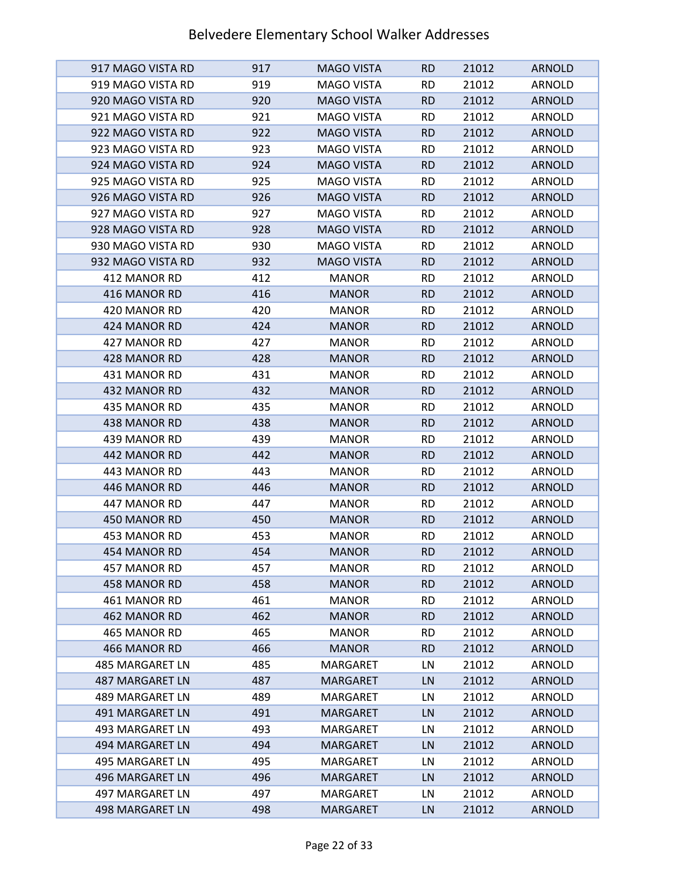# Belvedere Elementary School Walker Addresses

| | | | | | |
|---|---|---|---|---|---|
| 917 MAGO VISTA RD | 917 | MAGO VISTA | RD | 21012 | ARNOLD |
| 919 MAGO VISTA RD | 919 | MAGO VISTA | RD | 21012 | ARNOLD |
| 920 MAGO VISTA RD | 920 | MAGO VISTA | RD | 21012 | ARNOLD |
| 921 MAGO VISTA RD | 921 | MAGO VISTA | RD | 21012 | ARNOLD |
| 922 MAGO VISTA RD | 922 | MAGO VISTA | RD | 21012 | ARNOLD |
| 923 MAGO VISTA RD | 923 | MAGO VISTA | RD | 21012 | ARNOLD |
| 924 MAGO VISTA RD | 924 | MAGO VISTA | RD | 21012 | ARNOLD |
| 925 MAGO VISTA RD | 925 | MAGO VISTA | RD | 21012 | ARNOLD |
| 926 MAGO VISTA RD | 926 | MAGO VISTA | RD | 21012 | ARNOLD |
| 927 MAGO VISTA RD | 927 | MAGO VISTA | RD | 21012 | ARNOLD |
| 928 MAGO VISTA RD | 928 | MAGO VISTA | RD | 21012 | ARNOLD |
| 930 MAGO VISTA RD | 930 | MAGO VISTA | RD | 21012 | ARNOLD |
| 932 MAGO VISTA RD | 932 | MAGO VISTA | RD | 21012 | ARNOLD |
| 412 MANOR RD | 412 | MANOR | RD | 21012 | ARNOLD |
| 416 MANOR RD | 416 | MANOR | RD | 21012 | ARNOLD |
| 420 MANOR RD | 420 | MANOR | RD | 21012 | ARNOLD |
| 424 MANOR RD | 424 | MANOR | RD | 21012 | ARNOLD |
| 427 MANOR RD | 427 | MANOR | RD | 21012 | ARNOLD |
| 428 MANOR RD | 428 | MANOR | RD | 21012 | ARNOLD |
| 431 MANOR RD | 431 | MANOR | RD | 21012 | ARNOLD |
| 432 MANOR RD | 432 | MANOR | RD | 21012 | ARNOLD |
| 435 MANOR RD | 435 | MANOR | RD | 21012 | ARNOLD |
| 438 MANOR RD | 438 | MANOR | RD | 21012 | ARNOLD |
| 439 MANOR RD | 439 | MANOR | RD | 21012 | ARNOLD |
| 442 MANOR RD | 442 | MANOR | RD | 21012 | ARNOLD |
| 443 MANOR RD | 443 | MANOR | RD | 21012 | ARNOLD |
| 446 MANOR RD | 446 | MANOR | RD | 21012 | ARNOLD |
| 447 MANOR RD | 447 | MANOR | RD | 21012 | ARNOLD |
| 450 MANOR RD | 450 | MANOR | RD | 21012 | ARNOLD |
| 453 MANOR RD | 453 | MANOR | RD | 21012 | ARNOLD |
| 454 MANOR RD | 454 | MANOR | RD | 21012 | ARNOLD |
| 457 MANOR RD | 457 | MANOR | RD | 21012 | ARNOLD |
| 458 MANOR RD | 458 | MANOR | RD | 21012 | ARNOLD |
| 461 MANOR RD | 461 | MANOR | RD | 21012 | ARNOLD |
| 462 MANOR RD | 462 | MANOR | RD | 21012 | ARNOLD |
| 465 MANOR RD | 465 | MANOR | RD | 21012 | ARNOLD |
| 466 MANOR RD | 466 | MANOR | RD | 21012 | ARNOLD |
| 485 MARGARET LN | 485 | MARGARET | LN | 21012 | ARNOLD |
| 487 MARGARET LN | 487 | MARGARET | LN | 21012 | ARNOLD |
| 489 MARGARET LN | 489 | MARGARET | LN | 21012 | ARNOLD |
| 491 MARGARET LN | 491 | MARGARET | LN | 21012 | ARNOLD |
| 493 MARGARET LN | 493 | MARGARET | LN | 21012 | ARNOLD |
| 494 MARGARET LN | 494 | MARGARET | LN | 21012 | ARNOLD |
| 495 MARGARET LN | 495 | MARGARET | LN | 21012 | ARNOLD |
| 496 MARGARET LN | 496 | MARGARET | LN | 21012 | ARNOLD |
| 497 MARGARET LN | 497 | MARGARET | LN | 21012 | ARNOLD |
| 498 MARGARET LN | 498 | MARGARET | LN | 21012 | ARNOLD |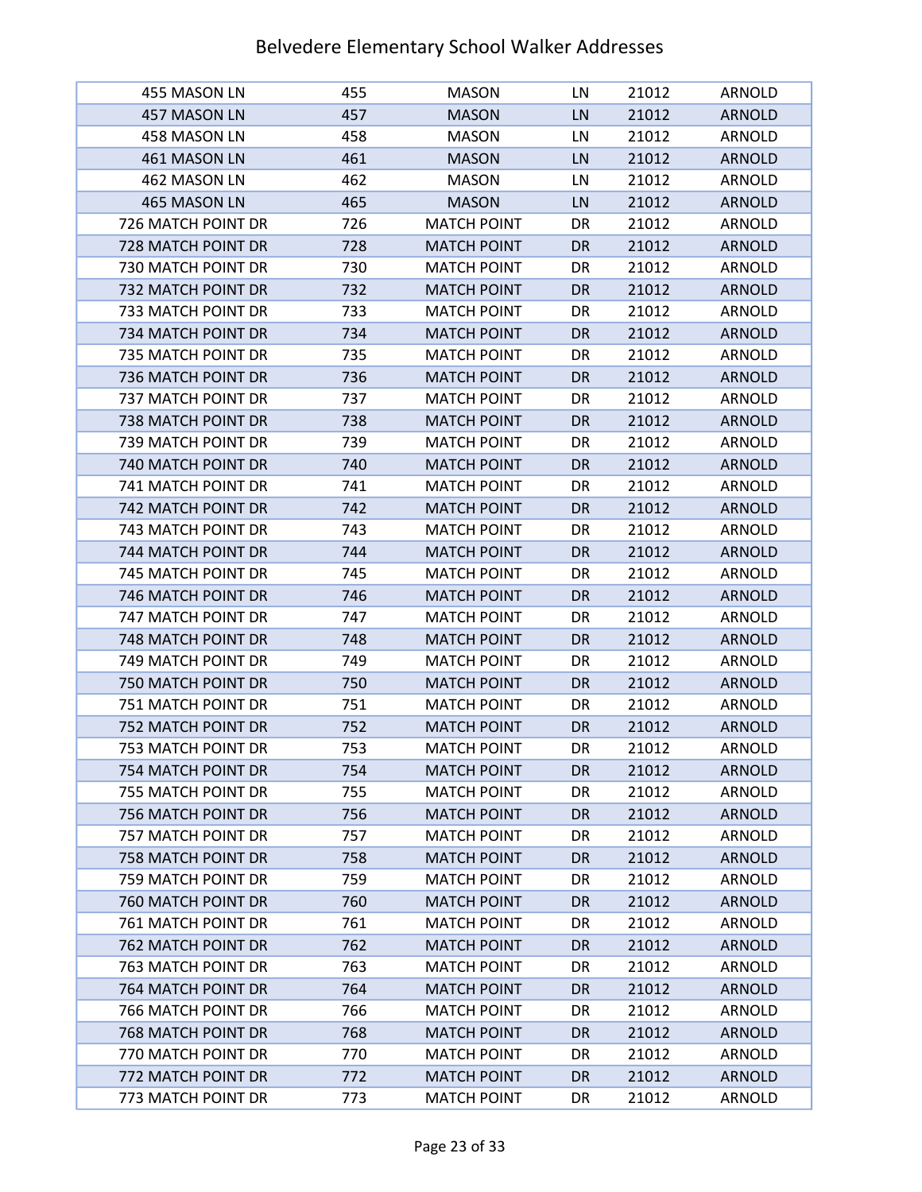# Belvedere Elementary School Walker Addresses

| | | | | | |
|---|---|---|---|---|---|
| 455 MASON LN | 455 | MASON | LN | 21012 | ARNOLD |
| 457 MASON LN | 457 | MASON | LN | 21012 | ARNOLD |
| 458 MASON LN | 458 | MASON | LN | 21012 | ARNOLD |
| 461 MASON LN | 461 | MASON | LN | 21012 | ARNOLD |
| 462 MASON LN | 462 | MASON | LN | 21012 | ARNOLD |
| 465 MASON LN | 465 | MASON | LN | 21012 | ARNOLD |
| 726 MATCH POINT DR | 726 | MATCH POINT | DR | 21012 | ARNOLD |
| 728 MATCH POINT DR | 728 | MATCH POINT | DR | 21012 | ARNOLD |
| 730 MATCH POINT DR | 730 | MATCH POINT | DR | 21012 | ARNOLD |
| 732 MATCH POINT DR | 732 | MATCH POINT | DR | 21012 | ARNOLD |
| 733 MATCH POINT DR | 733 | MATCH POINT | DR | 21012 | ARNOLD |
| 734 MATCH POINT DR | 734 | MATCH POINT | DR | 21012 | ARNOLD |
| 735 MATCH POINT DR | 735 | MATCH POINT | DR | 21012 | ARNOLD |
| 736 MATCH POINT DR | 736 | MATCH POINT | DR | 21012 | ARNOLD |
| 737 MATCH POINT DR | 737 | MATCH POINT | DR | 21012 | ARNOLD |
| 738 MATCH POINT DR | 738 | MATCH POINT | DR | 21012 | ARNOLD |
| 739 MATCH POINT DR | 739 | MATCH POINT | DR | 21012 | ARNOLD |
| 740 MATCH POINT DR | 740 | MATCH POINT | DR | 21012 | ARNOLD |
| 741 MATCH POINT DR | 741 | MATCH POINT | DR | 21012 | ARNOLD |
| 742 MATCH POINT DR | 742 | MATCH POINT | DR | 21012 | ARNOLD |
| 743 MATCH POINT DR | 743 | MATCH POINT | DR | 21012 | ARNOLD |
| 744 MATCH POINT DR | 744 | MATCH POINT | DR | 21012 | ARNOLD |
| 745 MATCH POINT DR | 745 | MATCH POINT | DR | 21012 | ARNOLD |
| 746 MATCH POINT DR | 746 | MATCH POINT | DR | 21012 | ARNOLD |
| 747 MATCH POINT DR | 747 | MATCH POINT | DR | 21012 | ARNOLD |
| 748 MATCH POINT DR | 748 | MATCH POINT | DR | 21012 | ARNOLD |
| 749 MATCH POINT DR | 749 | MATCH POINT | DR | 21012 | ARNOLD |
| 750 MATCH POINT DR | 750 | MATCH POINT | DR | 21012 | ARNOLD |
| 751 MATCH POINT DR | 751 | MATCH POINT | DR | 21012 | ARNOLD |
| 752 MATCH POINT DR | 752 | MATCH POINT | DR | 21012 | ARNOLD |
| 753 MATCH POINT DR | 753 | MATCH POINT | DR | 21012 | ARNOLD |
| 754 MATCH POINT DR | 754 | MATCH POINT | DR | 21012 | ARNOLD |
| 755 MATCH POINT DR | 755 | MATCH POINT | DR | 21012 | ARNOLD |
| 756 MATCH POINT DR | 756 | MATCH POINT | DR | 21012 | ARNOLD |
| 757 MATCH POINT DR | 757 | MATCH POINT | DR | 21012 | ARNOLD |
| 758 MATCH POINT DR | 758 | MATCH POINT | DR | 21012 | ARNOLD |
| 759 MATCH POINT DR | 759 | MATCH POINT | DR | 21012 | ARNOLD |
| 760 MATCH POINT DR | 760 | MATCH POINT | DR | 21012 | ARNOLD |
| 761 MATCH POINT DR | 761 | MATCH POINT | DR | 21012 | ARNOLD |
| 762 MATCH POINT DR | 762 | MATCH POINT | DR | 21012 | ARNOLD |
| 763 MATCH POINT DR | 763 | MATCH POINT | DR | 21012 | ARNOLD |
| 764 MATCH POINT DR | 764 | MATCH POINT | DR | 21012 | ARNOLD |
| 766 MATCH POINT DR | 766 | MATCH POINT | DR | 21012 | ARNOLD |
| 768 MATCH POINT DR | 768 | MATCH POINT | DR | 21012 | ARNOLD |
| 770 MATCH POINT DR | 770 | MATCH POINT | DR | 21012 | ARNOLD |
| 772 MATCH POINT DR | 772 | MATCH POINT | DR | 21012 | ARNOLD |
| 773 MATCH POINT DR | 773 | MATCH POINT | DR | 21012 | ARNOLD |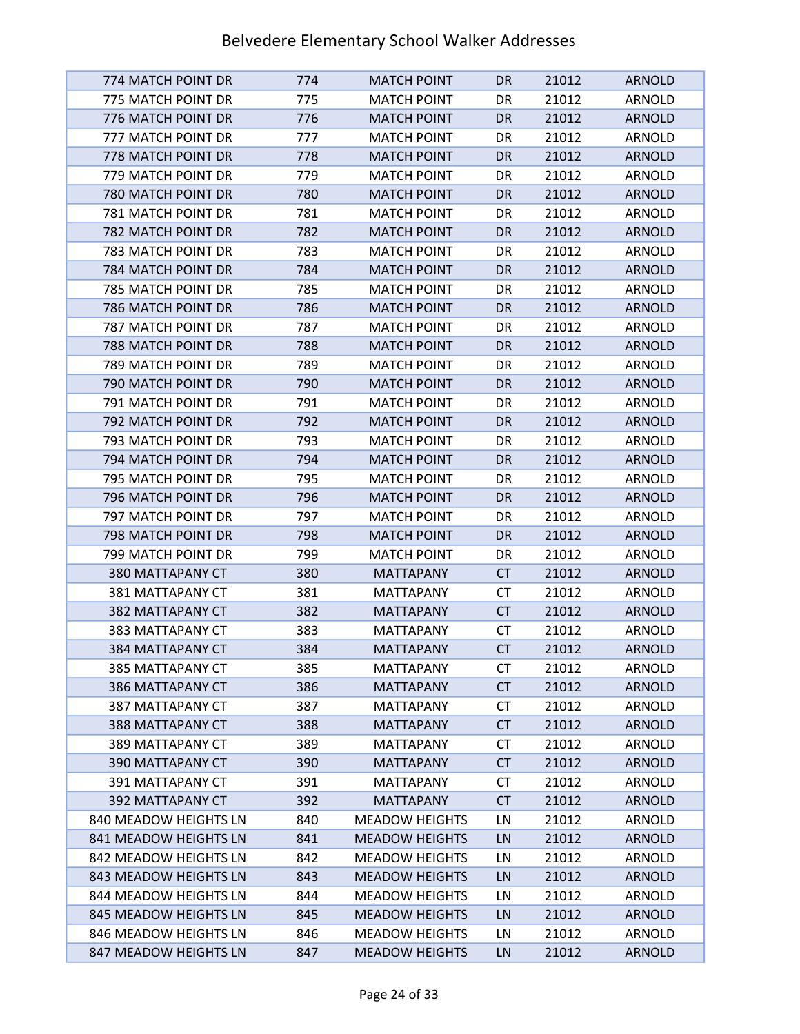# Belvedere Elementary School Walker Addresses

| | | | | | |
|---|---|---|---|---|---|
| 774 MATCH POINT DR | 774 | MATCH POINT | DR | 21012 | ARNOLD |
| 775 MATCH POINT DR | 775 | MATCH POINT | DR | 21012 | ARNOLD |
| 776 MATCH POINT DR | 776 | MATCH POINT | DR | 21012 | ARNOLD |
| 777 MATCH POINT DR | 777 | MATCH POINT | DR | 21012 | ARNOLD |
| 778 MATCH POINT DR | 778 | MATCH POINT | DR | 21012 | ARNOLD |
| 779 MATCH POINT DR | 779 | MATCH POINT | DR | 21012 | ARNOLD |
| 780 MATCH POINT DR | 780 | MATCH POINT | DR | 21012 | ARNOLD |
| 781 MATCH POINT DR | 781 | MATCH POINT | DR | 21012 | ARNOLD |
| 782 MATCH POINT DR | 782 | MATCH POINT | DR | 21012 | ARNOLD |
| 783 MATCH POINT DR | 783 | MATCH POINT | DR | 21012 | ARNOLD |
| 784 MATCH POINT DR | 784 | MATCH POINT | DR | 21012 | ARNOLD |
| 785 MATCH POINT DR | 785 | MATCH POINT | DR | 21012 | ARNOLD |
| 786 MATCH POINT DR | 786 | MATCH POINT | DR | 21012 | ARNOLD |
| 787 MATCH POINT DR | 787 | MATCH POINT | DR | 21012 | ARNOLD |
| 788 MATCH POINT DR | 788 | MATCH POINT | DR | 21012 | ARNOLD |
| 789 MATCH POINT DR | 789 | MATCH POINT | DR | 21012 | ARNOLD |
| 790 MATCH POINT DR | 790 | MATCH POINT | DR | 21012 | ARNOLD |
| 791 MATCH POINT DR | 791 | MATCH POINT | DR | 21012 | ARNOLD |
| 792 MATCH POINT DR | 792 | MATCH POINT | DR | 21012 | ARNOLD |
| 793 MATCH POINT DR | 793 | MATCH POINT | DR | 21012 | ARNOLD |
| 794 MATCH POINT DR | 794 | MATCH POINT | DR | 21012 | ARNOLD |
| 795 MATCH POINT DR | 795 | MATCH POINT | DR | 21012 | ARNOLD |
| 796 MATCH POINT DR | 796 | MATCH POINT | DR | 21012 | ARNOLD |
| 797 MATCH POINT DR | 797 | MATCH POINT | DR | 21012 | ARNOLD |
| 798 MATCH POINT DR | 798 | MATCH POINT | DR | 21012 | ARNOLD |
| 799 MATCH POINT DR | 799 | MATCH POINT | DR | 21012 | ARNOLD |
| 380 MATTAPANY CT | 380 | MATTAPANY | CT | 21012 | ARNOLD |
| 381 MATTAPANY CT | 381 | MATTAPANY | CT | 21012 | ARNOLD |
| 382 MATTAPANY CT | 382 | MATTAPANY | CT | 21012 | ARNOLD |
| 383 MATTAPANY CT | 383 | MATTAPANY | CT | 21012 | ARNOLD |
| 384 MATTAPANY CT | 384 | MATTAPANY | CT | 21012 | ARNOLD |
| 385 MATTAPANY CT | 385 | MATTAPANY | CT | 21012 | ARNOLD |
| 386 MATTAPANY CT | 386 | MATTAPANY | CT | 21012 | ARNOLD |
| 387 MATTAPANY CT | 387 | MATTAPANY | CT | 21012 | ARNOLD |
| 388 MATTAPANY CT | 388 | MATTAPANY | CT | 21012 | ARNOLD |
| 389 MATTAPANY CT | 389 | MATTAPANY | CT | 21012 | ARNOLD |
| 390 MATTAPANY CT | 390 | MATTAPANY | CT | 21012 | ARNOLD |
| 391 MATTAPANY CT | 391 | MATTAPANY | CT | 21012 | ARNOLD |
| 392 MATTAPANY CT | 392 | MATTAPANY | CT | 21012 | ARNOLD |
| 840 MEADOW HEIGHTS LN | 840 | MEADOW HEIGHTS | LN | 21012 | ARNOLD |
| 841 MEADOW HEIGHTS LN | 841 | MEADOW HEIGHTS | LN | 21012 | ARNOLD |
| 842 MEADOW HEIGHTS LN | 842 | MEADOW HEIGHTS | LN | 21012 | ARNOLD |
| 843 MEADOW HEIGHTS LN | 843 | MEADOW HEIGHTS | LN | 21012 | ARNOLD |
| 844 MEADOW HEIGHTS LN | 844 | MEADOW HEIGHTS | LN | 21012 | ARNOLD |
| 845 MEADOW HEIGHTS LN | 845 | MEADOW HEIGHTS | LN | 21012 | ARNOLD |
| 846 MEADOW HEIGHTS LN | 846 | MEADOW HEIGHTS | LN | 21012 | ARNOLD |
| 847 MEADOW HEIGHTS LN | 847 | MEADOW HEIGHTS | LN | 21012 | ARNOLD |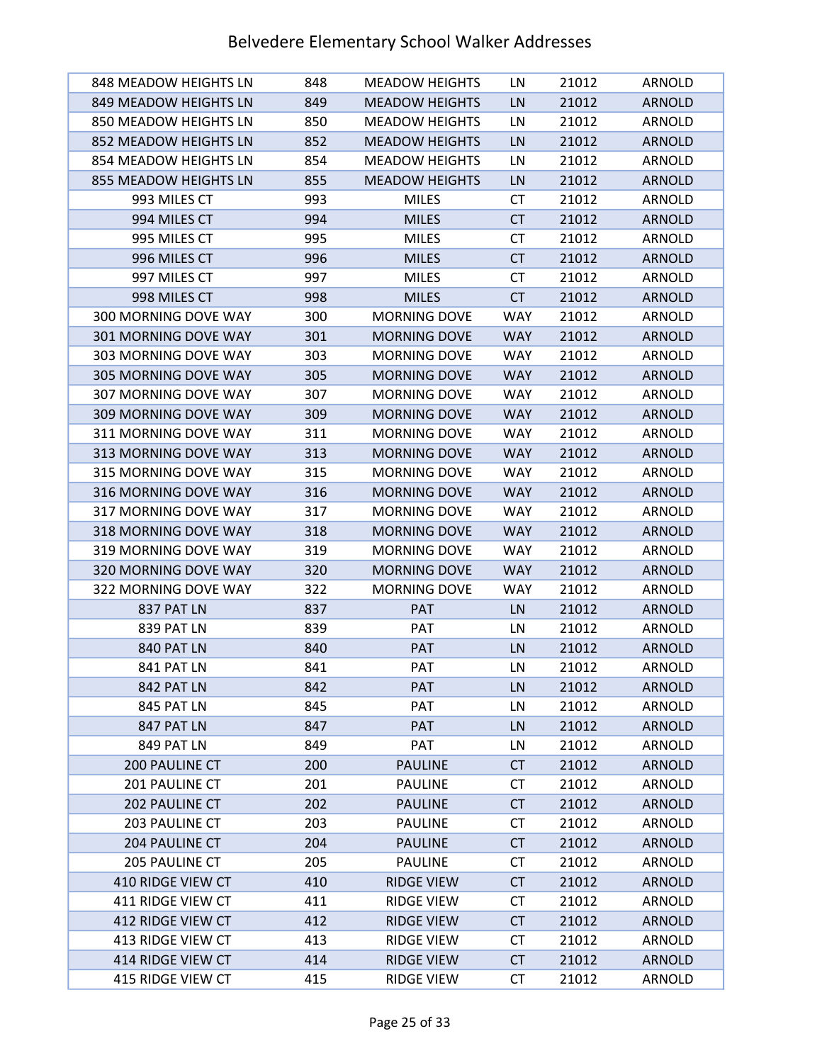# Belvedere Elementary School Walker Addresses

| | | | | | |
|---|---|---|---|---|---|
| 848 MEADOW HEIGHTS LN | 848 | MEADOW HEIGHTS | LN | 21012 | ARNOLD |
| 849 MEADOW HEIGHTS LN | 849 | MEADOW HEIGHTS | LN | 21012 | ARNOLD |
| 850 MEADOW HEIGHTS LN | 850 | MEADOW HEIGHTS | LN | 21012 | ARNOLD |
| 852 MEADOW HEIGHTS LN | 852 | MEADOW HEIGHTS | LN | 21012 | ARNOLD |
| 854 MEADOW HEIGHTS LN | 854 | MEADOW HEIGHTS | LN | 21012 | ARNOLD |
| 855 MEADOW HEIGHTS LN | 855 | MEADOW HEIGHTS | LN | 21012 | ARNOLD |
| 993 MILES CT | 993 | MILES | CT | 21012 | ARNOLD |
| 994 MILES CT | 994 | MILES | CT | 21012 | ARNOLD |
| 995 MILES CT | 995 | MILES | CT | 21012 | ARNOLD |
| 996 MILES CT | 996 | MILES | CT | 21012 | ARNOLD |
| 997 MILES CT | 997 | MILES | CT | 21012 | ARNOLD |
| 998 MILES CT | 998 | MILES | CT | 21012 | ARNOLD |
| 300 MORNING DOVE WAY | 300 | MORNING DOVE | WAY | 21012 | ARNOLD |
| 301 MORNING DOVE WAY | 301 | MORNING DOVE | WAY | 21012 | ARNOLD |
| 303 MORNING DOVE WAY | 303 | MORNING DOVE | WAY | 21012 | ARNOLD |
| 305 MORNING DOVE WAY | 305 | MORNING DOVE | WAY | 21012 | ARNOLD |
| 307 MORNING DOVE WAY | 307 | MORNING DOVE | WAY | 21012 | ARNOLD |
| 309 MORNING DOVE WAY | 309 | MORNING DOVE | WAY | 21012 | ARNOLD |
| 311 MORNING DOVE WAY | 311 | MORNING DOVE | WAY | 21012 | ARNOLD |
| 313 MORNING DOVE WAY | 313 | MORNING DOVE | WAY | 21012 | ARNOLD |
| 315 MORNING DOVE WAY | 315 | MORNING DOVE | WAY | 21012 | ARNOLD |
| 316 MORNING DOVE WAY | 316 | MORNING DOVE | WAY | 21012 | ARNOLD |
| 317 MORNING DOVE WAY | 317 | MORNING DOVE | WAY | 21012 | ARNOLD |
| 318 MORNING DOVE WAY | 318 | MORNING DOVE | WAY | 21012 | ARNOLD |
| 319 MORNING DOVE WAY | 319 | MORNING DOVE | WAY | 21012 | ARNOLD |
| 320 MORNING DOVE WAY | 320 | MORNING DOVE | WAY | 21012 | ARNOLD |
| 322 MORNING DOVE WAY | 322 | MORNING DOVE | WAY | 21012 | ARNOLD |
| 837 PAT LN | 837 | PAT | LN | 21012 | ARNOLD |
| 839 PAT LN | 839 | PAT | LN | 21012 | ARNOLD |
| 840 PAT LN | 840 | PAT | LN | 21012 | ARNOLD |
| 841 PAT LN | 841 | PAT | LN | 21012 | ARNOLD |
| 842 PAT LN | 842 | PAT | LN | 21012 | ARNOLD |
| 845 PAT LN | 845 | PAT | LN | 21012 | ARNOLD |
| 847 PAT LN | 847 | PAT | LN | 21012 | ARNOLD |
| 849 PAT LN | 849 | PAT | LN | 21012 | ARNOLD |
| 200 PAULINE CT | 200 | PAULINE | CT | 21012 | ARNOLD |
| 201 PAULINE CT | 201 | PAULINE | CT | 21012 | ARNOLD |
| 202 PAULINE CT | 202 | PAULINE | CT | 21012 | ARNOLD |
| 203 PAULINE CT | 203 | PAULINE | CT | 21012 | ARNOLD |
| 204 PAULINE CT | 204 | PAULINE | CT | 21012 | ARNOLD |
| 205 PAULINE CT | 205 | PAULINE | CT | 21012 | ARNOLD |
| 410 RIDGE VIEW CT | 410 | RIDGE VIEW | CT | 21012 | ARNOLD |
| 411 RIDGE VIEW CT | 411 | RIDGE VIEW | CT | 21012 | ARNOLD |
| 412 RIDGE VIEW CT | 412 | RIDGE VIEW | CT | 21012 | ARNOLD |
| 413 RIDGE VIEW CT | 413 | RIDGE VIEW | CT | 21012 | ARNOLD |
| 414 RIDGE VIEW CT | 414 | RIDGE VIEW | CT | 21012 | ARNOLD |
| 415 RIDGE VIEW CT | 415 | RIDGE VIEW | CT | 21012 | ARNOLD |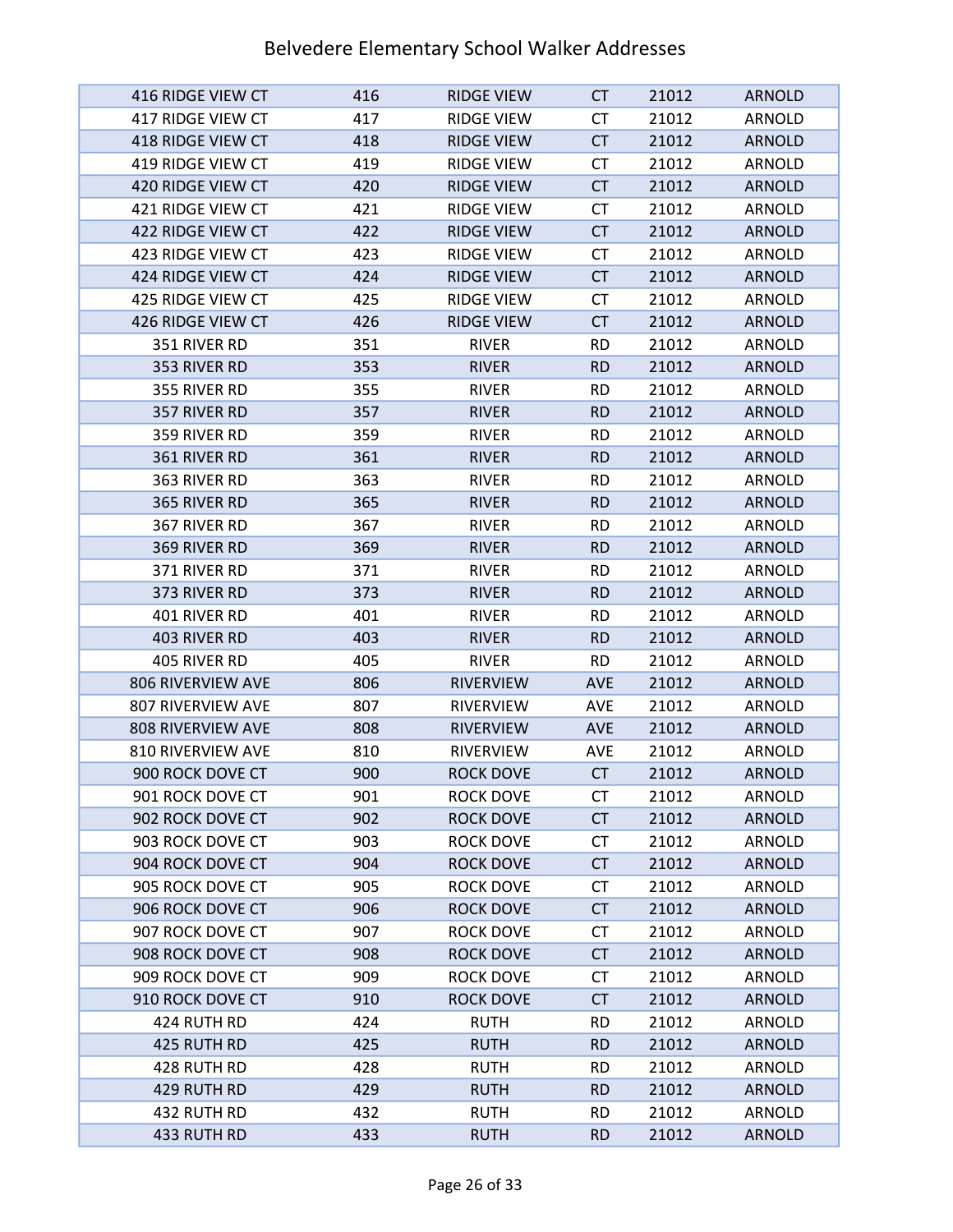# Belvedere Elementary School Walker Addresses

| | | | | | |
|---|---|---|---|---|---|
| 416 RIDGE VIEW CT | 416 | RIDGE VIEW | CT | 21012 | ARNOLD |
| 417 RIDGE VIEW CT | 417 | RIDGE VIEW | CT | 21012 | ARNOLD |
| 418 RIDGE VIEW CT | 418 | RIDGE VIEW | CT | 21012 | ARNOLD |
| 419 RIDGE VIEW CT | 419 | RIDGE VIEW | CT | 21012 | ARNOLD |
| 420 RIDGE VIEW CT | 420 | RIDGE VIEW | CT | 21012 | ARNOLD |
| 421 RIDGE VIEW CT | 421 | RIDGE VIEW | CT | 21012 | ARNOLD |
| 422 RIDGE VIEW CT | 422 | RIDGE VIEW | CT | 21012 | ARNOLD |
| 423 RIDGE VIEW CT | 423 | RIDGE VIEW | CT | 21012 | ARNOLD |
| 424 RIDGE VIEW CT | 424 | RIDGE VIEW | CT | 21012 | ARNOLD |
| 425 RIDGE VIEW CT | 425 | RIDGE VIEW | CT | 21012 | ARNOLD |
| 426 RIDGE VIEW CT | 426 | RIDGE VIEW | CT | 21012 | ARNOLD |
| 351 RIVER RD | 351 | RIVER | RD | 21012 | ARNOLD |
| 353 RIVER RD | 353 | RIVER | RD | 21012 | ARNOLD |
| 355 RIVER RD | 355 | RIVER | RD | 21012 | ARNOLD |
| 357 RIVER RD | 357 | RIVER | RD | 21012 | ARNOLD |
| 359 RIVER RD | 359 | RIVER | RD | 21012 | ARNOLD |
| 361 RIVER RD | 361 | RIVER | RD | 21012 | ARNOLD |
| 363 RIVER RD | 363 | RIVER | RD | 21012 | ARNOLD |
| 365 RIVER RD | 365 | RIVER | RD | 21012 | ARNOLD |
| 367 RIVER RD | 367 | RIVER | RD | 21012 | ARNOLD |
| 369 RIVER RD | 369 | RIVER | RD | 21012 | ARNOLD |
| 371 RIVER RD | 371 | RIVER | RD | 21012 | ARNOLD |
| 373 RIVER RD | 373 | RIVER | RD | 21012 | ARNOLD |
| 401 RIVER RD | 401 | RIVER | RD | 21012 | ARNOLD |
| 403 RIVER RD | 403 | RIVER | RD | 21012 | ARNOLD |
| 405 RIVER RD | 405 | RIVER | RD | 21012 | ARNOLD |
| 806 RIVERVIEW AVE | 806 | RIVERVIEW | AVE | 21012 | ARNOLD |
| 807 RIVERVIEW AVE | 807 | RIVERVIEW | AVE | 21012 | ARNOLD |
| 808 RIVERVIEW AVE | 808 | RIVERVIEW | AVE | 21012 | ARNOLD |
| 810 RIVERVIEW AVE | 810 | RIVERVIEW | AVE | 21012 | ARNOLD |
| 900 ROCK DOVE CT | 900 | ROCK DOVE | CT | 21012 | ARNOLD |
| 901 ROCK DOVE CT | 901 | ROCK DOVE | CT | 21012 | ARNOLD |
| 902 ROCK DOVE CT | 902 | ROCK DOVE | CT | 21012 | ARNOLD |
| 903 ROCK DOVE CT | 903 | ROCK DOVE | CT | 21012 | ARNOLD |
| 904 ROCK DOVE CT | 904 | ROCK DOVE | CT | 21012 | ARNOLD |
| 905 ROCK DOVE CT | 905 | ROCK DOVE | CT | 21012 | ARNOLD |
| 906 ROCK DOVE CT | 906 | ROCK DOVE | CT | 21012 | ARNOLD |
| 907 ROCK DOVE CT | 907 | ROCK DOVE | CT | 21012 | ARNOLD |
| 908 ROCK DOVE CT | 908 | ROCK DOVE | CT | 21012 | ARNOLD |
| 909 ROCK DOVE CT | 909 | ROCK DOVE | CT | 21012 | ARNOLD |
| 910 ROCK DOVE CT | 910 | ROCK DOVE | CT | 21012 | ARNOLD |
| 424 RUTH RD | 424 | RUTH | RD | 21012 | ARNOLD |
| 425 RUTH RD | 425 | RUTH | RD | 21012 | ARNOLD |
| 428 RUTH RD | 428 | RUTH | RD | 21012 | ARNOLD |
| 429 RUTH RD | 429 | RUTH | RD | 21012 | ARNOLD |
| 432 RUTH RD | 432 | RUTH | RD | 21012 | ARNOLD |
| 433 RUTH RD | 433 | RUTH | RD | 21012 | ARNOLD |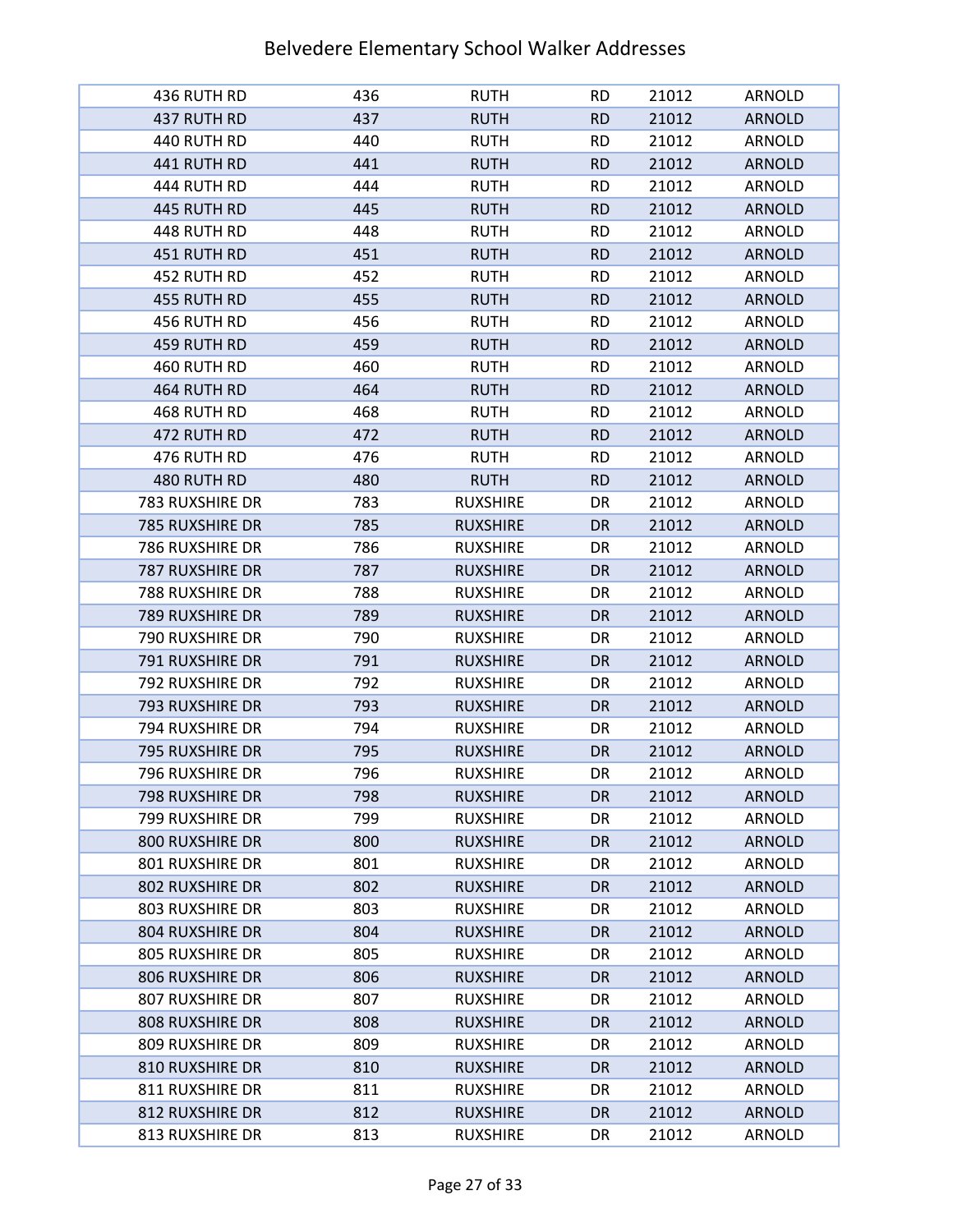# Belvedere Elementary School Walker Addresses

| | | | | | |
|---|---|---|---|---|---|
| 436 RUTH RD | 436 | RUTH | RD | 21012 | ARNOLD |
| 437 RUTH RD | 437 | RUTH | RD | 21012 | ARNOLD |
| 440 RUTH RD | 440 | RUTH | RD | 21012 | ARNOLD |
| 441 RUTH RD | 441 | RUTH | RD | 21012 | ARNOLD |
| 444 RUTH RD | 444 | RUTH | RD | 21012 | ARNOLD |
| 445 RUTH RD | 445 | RUTH | RD | 21012 | ARNOLD |
| 448 RUTH RD | 448 | RUTH | RD | 21012 | ARNOLD |
| 451 RUTH RD | 451 | RUTH | RD | 21012 | ARNOLD |
| 452 RUTH RD | 452 | RUTH | RD | 21012 | ARNOLD |
| 455 RUTH RD | 455 | RUTH | RD | 21012 | ARNOLD |
| 456 RUTH RD | 456 | RUTH | RD | 21012 | ARNOLD |
| 459 RUTH RD | 459 | RUTH | RD | 21012 | ARNOLD |
| 460 RUTH RD | 460 | RUTH | RD | 21012 | ARNOLD |
| 464 RUTH RD | 464 | RUTH | RD | 21012 | ARNOLD |
| 468 RUTH RD | 468 | RUTH | RD | 21012 | ARNOLD |
| 472 RUTH RD | 472 | RUTH | RD | 21012 | ARNOLD |
| 476 RUTH RD | 476 | RUTH | RD | 21012 | ARNOLD |
| 480 RUTH RD | 480 | RUTH | RD | 21012 | ARNOLD |
| 783 RUXSHIRE DR | 783 | RUXSHIRE | DR | 21012 | ARNOLD |
| 785 RUXSHIRE DR | 785 | RUXSHIRE | DR | 21012 | ARNOLD |
| 786 RUXSHIRE DR | 786 | RUXSHIRE | DR | 21012 | ARNOLD |
| 787 RUXSHIRE DR | 787 | RUXSHIRE | DR | 21012 | ARNOLD |
| 788 RUXSHIRE DR | 788 | RUXSHIRE | DR | 21012 | ARNOLD |
| 789 RUXSHIRE DR | 789 | RUXSHIRE | DR | 21012 | ARNOLD |
| 790 RUXSHIRE DR | 790 | RUXSHIRE | DR | 21012 | ARNOLD |
| 791 RUXSHIRE DR | 791 | RUXSHIRE | DR | 21012 | ARNOLD |
| 792 RUXSHIRE DR | 792 | RUXSHIRE | DR | 21012 | ARNOLD |
| 793 RUXSHIRE DR | 793 | RUXSHIRE | DR | 21012 | ARNOLD |
| 794 RUXSHIRE DR | 794 | RUXSHIRE | DR | 21012 | ARNOLD |
| 795 RUXSHIRE DR | 795 | RUXSHIRE | DR | 21012 | ARNOLD |
| 796 RUXSHIRE DR | 796 | RUXSHIRE | DR | 21012 | ARNOLD |
| 798 RUXSHIRE DR | 798 | RUXSHIRE | DR | 21012 | ARNOLD |
| 799 RUXSHIRE DR | 799 | RUXSHIRE | DR | 21012 | ARNOLD |
| 800 RUXSHIRE DR | 800 | RUXSHIRE | DR | 21012 | ARNOLD |
| 801 RUXSHIRE DR | 801 | RUXSHIRE | DR | 21012 | ARNOLD |
| 802 RUXSHIRE DR | 802 | RUXSHIRE | DR | 21012 | ARNOLD |
| 803 RUXSHIRE DR | 803 | RUXSHIRE | DR | 21012 | ARNOLD |
| 804 RUXSHIRE DR | 804 | RUXSHIRE | DR | 21012 | ARNOLD |
| 805 RUXSHIRE DR | 805 | RUXSHIRE | DR | 21012 | ARNOLD |
| 806 RUXSHIRE DR | 806 | RUXSHIRE | DR | 21012 | ARNOLD |
| 807 RUXSHIRE DR | 807 | RUXSHIRE | DR | 21012 | ARNOLD |
| 808 RUXSHIRE DR | 808 | RUXSHIRE | DR | 21012 | ARNOLD |
| 809 RUXSHIRE DR | 809 | RUXSHIRE | DR | 21012 | ARNOLD |
| 810 RUXSHIRE DR | 810 | RUXSHIRE | DR | 21012 | ARNOLD |
| 811 RUXSHIRE DR | 811 | RUXSHIRE | DR | 21012 | ARNOLD |
| 812 RUXSHIRE DR | 812 | RUXSHIRE | DR | 21012 | ARNOLD |
| 813 RUXSHIRE DR | 813 | RUXSHIRE | DR | 21012 | ARNOLD |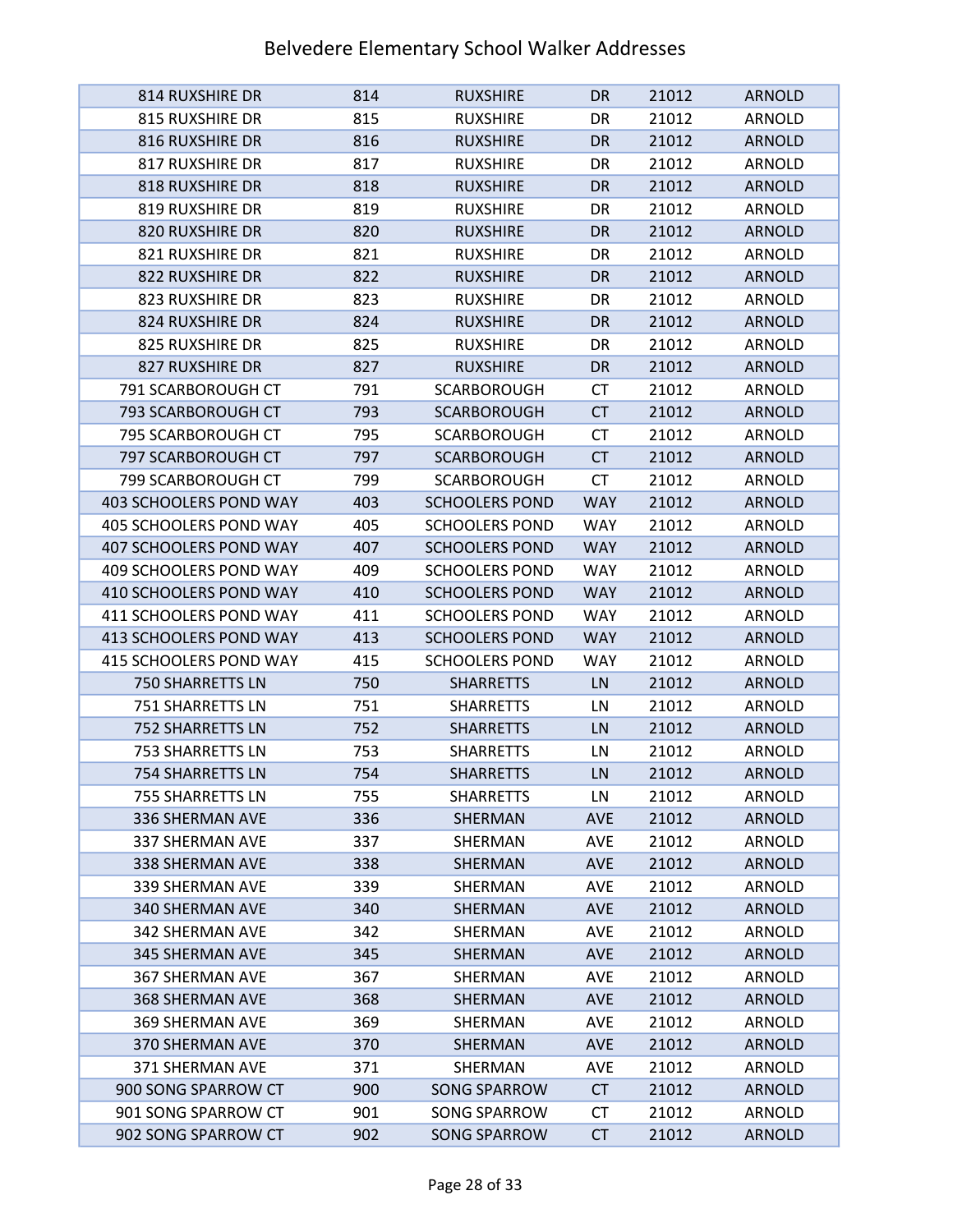# Belvedere Elementary School Walker Addresses

| | | | | | |
|---|---|---|---|---|---|
| 814 RUXSHIRE DR | 814 | RUXSHIRE | DR | 21012 | ARNOLD |
| 815 RUXSHIRE DR | 815 | RUXSHIRE | DR | 21012 | ARNOLD |
| 816 RUXSHIRE DR | 816 | RUXSHIRE | DR | 21012 | ARNOLD |
| 817 RUXSHIRE DR | 817 | RUXSHIRE | DR | 21012 | ARNOLD |
| 818 RUXSHIRE DR | 818 | RUXSHIRE | DR | 21012 | ARNOLD |
| 819 RUXSHIRE DR | 819 | RUXSHIRE | DR | 21012 | ARNOLD |
| 820 RUXSHIRE DR | 820 | RUXSHIRE | DR | 21012 | ARNOLD |
| 821 RUXSHIRE DR | 821 | RUXSHIRE | DR | 21012 | ARNOLD |
| 822 RUXSHIRE DR | 822 | RUXSHIRE | DR | 21012 | ARNOLD |
| 823 RUXSHIRE DR | 823 | RUXSHIRE | DR | 21012 | ARNOLD |
| 824 RUXSHIRE DR | 824 | RUXSHIRE | DR | 21012 | ARNOLD |
| 825 RUXSHIRE DR | 825 | RUXSHIRE | DR | 21012 | ARNOLD |
| 827 RUXSHIRE DR | 827 | RUXSHIRE | DR | 21012 | ARNOLD |
| 791 SCARBOROUGH CT | 791 | SCARBOROUGH | CT | 21012 | ARNOLD |
| 793 SCARBOROUGH CT | 793 | SCARBOROUGH | CT | 21012 | ARNOLD |
| 795 SCARBOROUGH CT | 795 | SCARBOROUGH | CT | 21012 | ARNOLD |
| 797 SCARBOROUGH CT | 797 | SCARBOROUGH | CT | 21012 | ARNOLD |
| 799 SCARBOROUGH CT | 799 | SCARBOROUGH | CT | 21012 | ARNOLD |
| 403 SCHOOLERS POND WAY | 403 | SCHOOLERS POND | WAY | 21012 | ARNOLD |
| 405 SCHOOLERS POND WAY | 405 | SCHOOLERS POND | WAY | 21012 | ARNOLD |
| 407 SCHOOLERS POND WAY | 407 | SCHOOLERS POND | WAY | 21012 | ARNOLD |
| 409 SCHOOLERS POND WAY | 409 | SCHOOLERS POND | WAY | 21012 | ARNOLD |
| 410 SCHOOLERS POND WAY | 410 | SCHOOLERS POND | WAY | 21012 | ARNOLD |
| 411 SCHOOLERS POND WAY | 411 | SCHOOLERS POND | WAY | 21012 | ARNOLD |
| 413 SCHOOLERS POND WAY | 413 | SCHOOLERS POND | WAY | 21012 | ARNOLD |
| 415 SCHOOLERS POND WAY | 415 | SCHOOLERS POND | WAY | 21012 | ARNOLD |
| 750 SHARRETTS LN | 750 | SHARRETTS | LN | 21012 | ARNOLD |
| 751 SHARRETTS LN | 751 | SHARRETTS | LN | 21012 | ARNOLD |
| 752 SHARRETTS LN | 752 | SHARRETTS | LN | 21012 | ARNOLD |
| 753 SHARRETTS LN | 753 | SHARRETTS | LN | 21012 | ARNOLD |
| 754 SHARRETTS LN | 754 | SHARRETTS | LN | 21012 | ARNOLD |
| 755 SHARRETTS LN | 755 | SHARRETTS | LN | 21012 | ARNOLD |
| 336 SHERMAN AVE | 336 | SHERMAN | AVE | 21012 | ARNOLD |
| 337 SHERMAN AVE | 337 | SHERMAN | AVE | 21012 | ARNOLD |
| 338 SHERMAN AVE | 338 | SHERMAN | AVE | 21012 | ARNOLD |
| 339 SHERMAN AVE | 339 | SHERMAN | AVE | 21012 | ARNOLD |
| 340 SHERMAN AVE | 340 | SHERMAN | AVE | 21012 | ARNOLD |
| 342 SHERMAN AVE | 342 | SHERMAN | AVE | 21012 | ARNOLD |
| 345 SHERMAN AVE | 345 | SHERMAN | AVE | 21012 | ARNOLD |
| 367 SHERMAN AVE | 367 | SHERMAN | AVE | 21012 | ARNOLD |
| 368 SHERMAN AVE | 368 | SHERMAN | AVE | 21012 | ARNOLD |
| 369 SHERMAN AVE | 369 | SHERMAN | AVE | 21012 | ARNOLD |
| 370 SHERMAN AVE | 370 | SHERMAN | AVE | 21012 | ARNOLD |
| 371 SHERMAN AVE | 371 | SHERMAN | AVE | 21012 | ARNOLD |
| 900 SONG SPARROW CT | 900 | SONG SPARROW | CT | 21012 | ARNOLD |
| 901 SONG SPARROW CT | 901 | SONG SPARROW | CT | 21012 | ARNOLD |
| 902 SONG SPARROW CT | 902 | SONG SPARROW | CT | 21012 | ARNOLD |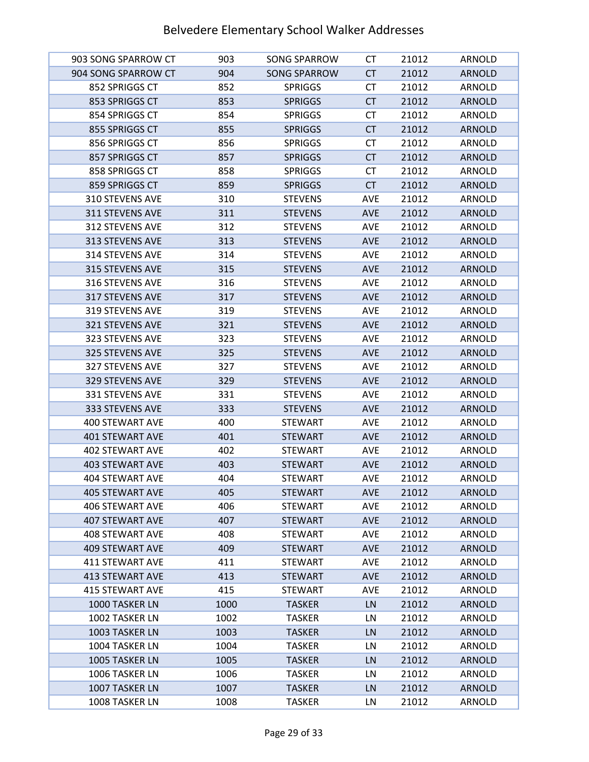# Belvedere Elementary School Walker Addresses

| | | | | | |
|---|---|---|---|---|---|
| 903 SONG SPARROW CT | 903 | SONG SPARROW | CT | 21012 | ARNOLD |
| 904 SONG SPARROW CT | 904 | SONG SPARROW | CT | 21012 | ARNOLD |
| 852 SPRIGGS CT | 852 | SPRIGGS | CT | 21012 | ARNOLD |
| 853 SPRIGGS CT | 853 | SPRIGGS | CT | 21012 | ARNOLD |
| 854 SPRIGGS CT | 854 | SPRIGGS | CT | 21012 | ARNOLD |
| 855 SPRIGGS CT | 855 | SPRIGGS | CT | 21012 | ARNOLD |
| 856 SPRIGGS CT | 856 | SPRIGGS | CT | 21012 | ARNOLD |
| 857 SPRIGGS CT | 857 | SPRIGGS | CT | 21012 | ARNOLD |
| 858 SPRIGGS CT | 858 | SPRIGGS | CT | 21012 | ARNOLD |
| 859 SPRIGGS CT | 859 | SPRIGGS | CT | 21012 | ARNOLD |
| 310 STEVENS AVE | 310 | STEVENS | AVE | 21012 | ARNOLD |
| 311 STEVENS AVE | 311 | STEVENS | AVE | 21012 | ARNOLD |
| 312 STEVENS AVE | 312 | STEVENS | AVE | 21012 | ARNOLD |
| 313 STEVENS AVE | 313 | STEVENS | AVE | 21012 | ARNOLD |
| 314 STEVENS AVE | 314 | STEVENS | AVE | 21012 | ARNOLD |
| 315 STEVENS AVE | 315 | STEVENS | AVE | 21012 | ARNOLD |
| 316 STEVENS AVE | 316 | STEVENS | AVE | 21012 | ARNOLD |
| 317 STEVENS AVE | 317 | STEVENS | AVE | 21012 | ARNOLD |
| 319 STEVENS AVE | 319 | STEVENS | AVE | 21012 | ARNOLD |
| 321 STEVENS AVE | 321 | STEVENS | AVE | 21012 | ARNOLD |
| 323 STEVENS AVE | 323 | STEVENS | AVE | 21012 | ARNOLD |
| 325 STEVENS AVE | 325 | STEVENS | AVE | 21012 | ARNOLD |
| 327 STEVENS AVE | 327 | STEVENS | AVE | 21012 | ARNOLD |
| 329 STEVENS AVE | 329 | STEVENS | AVE | 21012 | ARNOLD |
| 331 STEVENS AVE | 331 | STEVENS | AVE | 21012 | ARNOLD |
| 333 STEVENS AVE | 333 | STEVENS | AVE | 21012 | ARNOLD |
| 400 STEWART AVE | 400 | STEWART | AVE | 21012 | ARNOLD |
| 401 STEWART AVE | 401 | STEWART | AVE | 21012 | ARNOLD |
| 402 STEWART AVE | 402 | STEWART | AVE | 21012 | ARNOLD |
| 403 STEWART AVE | 403 | STEWART | AVE | 21012 | ARNOLD |
| 404 STEWART AVE | 404 | STEWART | AVE | 21012 | ARNOLD |
| 405 STEWART AVE | 405 | STEWART | AVE | 21012 | ARNOLD |
| 406 STEWART AVE | 406 | STEWART | AVE | 21012 | ARNOLD |
| 407 STEWART AVE | 407 | STEWART | AVE | 21012 | ARNOLD |
| 408 STEWART AVE | 408 | STEWART | AVE | 21012 | ARNOLD |
| 409 STEWART AVE | 409 | STEWART | AVE | 21012 | ARNOLD |
| 411 STEWART AVE | 411 | STEWART | AVE | 21012 | ARNOLD |
| 413 STEWART AVE | 413 | STEWART | AVE | 21012 | ARNOLD |
| 415 STEWART AVE | 415 | STEWART | AVE | 21012 | ARNOLD |
| 1000 TASKER LN | 1000 | TASKER | LN | 21012 | ARNOLD |
| 1002 TASKER LN | 1002 | TASKER | LN | 21012 | ARNOLD |
| 1003 TASKER LN | 1003 | TASKER | LN | 21012 | ARNOLD |
| 1004 TASKER LN | 1004 | TASKER | LN | 21012 | ARNOLD |
| 1005 TASKER LN | 1005 | TASKER | LN | 21012 | ARNOLD |
| 1006 TASKER LN | 1006 | TASKER | LN | 21012 | ARNOLD |
| 1007 TASKER LN | 1007 | TASKER | LN | 21012 | ARNOLD |
| 1008 TASKER LN | 1008 | TASKER | LN | 21012 | ARNOLD |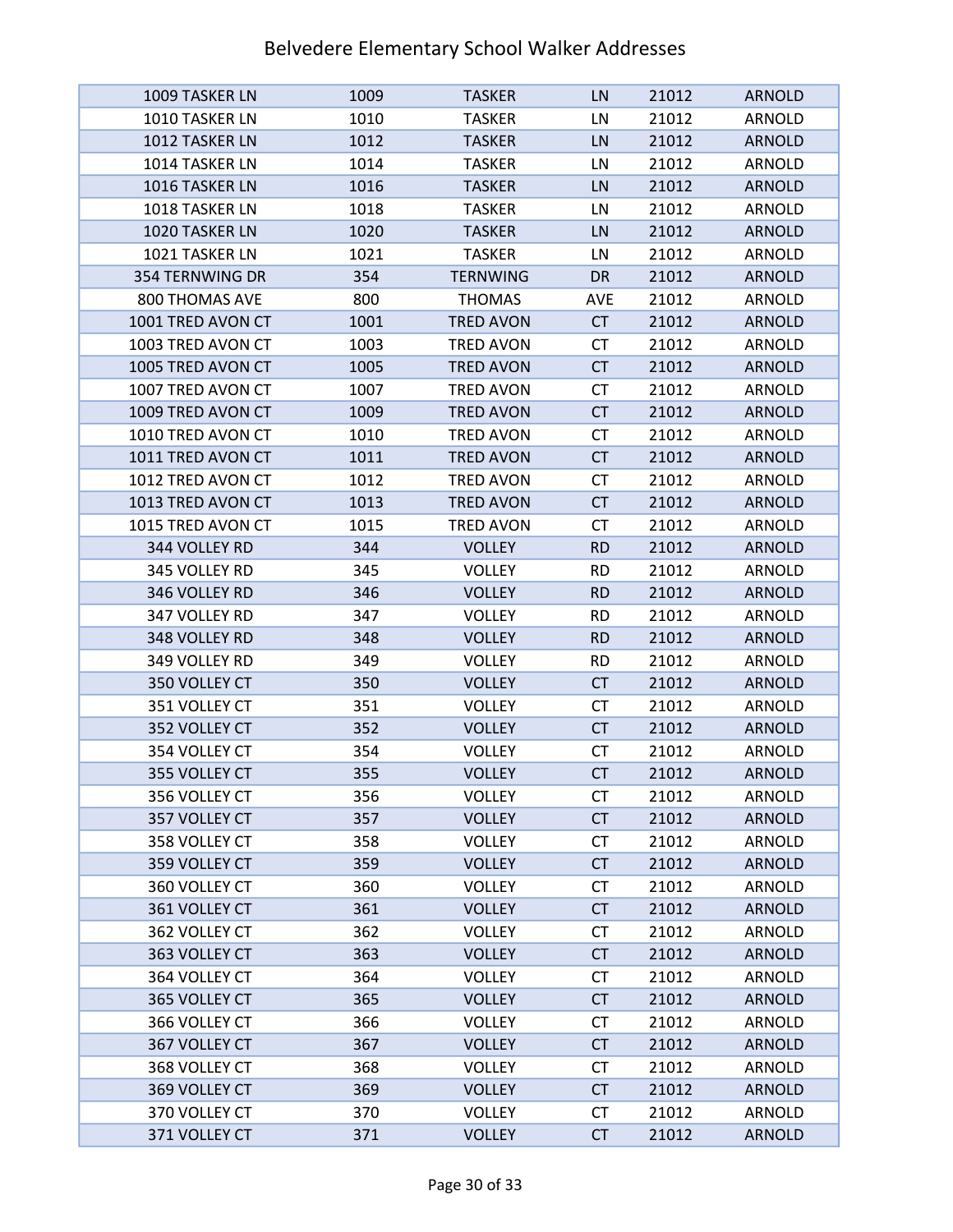# Belvedere Elementary School Walker Addresses

| | | | | | |
|---|---|---|---|---|---|
| 1009 TASKER LN | 1009 | TASKER | LN | 21012 | ARNOLD |
| 1010 TASKER LN | 1010 | TASKER | LN | 21012 | ARNOLD |
| 1012 TASKER LN | 1012 | TASKER | LN | 21012 | ARNOLD |
| 1014 TASKER LN | 1014 | TASKER | LN | 21012 | ARNOLD |
| 1016 TASKER LN | 1016 | TASKER | LN | 21012 | ARNOLD |
| 1018 TASKER LN | 1018 | TASKER | LN | 21012 | ARNOLD |
| 1020 TASKER LN | 1020 | TASKER | LN | 21012 | ARNOLD |
| 1021 TASKER LN | 1021 | TASKER | LN | 21012 | ARNOLD |
| 354 TERNWING DR | 354 | TERNWING | DR | 21012 | ARNOLD |
| 800 THOMAS AVE | 800 | THOMAS | AVE | 21012 | ARNOLD |
| 1001 TRED AVON CT | 1001 | TRED AVON | CT | 21012 | ARNOLD |
| 1003 TRED AVON CT | 1003 | TRED AVON | CT | 21012 | ARNOLD |
| 1005 TRED AVON CT | 1005 | TRED AVON | CT | 21012 | ARNOLD |
| 1007 TRED AVON CT | 1007 | TRED AVON | CT | 21012 | ARNOLD |
| 1009 TRED AVON CT | 1009 | TRED AVON | CT | 21012 | ARNOLD |
| 1010 TRED AVON CT | 1010 | TRED AVON | CT | 21012 | ARNOLD |
| 1011 TRED AVON CT | 1011 | TRED AVON | CT | 21012 | ARNOLD |
| 1012 TRED AVON CT | 1012 | TRED AVON | CT | 21012 | ARNOLD |
| 1013 TRED AVON CT | 1013 | TRED AVON | CT | 21012 | ARNOLD |
| 1015 TRED AVON CT | 1015 | TRED AVON | CT | 21012 | ARNOLD |
| 344 VOLLEY RD | 344 | VOLLEY | RD | 21012 | ARNOLD |
| 345 VOLLEY RD | 345 | VOLLEY | RD | 21012 | ARNOLD |
| 346 VOLLEY RD | 346 | VOLLEY | RD | 21012 | ARNOLD |
| 347 VOLLEY RD | 347 | VOLLEY | RD | 21012 | ARNOLD |
| 348 VOLLEY RD | 348 | VOLLEY | RD | 21012 | ARNOLD |
| 349 VOLLEY RD | 349 | VOLLEY | RD | 21012 | ARNOLD |
| 350 VOLLEY CT | 350 | VOLLEY | CT | 21012 | ARNOLD |
| 351 VOLLEY CT | 351 | VOLLEY | CT | 21012 | ARNOLD |
| 352 VOLLEY CT | 352 | VOLLEY | CT | 21012 | ARNOLD |
| 354 VOLLEY CT | 354 | VOLLEY | CT | 21012 | ARNOLD |
| 355 VOLLEY CT | 355 | VOLLEY | CT | 21012 | ARNOLD |
| 356 VOLLEY CT | 356 | VOLLEY | CT | 21012 | ARNOLD |
| 357 VOLLEY CT | 357 | VOLLEY | CT | 21012 | ARNOLD |
| 358 VOLLEY CT | 358 | VOLLEY | CT | 21012 | ARNOLD |
| 359 VOLLEY CT | 359 | VOLLEY | CT | 21012 | ARNOLD |
| 360 VOLLEY CT | 360 | VOLLEY | CT | 21012 | ARNOLD |
| 361 VOLLEY CT | 361 | VOLLEY | CT | 21012 | ARNOLD |
| 362 VOLLEY CT | 362 | VOLLEY | CT | 21012 | ARNOLD |
| 363 VOLLEY CT | 363 | VOLLEY | CT | 21012 | ARNOLD |
| 364 VOLLEY CT | 364 | VOLLEY | CT | 21012 | ARNOLD |
| 365 VOLLEY CT | 365 | VOLLEY | CT | 21012 | ARNOLD |
| 366 VOLLEY CT | 366 | VOLLEY | CT | 21012 | ARNOLD |
| 367 VOLLEY CT | 367 | VOLLEY | CT | 21012 | ARNOLD |
| 368 VOLLEY CT | 368 | VOLLEY | CT | 21012 | ARNOLD |
| 369 VOLLEY CT | 369 | VOLLEY | CT | 21012 | ARNOLD |
| 370 VOLLEY CT | 370 | VOLLEY | CT | 21012 | ARNOLD |
| 371 VOLLEY CT | 371 | VOLLEY | CT | 21012 | ARNOLD |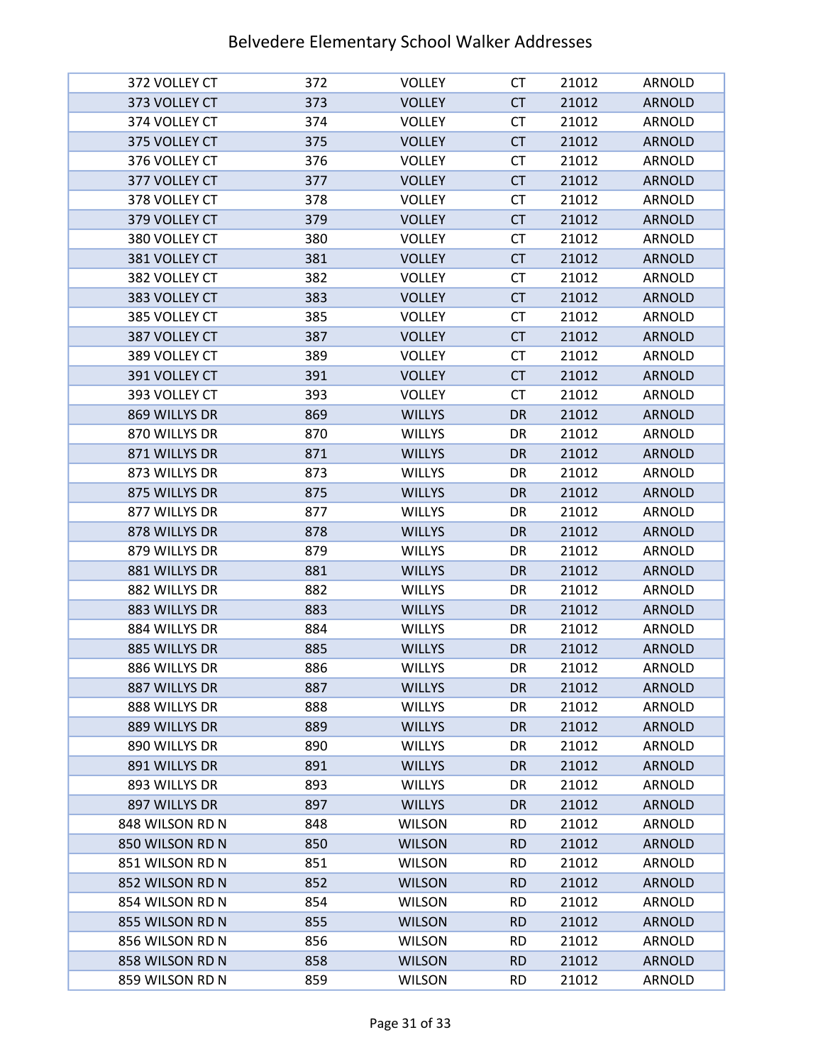# Belvedere Elementary School Walker Addresses

| | | | | | |
|---|---|---|---|---|---|
| 372 VOLLEY CT | 372 | VOLLEY | CT | 21012 | ARNOLD |
| 373 VOLLEY CT | 373 | VOLLEY | CT | 21012 | ARNOLD |
| 374 VOLLEY CT | 374 | VOLLEY | CT | 21012 | ARNOLD |
| 375 VOLLEY CT | 375 | VOLLEY | CT | 21012 | ARNOLD |
| 376 VOLLEY CT | 376 | VOLLEY | CT | 21012 | ARNOLD |
| 377 VOLLEY CT | 377 | VOLLEY | CT | 21012 | ARNOLD |
| 378 VOLLEY CT | 378 | VOLLEY | CT | 21012 | ARNOLD |
| 379 VOLLEY CT | 379 | VOLLEY | CT | 21012 | ARNOLD |
| 380 VOLLEY CT | 380 | VOLLEY | CT | 21012 | ARNOLD |
| 381 VOLLEY CT | 381 | VOLLEY | CT | 21012 | ARNOLD |
| 382 VOLLEY CT | 382 | VOLLEY | CT | 21012 | ARNOLD |
| 383 VOLLEY CT | 383 | VOLLEY | CT | 21012 | ARNOLD |
| 385 VOLLEY CT | 385 | VOLLEY | CT | 21012 | ARNOLD |
| 387 VOLLEY CT | 387 | VOLLEY | CT | 21012 | ARNOLD |
| 389 VOLLEY CT | 389 | VOLLEY | CT | 21012 | ARNOLD |
| 391 VOLLEY CT | 391 | VOLLEY | CT | 21012 | ARNOLD |
| 393 VOLLEY CT | 393 | VOLLEY | CT | 21012 | ARNOLD |
| 869 WILLYS DR | 869 | WILLYS | DR | 21012 | ARNOLD |
| 870 WILLYS DR | 870 | WILLYS | DR | 21012 | ARNOLD |
| 871 WILLYS DR | 871 | WILLYS | DR | 21012 | ARNOLD |
| 873 WILLYS DR | 873 | WILLYS | DR | 21012 | ARNOLD |
| 875 WILLYS DR | 875 | WILLYS | DR | 21012 | ARNOLD |
| 877 WILLYS DR | 877 | WILLYS | DR | 21012 | ARNOLD |
| 878 WILLYS DR | 878 | WILLYS | DR | 21012 | ARNOLD |
| 879 WILLYS DR | 879 | WILLYS | DR | 21012 | ARNOLD |
| 881 WILLYS DR | 881 | WILLYS | DR | 21012 | ARNOLD |
| 882 WILLYS DR | 882 | WILLYS | DR | 21012 | ARNOLD |
| 883 WILLYS DR | 883 | WILLYS | DR | 21012 | ARNOLD |
| 884 WILLYS DR | 884 | WILLYS | DR | 21012 | ARNOLD |
| 885 WILLYS DR | 885 | WILLYS | DR | 21012 | ARNOLD |
| 886 WILLYS DR | 886 | WILLYS | DR | 21012 | ARNOLD |
| 887 WILLYS DR | 887 | WILLYS | DR | 21012 | ARNOLD |
| 888 WILLYS DR | 888 | WILLYS | DR | 21012 | ARNOLD |
| 889 WILLYS DR | 889 | WILLYS | DR | 21012 | ARNOLD |
| 890 WILLYS DR | 890 | WILLYS | DR | 21012 | ARNOLD |
| 891 WILLYS DR | 891 | WILLYS | DR | 21012 | ARNOLD |
| 893 WILLYS DR | 893 | WILLYS | DR | 21012 | ARNOLD |
| 897 WILLYS DR | 897 | WILLYS | DR | 21012 | ARNOLD |
| 848 WILSON RD N | 848 | WILSON | RD | 21012 | ARNOLD |
| 850 WILSON RD N | 850 | WILSON | RD | 21012 | ARNOLD |
| 851 WILSON RD N | 851 | WILSON | RD | 21012 | ARNOLD |
| 852 WILSON RD N | 852 | WILSON | RD | 21012 | ARNOLD |
| 854 WILSON RD N | 854 | WILSON | RD | 21012 | ARNOLD |
| 855 WILSON RD N | 855 | WILSON | RD | 21012 | ARNOLD |
| 856 WILSON RD N | 856 | WILSON | RD | 21012 | ARNOLD |
| 858 WILSON RD N | 858 | WILSON | RD | 21012 | ARNOLD |
| 859 WILSON RD N | 859 | WILSON | RD | 21012 | ARNOLD |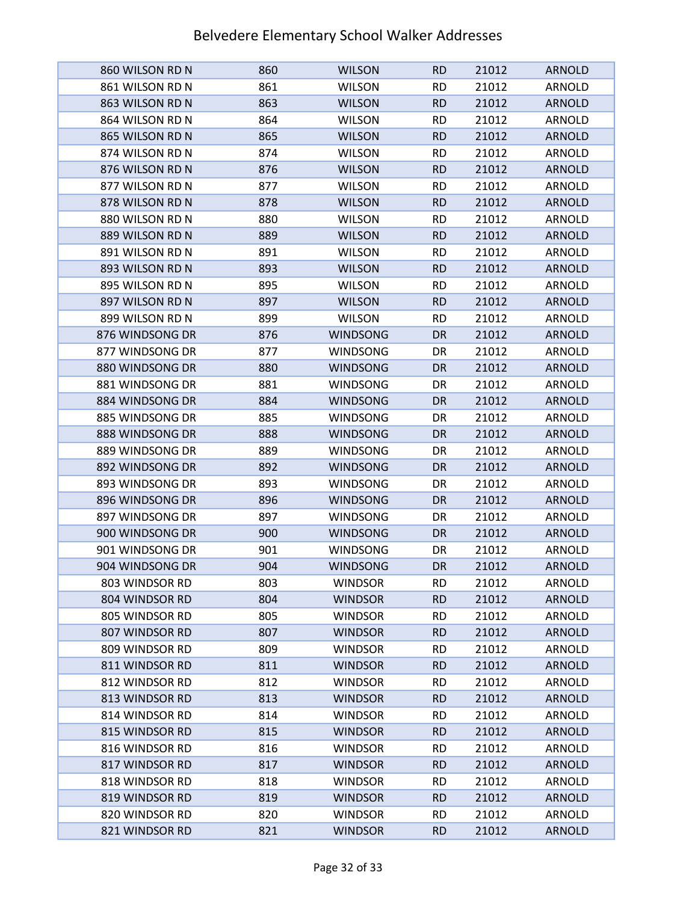| | | | | | |
|---|---|---|---|---|---|
| 860 WILSON RD N | 860 | WILSON | RD | 21012 | ARNOLD |
| 861 WILSON RD N | 861 | WILSON | RD | 21012 | ARNOLD |
| 863 WILSON RD N | 863 | WILSON | RD | 21012 | ARNOLD |
| 864 WILSON RD N | 864 | WILSON | RD | 21012 | ARNOLD |
| 865 WILSON RD N | 865 | WILSON | RD | 21012 | ARNOLD |
| 874 WILSON RD N | 874 | WILSON | RD | 21012 | ARNOLD |
| 876 WILSON RD N | 876 | WILSON | RD | 21012 | ARNOLD |
| 877 WILSON RD N | 877 | WILSON | RD | 21012 | ARNOLD |
| 878 WILSON RD N | 878 | WILSON | RD | 21012 | ARNOLD |
| 880 WILSON RD N | 880 | WILSON | RD | 21012 | ARNOLD |
| 889 WILSON RD N | 889 | WILSON | RD | 21012 | ARNOLD |
| 891 WILSON RD N | 891 | WILSON | RD | 21012 | ARNOLD |
| 893 WILSON RD N | 893 | WILSON | RD | 21012 | ARNOLD |
| 895 WILSON RD N | 895 | WILSON | RD | 21012 | ARNOLD |
| 897 WILSON RD N | 897 | WILSON | RD | 21012 | ARNOLD |
| 899 WILSON RD N | 899 | WILSON | RD | 21012 | ARNOLD |
| 876 WINDSONG DR | 876 | WINDSONG | DR | 21012 | ARNOLD |
| 877 WINDSONG DR | 877 | WINDSONG | DR | 21012 | ARNOLD |
| 880 WINDSONG DR | 880 | WINDSONG | DR | 21012 | ARNOLD |
| 881 WINDSONG DR | 881 | WINDSONG | DR | 21012 | ARNOLD |
| 884 WINDSONG DR | 884 | WINDSONG | DR | 21012 | ARNOLD |
| 885 WINDSONG DR | 885 | WINDSONG | DR | 21012 | ARNOLD |
| 888 WINDSONG DR | 888 | WINDSONG | DR | 21012 | ARNOLD |
| 889 WINDSONG DR | 889 | WINDSONG | DR | 21012 | ARNOLD |
| 892 WINDSONG DR | 892 | WINDSONG | DR | 21012 | ARNOLD |
| 893 WINDSONG DR | 893 | WINDSONG | DR | 21012 | ARNOLD |
| 896 WINDSONG DR | 896 | WINDSONG | DR | 21012 | ARNOLD |
| 897 WINDSONG DR | 897 | WINDSONG | DR | 21012 | ARNOLD |
| 900 WINDSONG DR | 900 | WINDSONG | DR | 21012 | ARNOLD |
| 901 WINDSONG DR | 901 | WINDSONG | DR | 21012 | ARNOLD |
| 904 WINDSONG DR | 904 | WINDSONG | DR | 21012 | ARNOLD |
| 803 WINDSOR RD | 803 | WINDSOR | RD | 21012 | ARNOLD |
| 804 WINDSOR RD | 804 | WINDSOR | RD | 21012 | ARNOLD |
| 805 WINDSOR RD | 805 | WINDSOR | RD | 21012 | ARNOLD |
| 807 WINDSOR RD | 807 | WINDSOR | RD | 21012 | ARNOLD |
| 809 WINDSOR RD | 809 | WINDSOR | RD | 21012 | ARNOLD |
| 811 WINDSOR RD | 811 | WINDSOR | RD | 21012 | ARNOLD |
| 812 WINDSOR RD | 812 | WINDSOR | RD | 21012 | ARNOLD |
| 813 WINDSOR RD | 813 | WINDSOR | RD | 21012 | ARNOLD |
| 814 WINDSOR RD | 814 | WINDSOR | RD | 21012 | ARNOLD |
| 815 WINDSOR RD | 815 | WINDSOR | RD | 21012 | ARNOLD |
| 816 WINDSOR RD | 816 | WINDSOR | RD | 21012 | ARNOLD |
| 817 WINDSOR RD | 817 | WINDSOR | RD | 21012 | ARNOLD |
| 818 WINDSOR RD | 818 | WINDSOR | RD | 21012 | ARNOLD |
| 819 WINDSOR RD | 819 | WINDSOR | RD | 21012 | ARNOLD |
| 820 WINDSOR RD | 820 | WINDSOR | RD | 21012 | ARNOLD |
| 821 WINDSOR RD | 821 | WINDSOR | RD | 21012 | ARNOLD |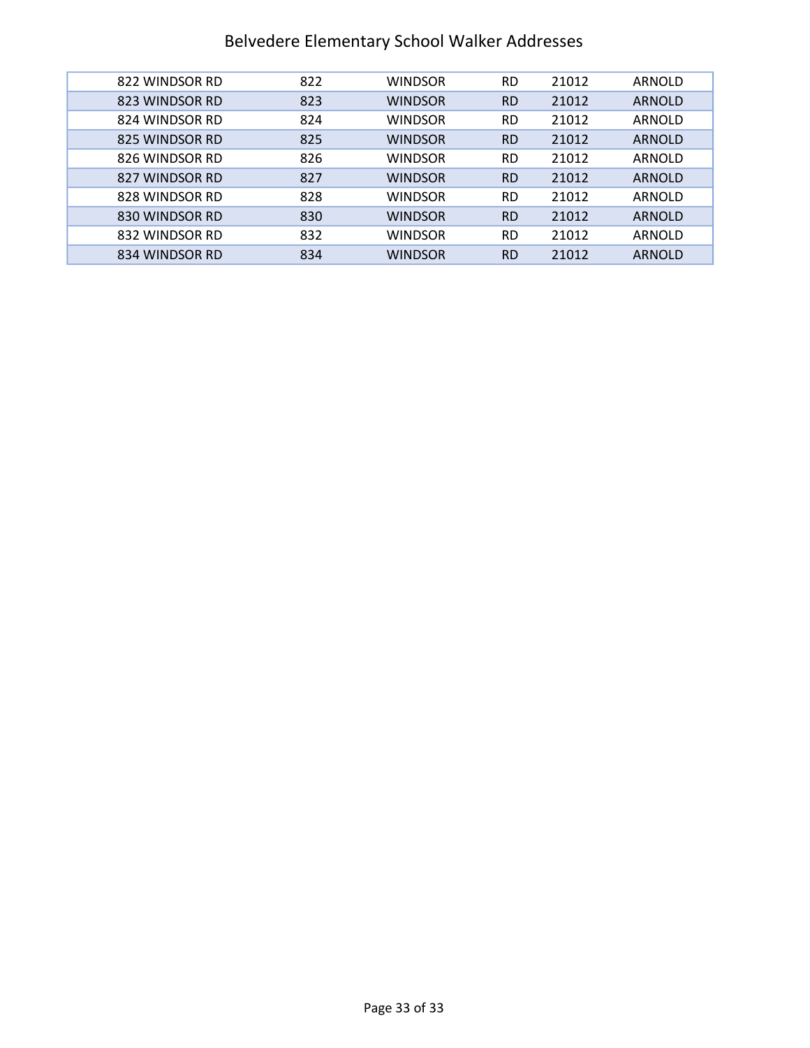# Belvedere Elementary School Walker Addresses

| | | | | | |
|---|---|---|---|---|---|
| 822 WINDSOR RD | 822 | WINDSOR | RD | 21012 | ARNOLD |
| 823 WINDSOR RD | 823 | WINDSOR | RD | 21012 | ARNOLD |
| 824 WINDSOR RD | 824 | WINDSOR | RD | 21012 | ARNOLD |
| 825 WINDSOR RD | 825 | WINDSOR | RD | 21012 | ARNOLD |
| 826 WINDSOR RD | 826 | WINDSOR | RD | 21012 | ARNOLD |
| 827 WINDSOR RD | 827 | WINDSOR | RD | 21012 | ARNOLD |
| 828 WINDSOR RD | 828 | WINDSOR | RD | 21012 | ARNOLD |
| 830 WINDSOR RD | 830 | WINDSOR | RD | 21012 | ARNOLD |
| 832 WINDSOR RD | 832 | WINDSOR | RD | 21012 | ARNOLD |
| 834 WINDSOR RD | 834 | WINDSOR | RD | 21012 | ARNOLD |